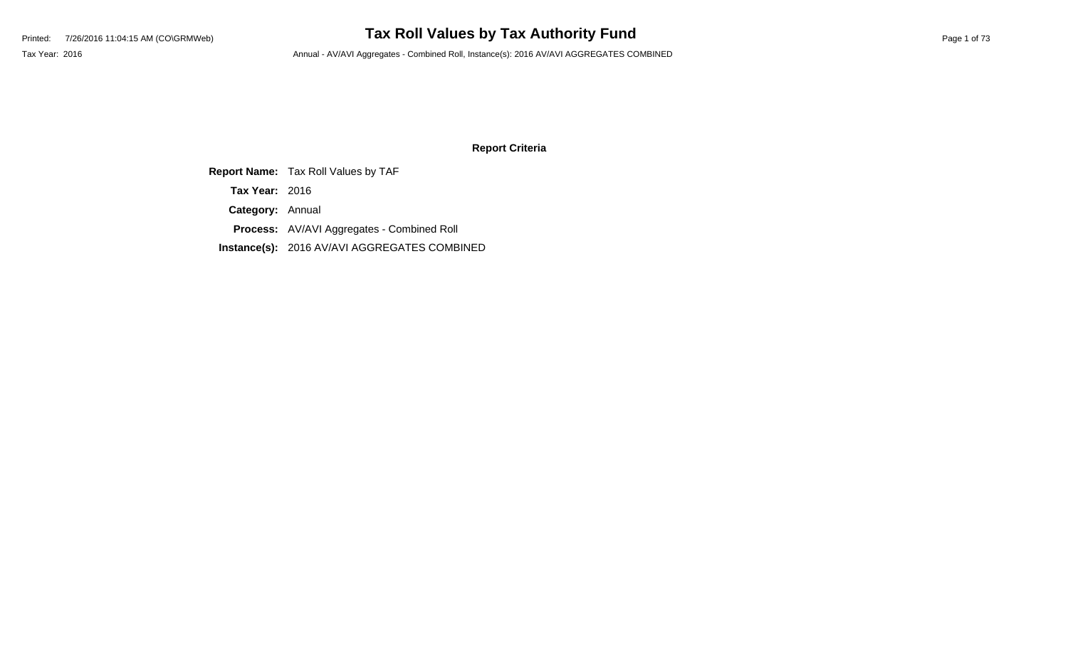# Tax Roll Values by Tax Authority Fund

Printed: 7/26/2016 11:04:15 AM (CO\GRMWeb)

Tax Year: 2016

Annual - AV/AVI Aggregates - Combined Roll, Instance(s): 2016 AV/AVI AGGREGATES COMBINED

## Report Criteria

**Report Name:** Tax Roll Values by TAF

**Tax Year:** 2016

**Category:** Annual

**Process:** AV/AVI Aggregates - Combined Roll

**Instance(s):** 2016 AV/AVI AGGREGATES COMBINED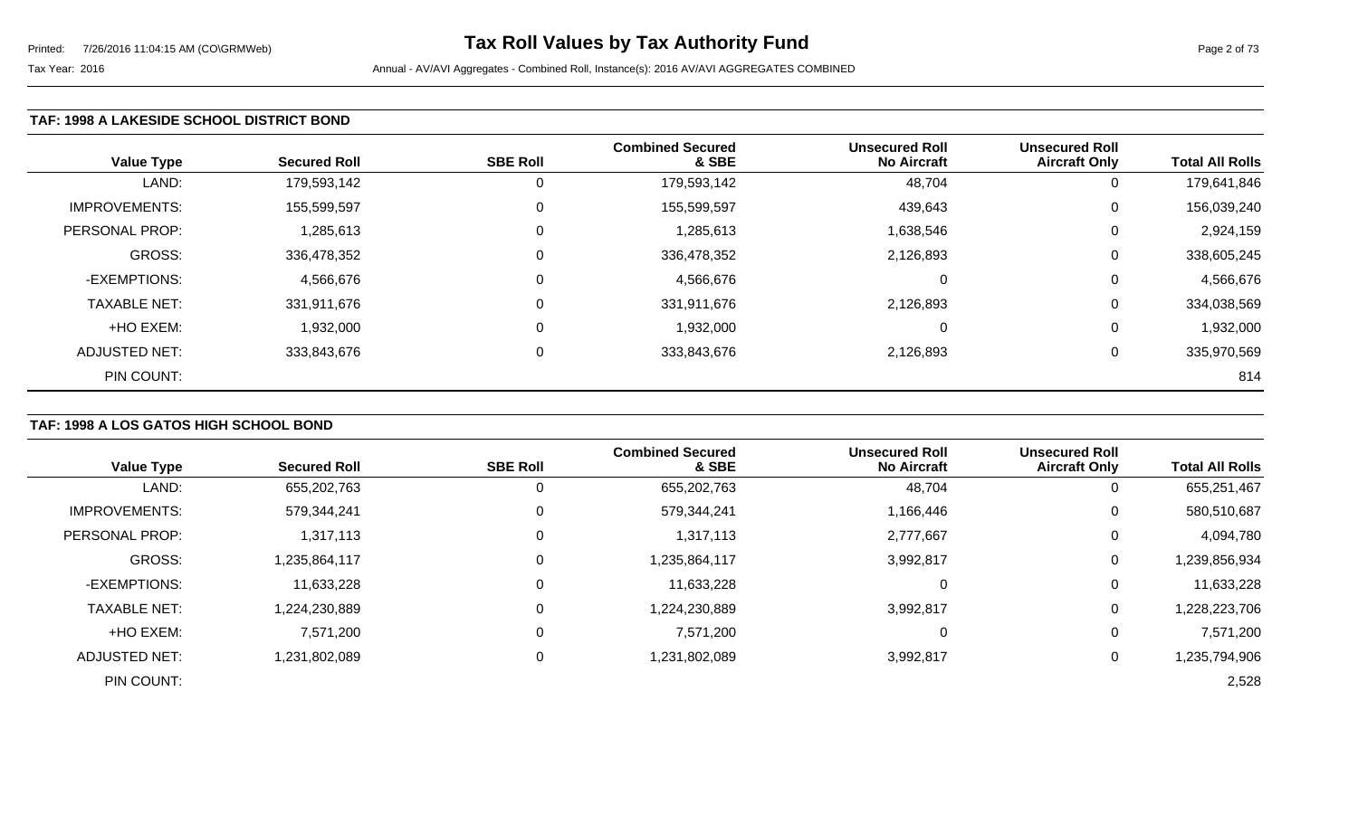### TAF: 1998 A LAKESIDE SCHOOL DISTRICT BOND

| Value Type | Secured Roll | SBE Roll | Combined Secured & SBE | Unsecured Roll No Aircraft | Unsecured Roll Aircraft Only | Total All Rolls |
|---|---|---|---|---|---|---|
| LAND: | 179,593,142 | 0 | 179,593,142 | 48,704 | 0 | 179,641,846 |
| IMPROVEMENTS: | 155,599,597 | 0 | 155,599,597 | 439,643 | 0 | 156,039,240 |
| PERSONAL PROP: | 1,285,613 | 0 | 1,285,613 | 1,638,546 | 0 | 2,924,159 |
| GROSS: | 336,478,352 | 0 | 336,478,352 | 2,126,893 | 0 | 338,605,245 |
| -EXEMPTIONS: | 4,566,676 | 0 | 4,566,676 | 0 | 0 | 4,566,676 |
| TAXABLE NET: | 331,911,676 | 0 | 331,911,676 | 2,126,893 | 0 | 334,038,569 |
| +HO EXEM: | 1,932,000 | 0 | 1,932,000 | 0 | 0 | 1,932,000 |
| ADJUSTED NET: | 333,843,676 | 0 | 333,843,676 | 2,126,893 | 0 | 335,970,569 |
| PIN COUNT: | | | | | | 814 |

### TAF: 1998 A LOS GATOS HIGH SCHOOL BOND

| Value Type | Secured Roll | SBE Roll | Combined Secured & SBE | Unsecured Roll No Aircraft | Unsecured Roll Aircraft Only | Total All Rolls |
|---|---|---|---|---|---|---|
| LAND: | 655,202,763 | 0 | 655,202,763 | 48,704 | 0 | 655,251,467 |
| IMPROVEMENTS: | 579,344,241 | 0 | 579,344,241 | 1,166,446 | 0 | 580,510,687 |
| PERSONAL PROP: | 1,317,113 | 0 | 1,317,113 | 2,777,667 | 0 | 4,094,780 |
| GROSS: | 1,235,864,117 | 0 | 1,235,864,117 | 3,992,817 | 0 | 1,239,856,934 |
| -EXEMPTIONS: | 11,633,228 | 0 | 11,633,228 | 0 | 0 | 11,633,228 |
| TAXABLE NET: | 1,224,230,889 | 0 | 1,224,230,889 | 3,992,817 | 0 | 1,228,223,706 |
| +HO EXEM: | 7,571,200 | 0 | 7,571,200 | 0 | 0 | 7,571,200 |
| ADJUSTED NET: | 1,231,802,089 | 0 | 1,231,802,089 | 3,992,817 | 0 | 1,235,794,906 |
| PIN COUNT: | | | | | | 2,528 |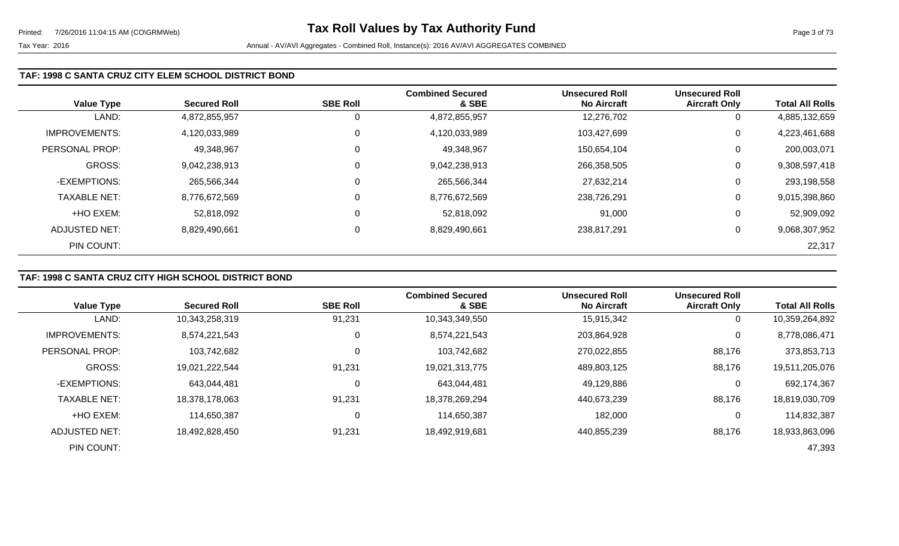Tax Roll Values by Tax Authority Fund

Tax Year: 2016

Annual - AV/AVI Aggregates - Combined Roll, Instance(s): 2016 AV/AVI AGGREGATES COMBINED

### TAF: 1998 C SANTA CRUZ CITY ELEM SCHOOL DISTRICT BOND

| Value Type | Secured Roll | SBE Roll | Combined Secured & SBE | Unsecured Roll No Aircraft | Unsecured Roll Aircraft Only | Total All Rolls |
|---|---|---|---|---|---|---|
| LAND: | 4,872,855,957 | 0 | 4,872,855,957 | 12,276,702 | 0 | 4,885,132,659 |
| IMPROVEMENTS: | 4,120,033,989 | 0 | 4,120,033,989 | 103,427,699 | 0 | 4,223,461,688 |
| PERSONAL PROP: | 49,348,967 | 0 | 49,348,967 | 150,654,104 | 0 | 200,003,071 |
| GROSS: | 9,042,238,913 | 0 | 9,042,238,913 | 266,358,505 | 0 | 9,308,597,418 |
| -EXEMPTIONS: | 265,566,344 | 0 | 265,566,344 | 27,632,214 | 0 | 293,198,558 |
| TAXABLE NET: | 8,776,672,569 | 0 | 8,776,672,569 | 238,726,291 | 0 | 9,015,398,860 |
| +HO EXEM: | 52,818,092 | 0 | 52,818,092 | 91,000 | 0 | 52,909,092 |
| ADJUSTED NET: | 8,829,490,661 | 0 | 8,829,490,661 | 238,817,291 | 0 | 9,068,307,952 |
| PIN COUNT: | | | | | | 22,317 |

### TAF: 1998 C SANTA CRUZ CITY HIGH SCHOOL DISTRICT BOND

| Value Type | Secured Roll | SBE Roll | Combined Secured & SBE | Unsecured Roll No Aircraft | Unsecured Roll Aircraft Only | Total All Rolls |
|---|---|---|---|---|---|---|
| LAND: | 10,343,258,319 | 91,231 | 10,343,349,550 | 15,915,342 | 0 | 10,359,264,892 |
| IMPROVEMENTS: | 8,574,221,543 | 0 | 8,574,221,543 | 203,864,928 | 0 | 8,778,086,471 |
| PERSONAL PROP: | 103,742,682 | 0 | 103,742,682 | 270,022,855 | 88,176 | 373,853,713 |
| GROSS: | 19,021,222,544 | 91,231 | 19,021,313,775 | 489,803,125 | 88,176 | 19,511,205,076 |
| -EXEMPTIONS: | 643,044,481 | 0 | 643,044,481 | 49,129,886 | 0 | 692,174,367 |
| TAXABLE NET: | 18,378,178,063 | 91,231 | 18,378,269,294 | 440,673,239 | 88,176 | 18,819,030,709 |
| +HO EXEM: | 114,650,387 | 0 | 114,650,387 | 182,000 | 0 | 114,832,387 |
| ADJUSTED NET: | 18,492,828,450 | 91,231 | 18,492,919,681 | 440,855,239 | 88,176 | 18,933,863,096 |
| PIN COUNT: | | | | | | 47,393 |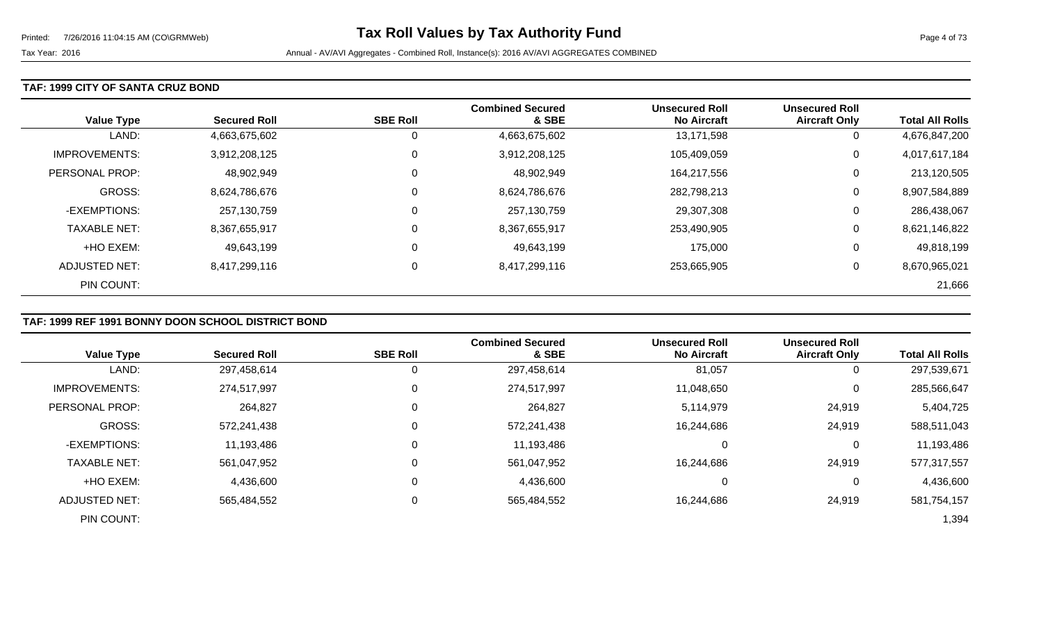## TAF: 1999 CITY OF SANTA CRUZ BOND

| Value Type | Secured Roll | SBE Roll | Combined Secured & SBE | Unsecured Roll No Aircraft | Unsecured Roll Aircraft Only | Total All Rolls |
|---|---|---|---|---|---|---|
| LAND: | 4,663,675,602 | 0 | 4,663,675,602 | 13,171,598 | 0 | 4,676,847,200 |
| IMPROVEMENTS: | 3,912,208,125 | 0 | 3,912,208,125 | 105,409,059 | 0 | 4,017,617,184 |
| PERSONAL PROP: | 48,902,949 | 0 | 48,902,949 | 164,217,556 | 0 | 213,120,505 |
| GROSS: | 8,624,786,676 | 0 | 8,624,786,676 | 282,798,213 | 0 | 8,907,584,889 |
| -EXEMPTIONS: | 257,130,759 | 0 | 257,130,759 | 29,307,308 | 0 | 286,438,067 |
| TAXABLE NET: | 8,367,655,917 | 0 | 8,367,655,917 | 253,490,905 | 0 | 8,621,146,822 |
| +HO EXEM: | 49,643,199 | 0 | 49,643,199 | 175,000 | 0 | 49,818,199 |
| ADJUSTED NET: | 8,417,299,116 | 0 | 8,417,299,116 | 253,665,905 | 0 | 8,670,965,021 |
| PIN COUNT: | | | | | | 21,666 |

## TAF: 1999 REF 1991 BONNY DOON SCHOOL DISTRICT BOND

| Value Type | Secured Roll | SBE Roll | Combined Secured & SBE | Unsecured Roll No Aircraft | Unsecured Roll Aircraft Only | Total All Rolls |
|---|---|---|---|---|---|---|
| LAND: | 297,458,614 | 0 | 297,458,614 | 81,057 | 0 | 297,539,671 |
| IMPROVEMENTS: | 274,517,997 | 0 | 274,517,997 | 11,048,650 | 0 | 285,566,647 |
| PERSONAL PROP: | 264,827 | 0 | 264,827 | 5,114,979 | 24,919 | 5,404,725 |
| GROSS: | 572,241,438 | 0 | 572,241,438 | 16,244,686 | 24,919 | 588,511,043 |
| -EXEMPTIONS: | 11,193,486 | 0 | 11,193,486 | 0 | 0 | 11,193,486 |
| TAXABLE NET: | 561,047,952 | 0 | 561,047,952 | 16,244,686 | 24,919 | 577,317,557 |
| +HO EXEM: | 4,436,600 | 0 | 4,436,600 | 0 | 0 | 4,436,600 |
| ADJUSTED NET: | 565,484,552 | 0 | 565,484,552 | 16,244,686 | 24,919 | 581,754,157 |
| PIN COUNT: | | | | | | 1,394 |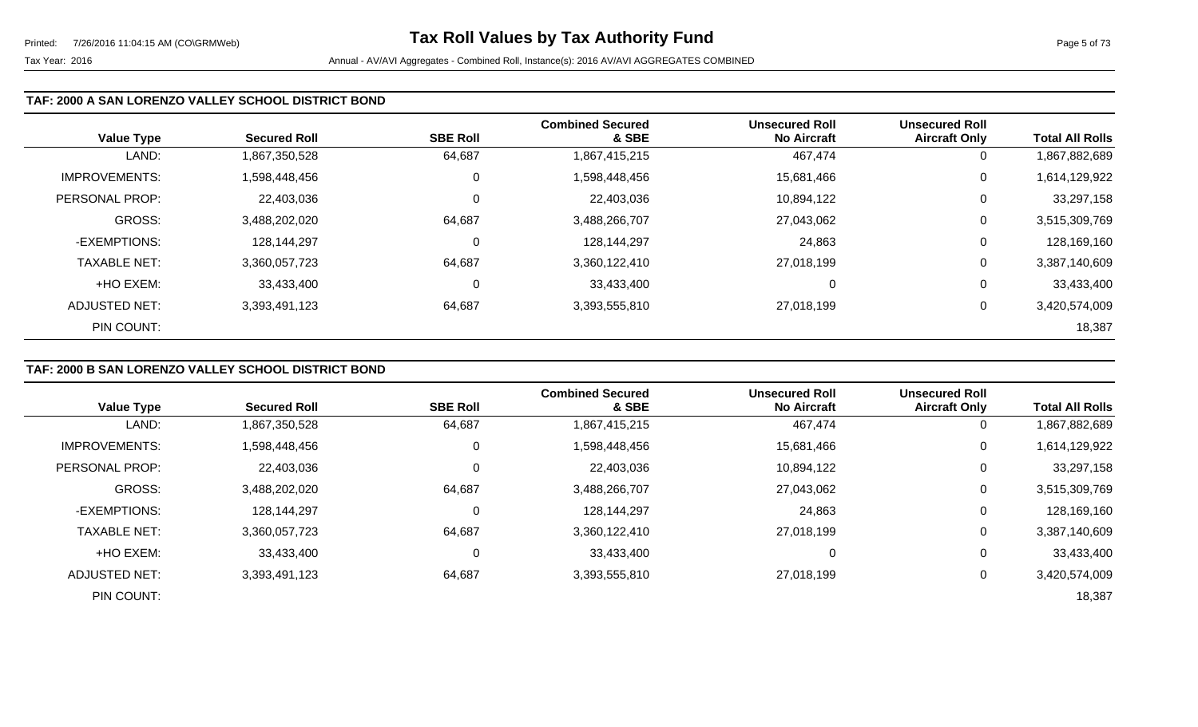Tax Year: 2016 — Annual - AV/AVI Aggregates - Combined Roll, Instance(s): 2016 AV/AVI AGGREGATES COMBINED

### TAF: 2000 A SAN LORENZO VALLEY SCHOOL DISTRICT BOND

| Value Type | Secured Roll | SBE Roll | Combined Secured & SBE | Unsecured Roll No Aircraft | Unsecured Roll Aircraft Only | Total All Rolls |
|---|---|---|---|---|---|---|
| LAND: | 1,867,350,528 | 64,687 | 1,867,415,215 | 467,474 | 0 | 1,867,882,689 |
| IMPROVEMENTS: | 1,598,448,456 | 0 | 1,598,448,456 | 15,681,466 | 0 | 1,614,129,922 |
| PERSONAL PROP: | 22,403,036 | 0 | 22,403,036 | 10,894,122 | 0 | 33,297,158 |
| GROSS: | 3,488,202,020 | 64,687 | 3,488,266,707 | 27,043,062 | 0 | 3,515,309,769 |
| -EXEMPTIONS: | 128,144,297 | 0 | 128,144,297 | 24,863 | 0 | 128,169,160 |
| TAXABLE NET: | 3,360,057,723 | 64,687 | 3,360,122,410 | 27,018,199 | 0 | 3,387,140,609 |
| +HO EXEM: | 33,433,400 | 0 | 33,433,400 | 0 | 0 | 33,433,400 |
| ADJUSTED NET: | 3,393,491,123 | 64,687 | 3,393,555,810 | 27,018,199 | 0 | 3,420,574,009 |
| PIN COUNT: | | | | | | 18,387 |

### TAF: 2000 B SAN LORENZO VALLEY SCHOOL DISTRICT BOND

| Value Type | Secured Roll | SBE Roll | Combined Secured & SBE | Unsecured Roll No Aircraft | Unsecured Roll Aircraft Only | Total All Rolls |
|---|---|---|---|---|---|---|
| LAND: | 1,867,350,528 | 64,687 | 1,867,415,215 | 467,474 | 0 | 1,867,882,689 |
| IMPROVEMENTS: | 1,598,448,456 | 0 | 1,598,448,456 | 15,681,466 | 0 | 1,614,129,922 |
| PERSONAL PROP: | 22,403,036 | 0 | 22,403,036 | 10,894,122 | 0 | 33,297,158 |
| GROSS: | 3,488,202,020 | 64,687 | 3,488,266,707 | 27,043,062 | 0 | 3,515,309,769 |
| -EXEMPTIONS: | 128,144,297 | 0 | 128,144,297 | 24,863 | 0 | 128,169,160 |
| TAXABLE NET: | 3,360,057,723 | 64,687 | 3,360,122,410 | 27,018,199 | 0 | 3,387,140,609 |
| +HO EXEM: | 33,433,400 | 0 | 33,433,400 | 0 | 0 | 33,433,400 |
| ADJUSTED NET: | 3,393,491,123 | 64,687 | 3,393,555,810 | 27,018,199 | 0 | 3,420,574,009 |
| PIN COUNT: | | | | | | 18,387 |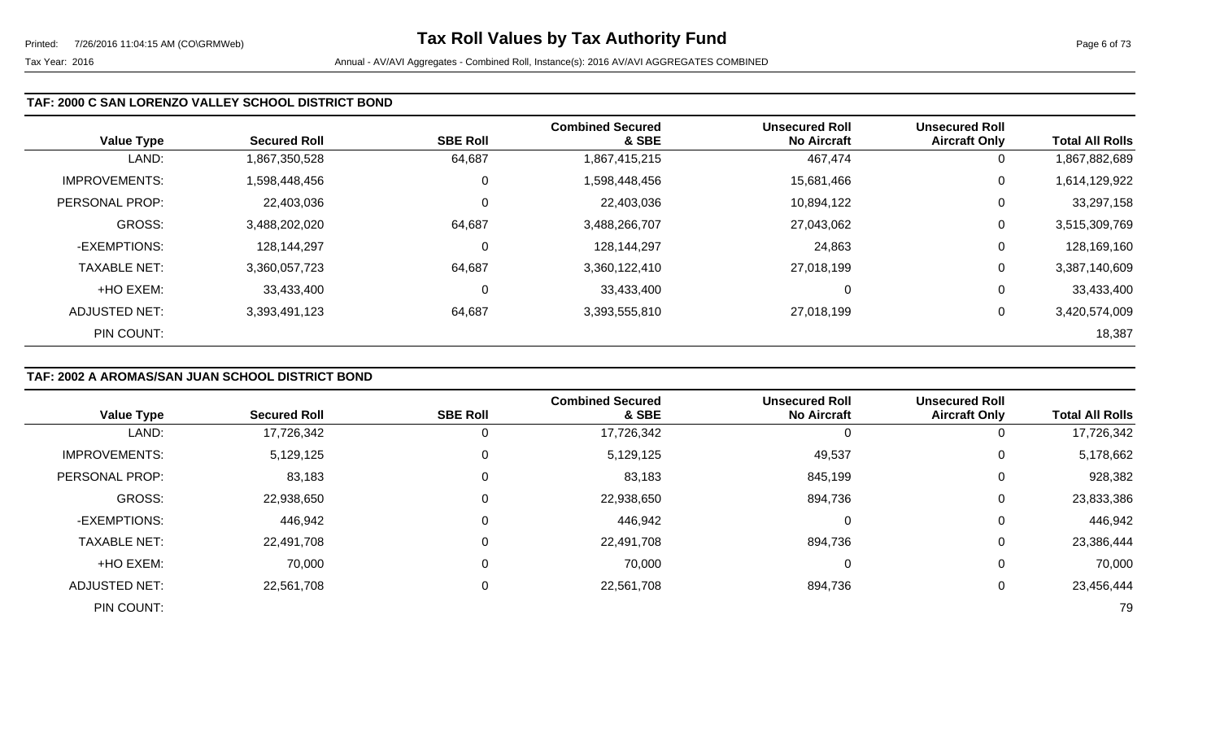### TAF: 2000 C SAN LORENZO VALLEY SCHOOL DISTRICT BOND

| Value Type | Secured Roll | SBE Roll | Combined Secured & SBE | Unsecured Roll No Aircraft | Unsecured Roll Aircraft Only | Total All Rolls |
|---|---|---|---|---|---|---|
| LAND: | 1,867,350,528 | 64,687 | 1,867,415,215 | 467,474 | 0 | 1,867,882,689 |
| IMPROVEMENTS: | 1,598,448,456 | 0 | 1,598,448,456 | 15,681,466 | 0 | 1,614,129,922 |
| PERSONAL PROP: | 22,403,036 | 0 | 22,403,036 | 10,894,122 | 0 | 33,297,158 |
| GROSS: | 3,488,202,020 | 64,687 | 3,488,266,707 | 27,043,062 | 0 | 3,515,309,769 |
| -EXEMPTIONS: | 128,144,297 | 0 | 128,144,297 | 24,863 | 0 | 128,169,160 |
| TAXABLE NET: | 3,360,057,723 | 64,687 | 3,360,122,410 | 27,018,199 | 0 | 3,387,140,609 |
| +HO EXEM: | 33,433,400 | 0 | 33,433,400 | 0 | 0 | 33,433,400 |
| ADJUSTED NET: | 3,393,491,123 | 64,687 | 3,393,555,810 | 27,018,199 | 0 | 3,420,574,009 |
| PIN COUNT: | | | | | | 18,387 |

### TAF: 2002 A AROMAS/SAN JUAN SCHOOL DISTRICT BOND

| Value Type | Secured Roll | SBE Roll | Combined Secured & SBE | Unsecured Roll No Aircraft | Unsecured Roll Aircraft Only | Total All Rolls |
|---|---|---|---|---|---|---|
| LAND: | 17,726,342 | 0 | 17,726,342 | 0 | 0 | 17,726,342 |
| IMPROVEMENTS: | 5,129,125 | 0 | 5,129,125 | 49,537 | 0 | 5,178,662 |
| PERSONAL PROP: | 83,183 | 0 | 83,183 | 845,199 | 0 | 928,382 |
| GROSS: | 22,938,650 | 0 | 22,938,650 | 894,736 | 0 | 23,833,386 |
| -EXEMPTIONS: | 446,942 | 0 | 446,942 | 0 | 0 | 446,942 |
| TAXABLE NET: | 22,491,708 | 0 | 22,491,708 | 894,736 | 0 | 23,386,444 |
| +HO EXEM: | 70,000 | 0 | 70,000 | 0 | 0 | 70,000 |
| ADJUSTED NET: | 22,561,708 | 0 | 22,561,708 | 894,736 | 0 | 23,456,444 |
| PIN COUNT: | | | | | | 79 |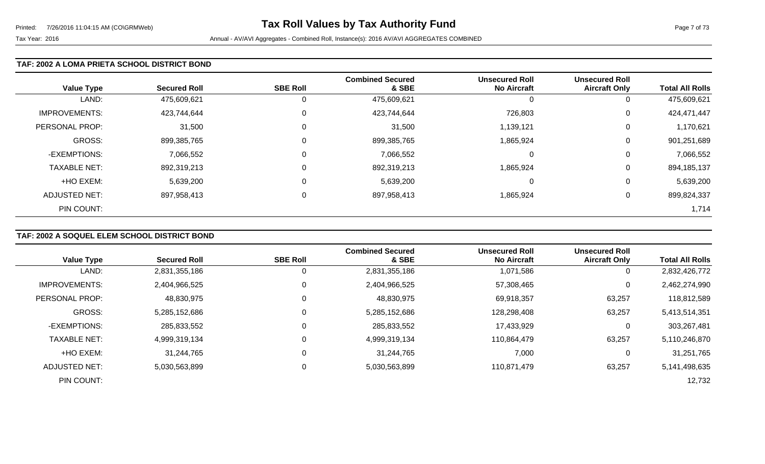### TAF: 2002 A LOMA PRIETA SCHOOL DISTRICT BOND

| Value Type | Secured Roll | SBE Roll | Combined Secured & SBE | Unsecured Roll No Aircraft | Unsecured Roll Aircraft Only | Total All Rolls |
|---|---|---|---|---|---|---|
| LAND: | 475,609,621 | 0 | 475,609,621 | 0 | 0 | 475,609,621 |
| IMPROVEMENTS: | 423,744,644 | 0 | 423,744,644 | 726,803 | 0 | 424,471,447 |
| PERSONAL PROP: | 31,500 | 0 | 31,500 | 1,139,121 | 0 | 1,170,621 |
| GROSS: | 899,385,765 | 0 | 899,385,765 | 1,865,924 | 0 | 901,251,689 |
| -EXEMPTIONS: | 7,066,552 | 0 | 7,066,552 | 0 | 0 | 7,066,552 |
| TAXABLE NET: | 892,319,213 | 0 | 892,319,213 | 1,865,924 | 0 | 894,185,137 |
| +HO EXEM: | 5,639,200 | 0 | 5,639,200 | 0 | 0 | 5,639,200 |
| ADJUSTED NET: | 897,958,413 | 0 | 897,958,413 | 1,865,924 | 0 | 899,824,337 |
| PIN COUNT: | | | | | | 1,714 |

### TAF: 2002 A SOQUEL ELEM SCHOOL DISTRICT BOND

| Value Type | Secured Roll | SBE Roll | Combined Secured & SBE | Unsecured Roll No Aircraft | Unsecured Roll Aircraft Only | Total All Rolls |
|---|---|---|---|---|---|---|
| LAND: | 2,831,355,186 | 0 | 2,831,355,186 | 1,071,586 | 0 | 2,832,426,772 |
| IMPROVEMENTS: | 2,404,966,525 | 0 | 2,404,966,525 | 57,308,465 | 0 | 2,462,274,990 |
| PERSONAL PROP: | 48,830,975 | 0 | 48,830,975 | 69,918,357 | 63,257 | 118,812,589 |
| GROSS: | 5,285,152,686 | 0 | 5,285,152,686 | 128,298,408 | 63,257 | 5,413,514,351 |
| -EXEMPTIONS: | 285,833,552 | 0 | 285,833,552 | 17,433,929 | 0 | 303,267,481 |
| TAXABLE NET: | 4,999,319,134 | 0 | 4,999,319,134 | 110,864,479 | 63,257 | 5,110,246,870 |
| +HO EXEM: | 31,244,765 | 0 | 31,244,765 | 7,000 | 0 | 31,251,765 |
| ADJUSTED NET: | 5,030,563,899 | 0 | 5,030,563,899 | 110,871,479 | 63,257 | 5,141,498,635 |
| PIN COUNT: | | | | | | 12,732 |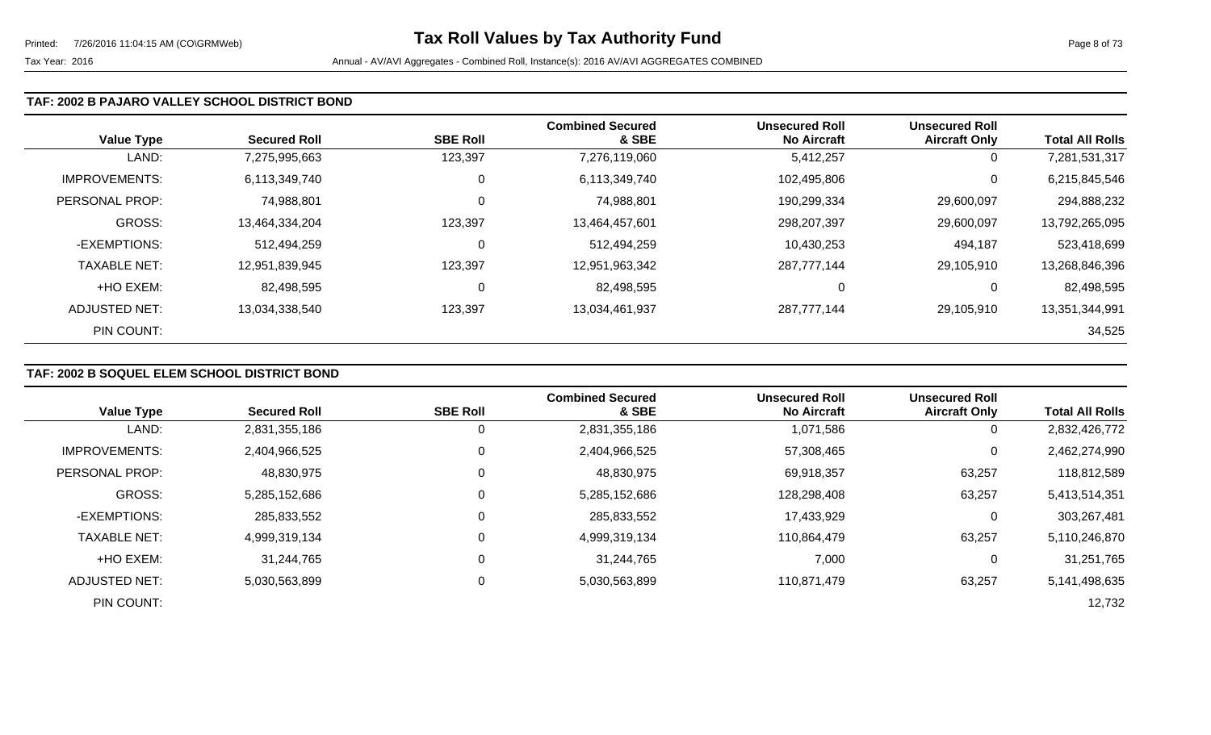### TAF: 2002 B PAJARO VALLEY SCHOOL DISTRICT BOND

| Value Type | Secured Roll | SBE Roll | Combined Secured & SBE | Unsecured Roll No Aircraft | Unsecured Roll Aircraft Only | Total All Rolls |
|---|---|---|---|---|---|---|
| LAND: | 7,275,995,663 | 123,397 | 7,276,119,060 | 5,412,257 | 0 | 7,281,531,317 |
| IMPROVEMENTS: | 6,113,349,740 | 0 | 6,113,349,740 | 102,495,806 | 0 | 6,215,845,546 |
| PERSONAL PROP: | 74,988,801 | 0 | 74,988,801 | 190,299,334 | 29,600,097 | 294,888,232 |
| GROSS: | 13,464,334,204 | 123,397 | 13,464,457,601 | 298,207,397 | 29,600,097 | 13,792,265,095 |
| -EXEMPTIONS: | 512,494,259 | 0 | 512,494,259 | 10,430,253 | 494,187 | 523,418,699 |
| TAXABLE NET: | 12,951,839,945 | 123,397 | 12,951,963,342 | 287,777,144 | 29,105,910 | 13,268,846,396 |
| +HO EXEM: | 82,498,595 | 0 | 82,498,595 | 0 | 0 | 82,498,595 |
| ADJUSTED NET: | 13,034,338,540 | 123,397 | 13,034,461,937 | 287,777,144 | 29,105,910 | 13,351,344,991 |
| PIN COUNT: | | | | | | 34,525 |

### TAF: 2002 B SOQUEL ELEM SCHOOL DISTRICT BOND

| Value Type | Secured Roll | SBE Roll | Combined Secured & SBE | Unsecured Roll No Aircraft | Unsecured Roll Aircraft Only | Total All Rolls |
|---|---|---|---|---|---|---|
| LAND: | 2,831,355,186 | 0 | 2,831,355,186 | 1,071,586 | 0 | 2,832,426,772 |
| IMPROVEMENTS: | 2,404,966,525 | 0 | 2,404,966,525 | 57,308,465 | 0 | 2,462,274,990 |
| PERSONAL PROP: | 48,830,975 | 0 | 48,830,975 | 69,918,357 | 63,257 | 118,812,589 |
| GROSS: | 5,285,152,686 | 0 | 5,285,152,686 | 128,298,408 | 63,257 | 5,413,514,351 |
| -EXEMPTIONS: | 285,833,552 | 0 | 285,833,552 | 17,433,929 | 0 | 303,267,481 |
| TAXABLE NET: | 4,999,319,134 | 0 | 4,999,319,134 | 110,864,479 | 63,257 | 5,110,246,870 |
| +HO EXEM: | 31,244,765 | 0 | 31,244,765 | 7,000 | 0 | 31,251,765 |
| ADJUSTED NET: | 5,030,563,899 | 0 | 5,030,563,899 | 110,871,479 | 63,257 | 5,141,498,635 |
| PIN COUNT: | | | | | | 12,732 |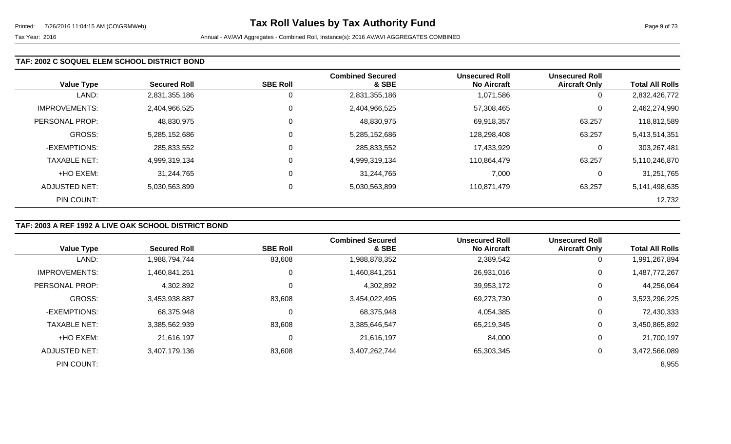### TAF: 2002 C SOQUEL ELEM SCHOOL DISTRICT BOND

| Value Type | Secured Roll | SBE Roll | Combined Secured & SBE | Unsecured Roll No Aircraft | Unsecured Roll Aircraft Only | Total All Rolls |
|---|---|---|---|---|---|---|
| LAND: | 2,831,355,186 | 0 | 2,831,355,186 | 1,071,586 | 0 | 2,832,426,772 |
| IMPROVEMENTS: | 2,404,966,525 | 0 | 2,404,966,525 | 57,308,465 | 0 | 2,462,274,990 |
| PERSONAL PROP: | 48,830,975 | 0 | 48,830,975 | 69,918,357 | 63,257 | 118,812,589 |
| GROSS: | 5,285,152,686 | 0 | 5,285,152,686 | 128,298,408 | 63,257 | 5,413,514,351 |
| -EXEMPTIONS: | 285,833,552 | 0 | 285,833,552 | 17,433,929 | 0 | 303,267,481 |
| TAXABLE NET: | 4,999,319,134 | 0 | 4,999,319,134 | 110,864,479 | 63,257 | 5,110,246,870 |
| +HO EXEM: | 31,244,765 | 0 | 31,244,765 | 7,000 | 0 | 31,251,765 |
| ADJUSTED NET: | 5,030,563,899 | 0 | 5,030,563,899 | 110,871,479 | 63,257 | 5,141,498,635 |
| PIN COUNT: | | | | | | 12,732 |

### TAF: 2003 A REF 1992 A LIVE OAK SCHOOL DISTRICT BOND

| Value Type | Secured Roll | SBE Roll | Combined Secured & SBE | Unsecured Roll No Aircraft | Unsecured Roll Aircraft Only | Total All Rolls |
|---|---|---|---|---|---|---|
| LAND: | 1,988,794,744 | 83,608 | 1,988,878,352 | 2,389,542 | 0 | 1,991,267,894 |
| IMPROVEMENTS: | 1,460,841,251 | 0 | 1,460,841,251 | 26,931,016 | 0 | 1,487,772,267 |
| PERSONAL PROP: | 4,302,892 | 0 | 4,302,892 | 39,953,172 | 0 | 44,256,064 |
| GROSS: | 3,453,938,887 | 83,608 | 3,454,022,495 | 69,273,730 | 0 | 3,523,296,225 |
| -EXEMPTIONS: | 68,375,948 | 0 | 68,375,948 | 4,054,385 | 0 | 72,430,333 |
| TAXABLE NET: | 3,385,562,939 | 83,608 | 3,385,646,547 | 65,219,345 | 0 | 3,450,865,892 |
| +HO EXEM: | 21,616,197 | 0 | 21,616,197 | 84,000 | 0 | 21,700,197 |
| ADJUSTED NET: | 3,407,179,136 | 83,608 | 3,407,262,744 | 65,303,345 | 0 | 3,472,566,089 |
| PIN COUNT: | | | | | | 8,955 |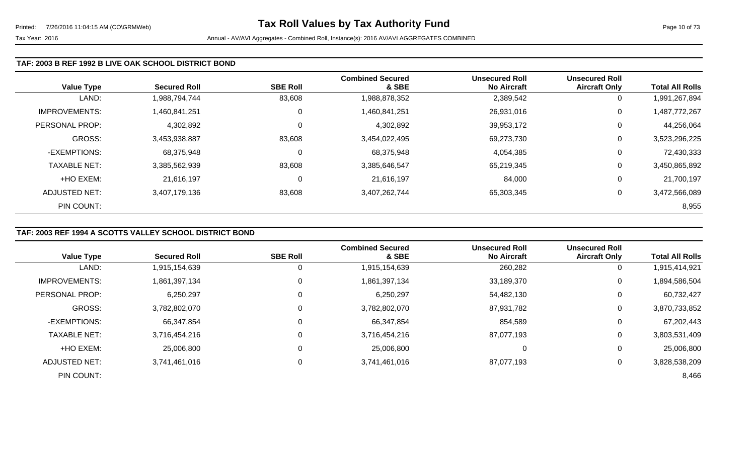### TAF: 2003 B REF 1992 B LIVE OAK SCHOOL DISTRICT BOND

| Value Type | Secured Roll | SBE Roll | Combined Secured & SBE | Unsecured Roll No Aircraft | Unsecured Roll Aircraft Only | Total All Rolls |
|---|---|---|---|---|---|---|
| LAND: | 1,988,794,744 | 83,608 | 1,988,878,352 | 2,389,542 | 0 | 1,991,267,894 |
| IMPROVEMENTS: | 1,460,841,251 | 0 | 1,460,841,251 | 26,931,016 | 0 | 1,487,772,267 |
| PERSONAL PROP: | 4,302,892 | 0 | 4,302,892 | 39,953,172 | 0 | 44,256,064 |
| GROSS: | 3,453,938,887 | 83,608 | 3,454,022,495 | 69,273,730 | 0 | 3,523,296,225 |
| -EXEMPTIONS: | 68,375,948 | 0 | 68,375,948 | 4,054,385 | 0 | 72,430,333 |
| TAXABLE NET: | 3,385,562,939 | 83,608 | 3,385,646,547 | 65,219,345 | 0 | 3,450,865,892 |
| +HO EXEM: | 21,616,197 | 0 | 21,616,197 | 84,000 | 0 | 21,700,197 |
| ADJUSTED NET: | 3,407,179,136 | 83,608 | 3,407,262,744 | 65,303,345 | 0 | 3,472,566,089 |
| PIN COUNT: | | | | | | 8,955 |

### TAF: 2003 REF 1994 A SCOTTS VALLEY SCHOOL DISTRICT BOND

| Value Type | Secured Roll | SBE Roll | Combined Secured & SBE | Unsecured Roll No Aircraft | Unsecured Roll Aircraft Only | Total All Rolls |
|---|---|---|---|---|---|---|
| LAND: | 1,915,154,639 | 0 | 1,915,154,639 | 260,282 | 0 | 1,915,414,921 |
| IMPROVEMENTS: | 1,861,397,134 | 0 | 1,861,397,134 | 33,189,370 | 0 | 1,894,586,504 |
| PERSONAL PROP: | 6,250,297 | 0 | 6,250,297 | 54,482,130 | 0 | 60,732,427 |
| GROSS: | 3,782,802,070 | 0 | 3,782,802,070 | 87,931,782 | 0 | 3,870,733,852 |
| -EXEMPTIONS: | 66,347,854 | 0 | 66,347,854 | 854,589 | 0 | 67,202,443 |
| TAXABLE NET: | 3,716,454,216 | 0 | 3,716,454,216 | 87,077,193 | 0 | 3,803,531,409 |
| +HO EXEM: | 25,006,800 | 0 | 25,006,800 | 0 | 0 | 25,006,800 |
| ADJUSTED NET: | 3,741,461,016 | 0 | 3,741,461,016 | 87,077,193 | 0 | 3,828,538,209 |
| PIN COUNT: | | | | | | 8,466 |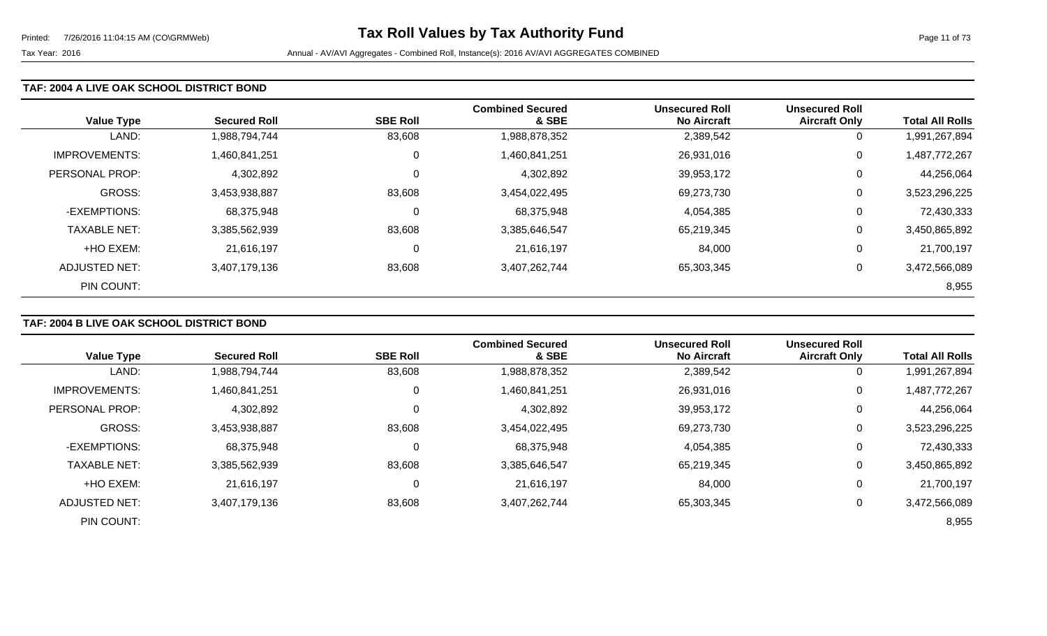**Tax Roll Values by Tax Authority Fund**

Tax Year: 2016

Annual - AV/AVI Aggregates - Combined Roll, Instance(s): 2016 AV/AVI AGGREGATES COMBINED

### TAF: 2004 A LIVE OAK SCHOOL DISTRICT BOND

| Value Type | Secured Roll | SBE Roll | Combined Secured & SBE | Unsecured Roll No Aircraft | Unsecured Roll Aircraft Only | Total All Rolls |
|---|---|---|---|---|---|---|
| LAND: | 1,988,794,744 | 83,608 | 1,988,878,352 | 2,389,542 | 0 | 1,991,267,894 |
| IMPROVEMENTS: | 1,460,841,251 | 0 | 1,460,841,251 | 26,931,016 | 0 | 1,487,772,267 |
| PERSONAL PROP: | 4,302,892 | 0 | 4,302,892 | 39,953,172 | 0 | 44,256,064 |
| GROSS: | 3,453,938,887 | 83,608 | 3,454,022,495 | 69,273,730 | 0 | 3,523,296,225 |
| -EXEMPTIONS: | 68,375,948 | 0 | 68,375,948 | 4,054,385 | 0 | 72,430,333 |
| TAXABLE NET: | 3,385,562,939 | 83,608 | 3,385,646,547 | 65,219,345 | 0 | 3,450,865,892 |
| +HO EXEM: | 21,616,197 | 0 | 21,616,197 | 84,000 | 0 | 21,700,197 |
| ADJUSTED NET: | 3,407,179,136 | 83,608 | 3,407,262,744 | 65,303,345 | 0 | 3,472,566,089 |
| PIN COUNT: | | | | | | 8,955 |

### TAF: 2004 B LIVE OAK SCHOOL DISTRICT BOND

| Value Type | Secured Roll | SBE Roll | Combined Secured & SBE | Unsecured Roll No Aircraft | Unsecured Roll Aircraft Only | Total All Rolls |
|---|---|---|---|---|---|---|
| LAND: | 1,988,794,744 | 83,608 | 1,988,878,352 | 2,389,542 | 0 | 1,991,267,894 |
| IMPROVEMENTS: | 1,460,841,251 | 0 | 1,460,841,251 | 26,931,016 | 0 | 1,487,772,267 |
| PERSONAL PROP: | 4,302,892 | 0 | 4,302,892 | 39,953,172 | 0 | 44,256,064 |
| GROSS: | 3,453,938,887 | 83,608 | 3,454,022,495 | 69,273,730 | 0 | 3,523,296,225 |
| -EXEMPTIONS: | 68,375,948 | 0 | 68,375,948 | 4,054,385 | 0 | 72,430,333 |
| TAXABLE NET: | 3,385,562,939 | 83,608 | 3,385,646,547 | 65,219,345 | 0 | 3,450,865,892 |
| +HO EXEM: | 21,616,197 | 0 | 21,616,197 | 84,000 | 0 | 21,700,197 |
| ADJUSTED NET: | 3,407,179,136 | 83,608 | 3,407,262,744 | 65,303,345 | 0 | 3,472,566,089 |
| PIN COUNT: | | | | | | 8,955 |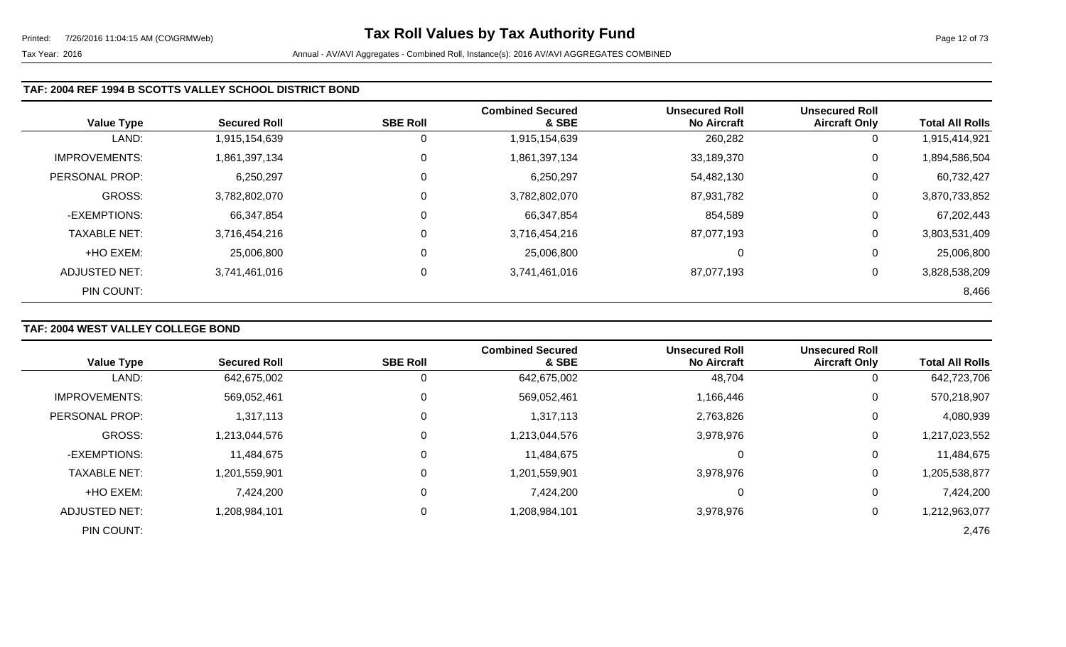### TAF: 2004 REF 1994 B SCOTTS VALLEY SCHOOL DISTRICT BOND

| Value Type | Secured Roll | SBE Roll | Combined Secured & SBE | Unsecured Roll No Aircraft | Unsecured Roll Aircraft Only | Total All Rolls |
|---|---|---|---|---|---|---|
| LAND: | 1,915,154,639 | 0 | 1,915,154,639 | 260,282 | 0 | 1,915,414,921 |
| IMPROVEMENTS: | 1,861,397,134 | 0 | 1,861,397,134 | 33,189,370 | 0 | 1,894,586,504 |
| PERSONAL PROP: | 6,250,297 | 0 | 6,250,297 | 54,482,130 | 0 | 60,732,427 |
| GROSS: | 3,782,802,070 | 0 | 3,782,802,070 | 87,931,782 | 0 | 3,870,733,852 |
| -EXEMPTIONS: | 66,347,854 | 0 | 66,347,854 | 854,589 | 0 | 67,202,443 |
| TAXABLE NET: | 3,716,454,216 | 0 | 3,716,454,216 | 87,077,193 | 0 | 3,803,531,409 |
| +HO EXEM: | 25,006,800 | 0 | 25,006,800 | 0 | 0 | 25,006,800 |
| ADJUSTED NET: | 3,741,461,016 | 0 | 3,741,461,016 | 87,077,193 | 0 | 3,828,538,209 |
| PIN COUNT: | | | | | | 8,466 |

### TAF: 2004 WEST VALLEY COLLEGE BOND

| Value Type | Secured Roll | SBE Roll | Combined Secured & SBE | Unsecured Roll No Aircraft | Unsecured Roll Aircraft Only | Total All Rolls |
|---|---|---|---|---|---|---|
| LAND: | 642,675,002 | 0 | 642,675,002 | 48,704 | 0 | 642,723,706 |
| IMPROVEMENTS: | 569,052,461 | 0 | 569,052,461 | 1,166,446 | 0 | 570,218,907 |
| PERSONAL PROP: | 1,317,113 | 0 | 1,317,113 | 2,763,826 | 0 | 4,080,939 |
| GROSS: | 1,213,044,576 | 0 | 1,213,044,576 | 3,978,976 | 0 | 1,217,023,552 |
| -EXEMPTIONS: | 11,484,675 | 0 | 11,484,675 | 0 | 0 | 11,484,675 |
| TAXABLE NET: | 1,201,559,901 | 0 | 1,201,559,901 | 3,978,976 | 0 | 1,205,538,877 |
| +HO EXEM: | 7,424,200 | 0 | 7,424,200 | 0 | 0 | 7,424,200 |
| ADJUSTED NET: | 1,208,984,101 | 0 | 1,208,984,101 | 3,978,976 | 0 | 1,212,963,077 |
| PIN COUNT: | | | | | | 2,476 |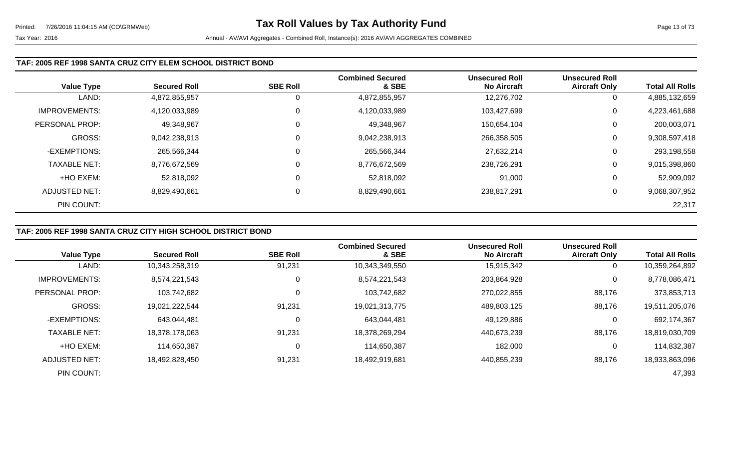# Tax Roll Values by Tax Authority Fund

Tax Year: 2016 Annual - AV/AVI Aggregates - Combined Roll, Instance(s): 2016 AV/AVI AGGREGATES COMBINED

## TAF: 2005 REF 1998 SANTA CRUZ CITY ELEM SCHOOL DISTRICT BOND

| Value Type | Secured Roll | SBE Roll | Combined Secured & SBE | Unsecured Roll No Aircraft | Unsecured Roll Aircraft Only | Total All Rolls |
|---|---|---|---|---|---|---|
| LAND: | 4,872,855,957 | 0 | 4,872,855,957 | 12,276,702 | 0 | 4,885,132,659 |
| IMPROVEMENTS: | 4,120,033,989 | 0 | 4,120,033,989 | 103,427,699 | 0 | 4,223,461,688 |
| PERSONAL PROP: | 49,348,967 | 0 | 49,348,967 | 150,654,104 | 0 | 200,003,071 |
| GROSS: | 9,042,238,913 | 0 | 9,042,238,913 | 266,358,505 | 0 | 9,308,597,418 |
| -EXEMPTIONS: | 265,566,344 | 0 | 265,566,344 | 27,632,214 | 0 | 293,198,558 |
| TAXABLE NET: | 8,776,672,569 | 0 | 8,776,672,569 | 238,726,291 | 0 | 9,015,398,860 |
| +HO EXEM: | 52,818,092 | 0 | 52,818,092 | 91,000 | 0 | 52,909,092 |
| ADJUSTED NET: | 8,829,490,661 | 0 | 8,829,490,661 | 238,817,291 | 0 | 9,068,307,952 |
| PIN COUNT: | | | | | | 22,317 |

## TAF: 2005 REF 1998 SANTA CRUZ CITY HIGH SCHOOL DISTRICT BOND

| Value Type | Secured Roll | SBE Roll | Combined Secured & SBE | Unsecured Roll No Aircraft | Unsecured Roll Aircraft Only | Total All Rolls |
|---|---|---|---|---|---|---|
| LAND: | 10,343,258,319 | 91,231 | 10,343,349,550 | 15,915,342 | 0 | 10,359,264,892 |
| IMPROVEMENTS: | 8,574,221,543 | 0 | 8,574,221,543 | 203,864,928 | 0 | 8,778,086,471 |
| PERSONAL PROP: | 103,742,682 | 0 | 103,742,682 | 270,022,855 | 88,176 | 373,853,713 |
| GROSS: | 19,021,222,544 | 91,231 | 19,021,313,775 | 489,803,125 | 88,176 | 19,511,205,076 |
| -EXEMPTIONS: | 643,044,481 | 0 | 643,044,481 | 49,129,886 | 0 | 692,174,367 |
| TAXABLE NET: | 18,378,178,063 | 91,231 | 18,378,269,294 | 440,673,239 | 88,176 | 18,819,030,709 |
| +HO EXEM: | 114,650,387 | 0 | 114,650,387 | 182,000 | 0 | 114,832,387 |
| ADJUSTED NET: | 18,492,828,450 | 91,231 | 18,492,919,681 | 440,855,239 | 88,176 | 18,933,863,096 |
| PIN COUNT: | | | | | | 47,393 |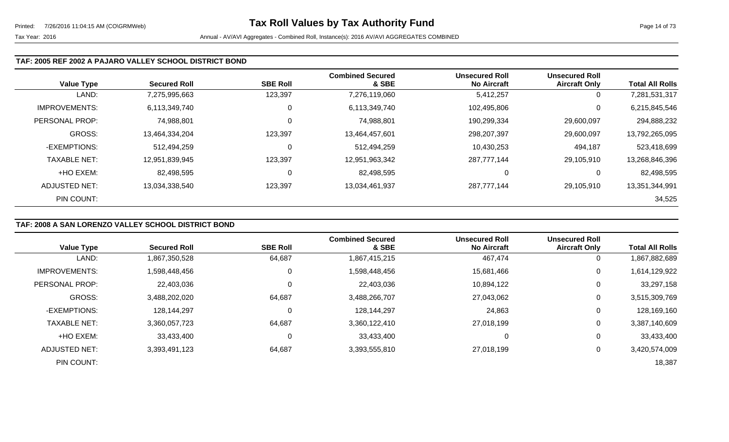# Tax Roll Values by Tax Authority Fund

Tax Year: 2016

Annual - AV/AVI Aggregates - Combined Roll, Instance(s): 2016 AV/AVI AGGREGATES COMBINED

## TAF: 2005 REF 2002 A PAJARO VALLEY SCHOOL DISTRICT BOND

| Value Type | Secured Roll | SBE Roll | Combined Secured & SBE | Unsecured Roll No Aircraft | Unsecured Roll Aircraft Only | Total All Rolls |
|---|---|---|---|---|---|---|
| LAND: | 7,275,995,663 | 123,397 | 7,276,119,060 | 5,412,257 | 0 | 7,281,531,317 |
| IMPROVEMENTS: | 6,113,349,740 | 0 | 6,113,349,740 | 102,495,806 | 0 | 6,215,845,546 |
| PERSONAL PROP: | 74,988,801 | 0 | 74,988,801 | 190,299,334 | 29,600,097 | 294,888,232 |
| GROSS: | 13,464,334,204 | 123,397 | 13,464,457,601 | 298,207,397 | 29,600,097 | 13,792,265,095 |
| -EXEMPTIONS: | 512,494,259 | 0 | 512,494,259 | 10,430,253 | 494,187 | 523,418,699 |
| TAXABLE NET: | 12,951,839,945 | 123,397 | 12,951,963,342 | 287,777,144 | 29,105,910 | 13,268,846,396 |
| +HO EXEM: | 82,498,595 | 0 | 82,498,595 | 0 | 0 | 82,498,595 |
| ADJUSTED NET: | 13,034,338,540 | 123,397 | 13,034,461,937 | 287,777,144 | 29,105,910 | 13,351,344,991 |
| PIN COUNT: | | | | | | 34,525 |

## TAF: 2008 A SAN LORENZO VALLEY SCHOOL DISTRICT BOND

| Value Type | Secured Roll | SBE Roll | Combined Secured & SBE | Unsecured Roll No Aircraft | Unsecured Roll Aircraft Only | Total All Rolls |
|---|---|---|---|---|---|---|
| LAND: | 1,867,350,528 | 64,687 | 1,867,415,215 | 467,474 | 0 | 1,867,882,689 |
| IMPROVEMENTS: | 1,598,448,456 | 0 | 1,598,448,456 | 15,681,466 | 0 | 1,614,129,922 |
| PERSONAL PROP: | 22,403,036 | 0 | 22,403,036 | 10,894,122 | 0 | 33,297,158 |
| GROSS: | 3,488,202,020 | 64,687 | 3,488,266,707 | 27,043,062 | 0 | 3,515,309,769 |
| -EXEMPTIONS: | 128,144,297 | 0 | 128,144,297 | 24,863 | 0 | 128,169,160 |
| TAXABLE NET: | 3,360,057,723 | 64,687 | 3,360,122,410 | 27,018,199 | 0 | 3,387,140,609 |
| +HO EXEM: | 33,433,400 | 0 | 33,433,400 | 0 | 0 | 33,433,400 |
| ADJUSTED NET: | 3,393,491,123 | 64,687 | 3,393,555,810 | 27,018,199 | 0 | 3,420,574,009 |
| PIN COUNT: | | | | | | 18,387 |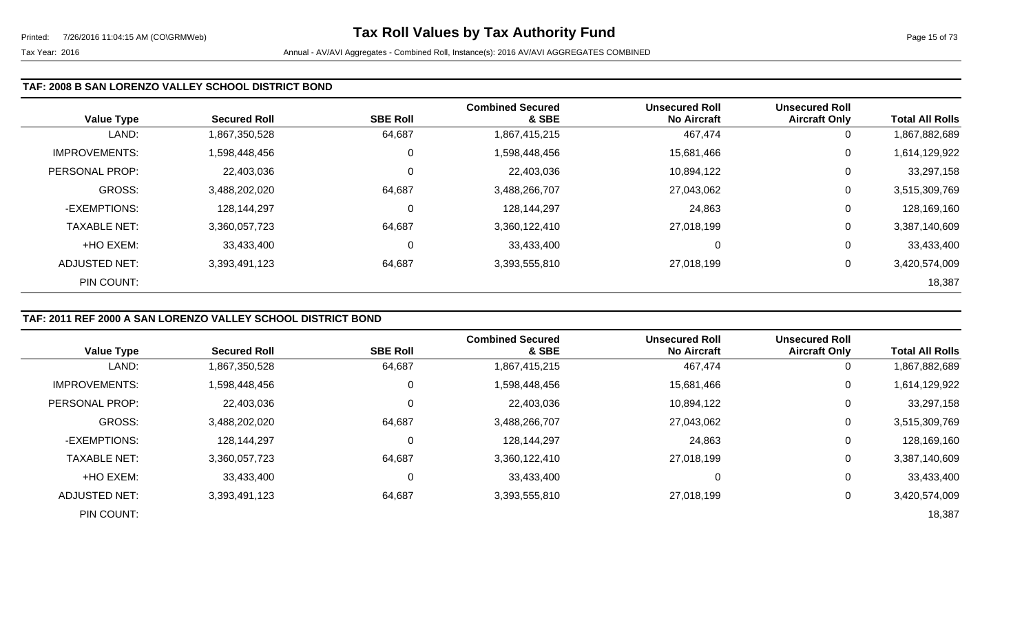### TAF: 2008 B SAN LORENZO VALLEY SCHOOL DISTRICT BOND

| Value Type | Secured Roll | SBE Roll | Combined Secured & SBE | Unsecured Roll No Aircraft | Unsecured Roll Aircraft Only | Total All Rolls |
|---|---|---|---|---|---|---|
| LAND: | 1,867,350,528 | 64,687 | 1,867,415,215 | 467,474 | 0 | 1,867,882,689 |
| IMPROVEMENTS: | 1,598,448,456 | 0 | 1,598,448,456 | 15,681,466 | 0 | 1,614,129,922 |
| PERSONAL PROP: | 22,403,036 | 0 | 22,403,036 | 10,894,122 | 0 | 33,297,158 |
| GROSS: | 3,488,202,020 | 64,687 | 3,488,266,707 | 27,043,062 | 0 | 3,515,309,769 |
| -EXEMPTIONS: | 128,144,297 | 0 | 128,144,297 | 24,863 | 0 | 128,169,160 |
| TAXABLE NET: | 3,360,057,723 | 64,687 | 3,360,122,410 | 27,018,199 | 0 | 3,387,140,609 |
| +HO EXEM: | 33,433,400 | 0 | 33,433,400 | 0 | 0 | 33,433,400 |
| ADJUSTED NET: | 3,393,491,123 | 64,687 | 3,393,555,810 | 27,018,199 | 0 | 3,420,574,009 |
| PIN COUNT: | | | | | | 18,387 |

### TAF: 2011 REF 2000 A SAN LORENZO VALLEY SCHOOL DISTRICT BOND

| Value Type | Secured Roll | SBE Roll | Combined Secured & SBE | Unsecured Roll No Aircraft | Unsecured Roll Aircraft Only | Total All Rolls |
|---|---|---|---|---|---|---|
| LAND: | 1,867,350,528 | 64,687 | 1,867,415,215 | 467,474 | 0 | 1,867,882,689 |
| IMPROVEMENTS: | 1,598,448,456 | 0 | 1,598,448,456 | 15,681,466 | 0 | 1,614,129,922 |
| PERSONAL PROP: | 22,403,036 | 0 | 22,403,036 | 10,894,122 | 0 | 33,297,158 |
| GROSS: | 3,488,202,020 | 64,687 | 3,488,266,707 | 27,043,062 | 0 | 3,515,309,769 |
| -EXEMPTIONS: | 128,144,297 | 0 | 128,144,297 | 24,863 | 0 | 128,169,160 |
| TAXABLE NET: | 3,360,057,723 | 64,687 | 3,360,122,410 | 27,018,199 | 0 | 3,387,140,609 |
| +HO EXEM: | 33,433,400 | 0 | 33,433,400 | 0 | 0 | 33,433,400 |
| ADJUSTED NET: | 3,393,491,123 | 64,687 | 3,393,555,810 | 27,018,199 | 0 | 3,420,574,009 |
| PIN COUNT: | | | | | | 18,387 |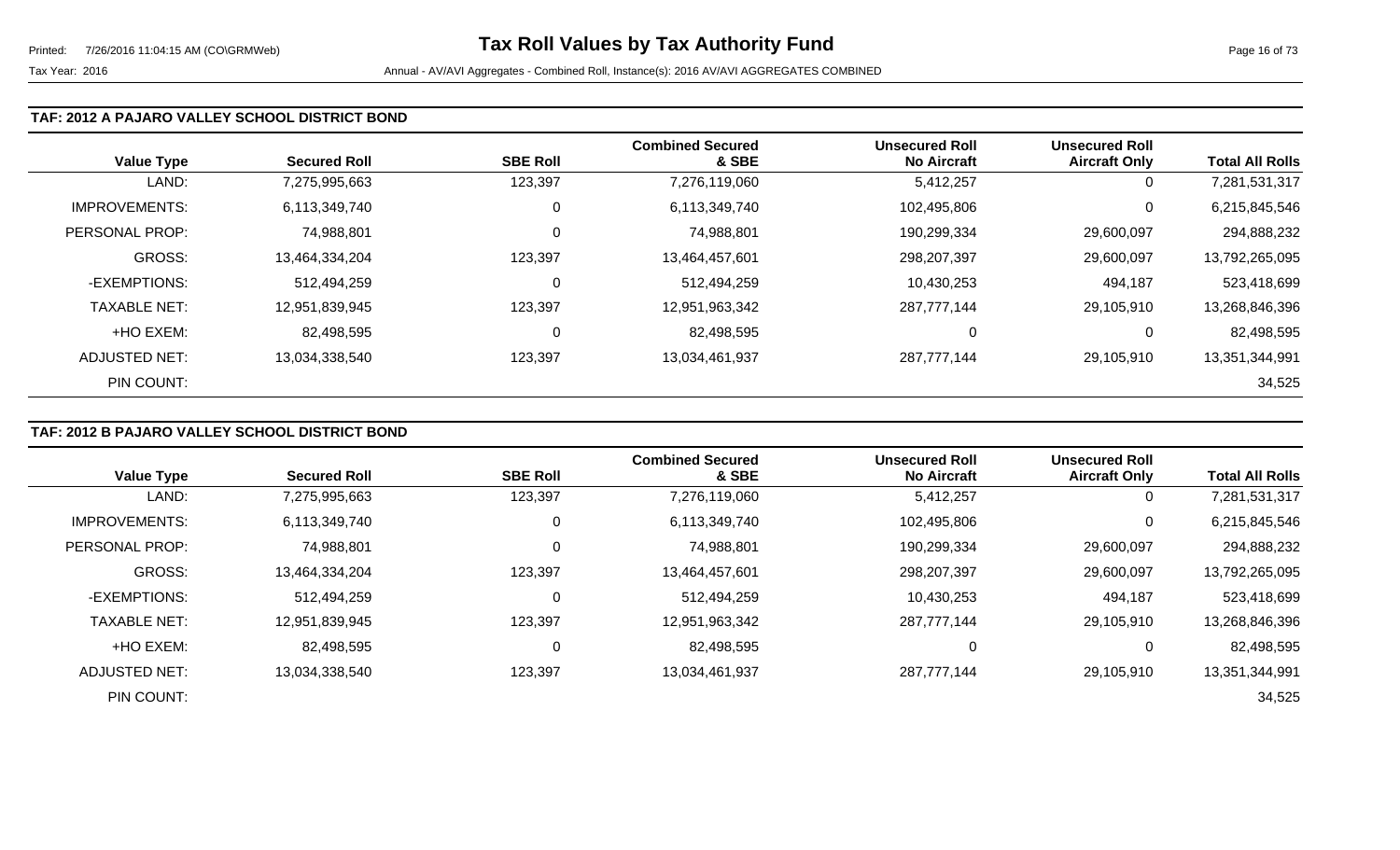### TAF: 2012 A PAJARO VALLEY SCHOOL DISTRICT BOND

| Value Type | Secured Roll | SBE Roll | Combined Secured & SBE | Unsecured Roll No Aircraft | Unsecured Roll Aircraft Only | Total All Rolls |
|---|---|---|---|---|---|---|
| LAND: | 7,275,995,663 | 123,397 | 7,276,119,060 | 5,412,257 | 0 | 7,281,531,317 |
| IMPROVEMENTS: | 6,113,349,740 | 0 | 6,113,349,740 | 102,495,806 | 0 | 6,215,845,546 |
| PERSONAL PROP: | 74,988,801 | 0 | 74,988,801 | 190,299,334 | 29,600,097 | 294,888,232 |
| GROSS: | 13,464,334,204 | 123,397 | 13,464,457,601 | 298,207,397 | 29,600,097 | 13,792,265,095 |
| -EXEMPTIONS: | 512,494,259 | 0 | 512,494,259 | 10,430,253 | 494,187 | 523,418,699 |
| TAXABLE NET: | 12,951,839,945 | 123,397 | 12,951,963,342 | 287,777,144 | 29,105,910 | 13,268,846,396 |
| +HO EXEM: | 82,498,595 | 0 | 82,498,595 | 0 | 0 | 82,498,595 |
| ADJUSTED NET: | 13,034,338,540 | 123,397 | 13,034,461,937 | 287,777,144 | 29,105,910 | 13,351,344,991 |
| PIN COUNT: | | | | | | 34,525 |

### TAF: 2012 B PAJARO VALLEY SCHOOL DISTRICT BOND

| Value Type | Secured Roll | SBE Roll | Combined Secured & SBE | Unsecured Roll No Aircraft | Unsecured Roll Aircraft Only | Total All Rolls |
|---|---|---|---|---|---|---|
| LAND: | 7,275,995,663 | 123,397 | 7,276,119,060 | 5,412,257 | 0 | 7,281,531,317 |
| IMPROVEMENTS: | 6,113,349,740 | 0 | 6,113,349,740 | 102,495,806 | 0 | 6,215,845,546 |
| PERSONAL PROP: | 74,988,801 | 0 | 74,988,801 | 190,299,334 | 29,600,097 | 294,888,232 |
| GROSS: | 13,464,334,204 | 123,397 | 13,464,457,601 | 298,207,397 | 29,600,097 | 13,792,265,095 |
| -EXEMPTIONS: | 512,494,259 | 0 | 512,494,259 | 10,430,253 | 494,187 | 523,418,699 |
| TAXABLE NET: | 12,951,839,945 | 123,397 | 12,951,963,342 | 287,777,144 | 29,105,910 | 13,268,846,396 |
| +HO EXEM: | 82,498,595 | 0 | 82,498,595 | 0 | 0 | 82,498,595 |
| ADJUSTED NET: | 13,034,338,540 | 123,397 | 13,034,461,937 | 287,777,144 | 29,105,910 | 13,351,344,991 |
| PIN COUNT: | | | | | | 34,525 |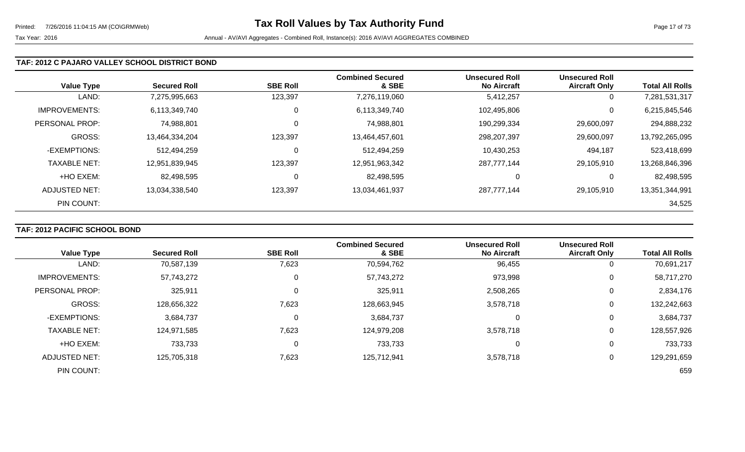**TAF: 2012 C PAJARO VALLEY SCHOOL DISTRICT BOND**

| Value Type | Secured Roll | SBE Roll | Combined Secured & SBE | Unsecured Roll No Aircraft | Unsecured Roll Aircraft Only | Total All Rolls |
|---|---|---|---|---|---|---|
| LAND: | 7,275,995,663 | 123,397 | 7,276,119,060 | 5,412,257 | 0 | 7,281,531,317 |
| IMPROVEMENTS: | 6,113,349,740 | 0 | 6,113,349,740 | 102,495,806 | 0 | 6,215,845,546 |
| PERSONAL PROP: | 74,988,801 | 0 | 74,988,801 | 190,299,334 | 29,600,097 | 294,888,232 |
| GROSS: | 13,464,334,204 | 123,397 | 13,464,457,601 | 298,207,397 | 29,600,097 | 13,792,265,095 |
| -EXEMPTIONS: | 512,494,259 | 0 | 512,494,259 | 10,430,253 | 494,187 | 523,418,699 |
| TAXABLE NET: | 12,951,839,945 | 123,397 | 12,951,963,342 | 287,777,144 | 29,105,910 | 13,268,846,396 |
| +HO EXEM: | 82,498,595 | 0 | 82,498,595 | 0 | 0 | 82,498,595 |
| ADJUSTED NET: | 13,034,338,540 | 123,397 | 13,034,461,937 | 287,777,144 | 29,105,910 | 13,351,344,991 |
| PIN COUNT: | | | | | | 34,525 |

**TAF: 2012 PACIFIC SCHOOL BOND**

| Value Type | Secured Roll | SBE Roll | Combined Secured & SBE | Unsecured Roll No Aircraft | Unsecured Roll Aircraft Only | Total All Rolls |
|---|---|---|---|---|---|---|
| LAND: | 70,587,139 | 7,623 | 70,594,762 | 96,455 | 0 | 70,691,217 |
| IMPROVEMENTS: | 57,743,272 | 0 | 57,743,272 | 973,998 | 0 | 58,717,270 |
| PERSONAL PROP: | 325,911 | 0 | 325,911 | 2,508,265 | 0 | 2,834,176 |
| GROSS: | 128,656,322 | 7,623 | 128,663,945 | 3,578,718 | 0 | 132,242,663 |
| -EXEMPTIONS: | 3,684,737 | 0 | 3,684,737 | 0 | 0 | 3,684,737 |
| TAXABLE NET: | 124,971,585 | 7,623 | 124,979,208 | 3,578,718 | 0 | 128,557,926 |
| +HO EXEM: | 733,733 | 0 | 733,733 | 0 | 0 | 733,733 |
| ADJUSTED NET: | 125,705,318 | 7,623 | 125,712,941 | 3,578,718 | 0 | 129,291,659 |
| PIN COUNT: | | | | | | 659 |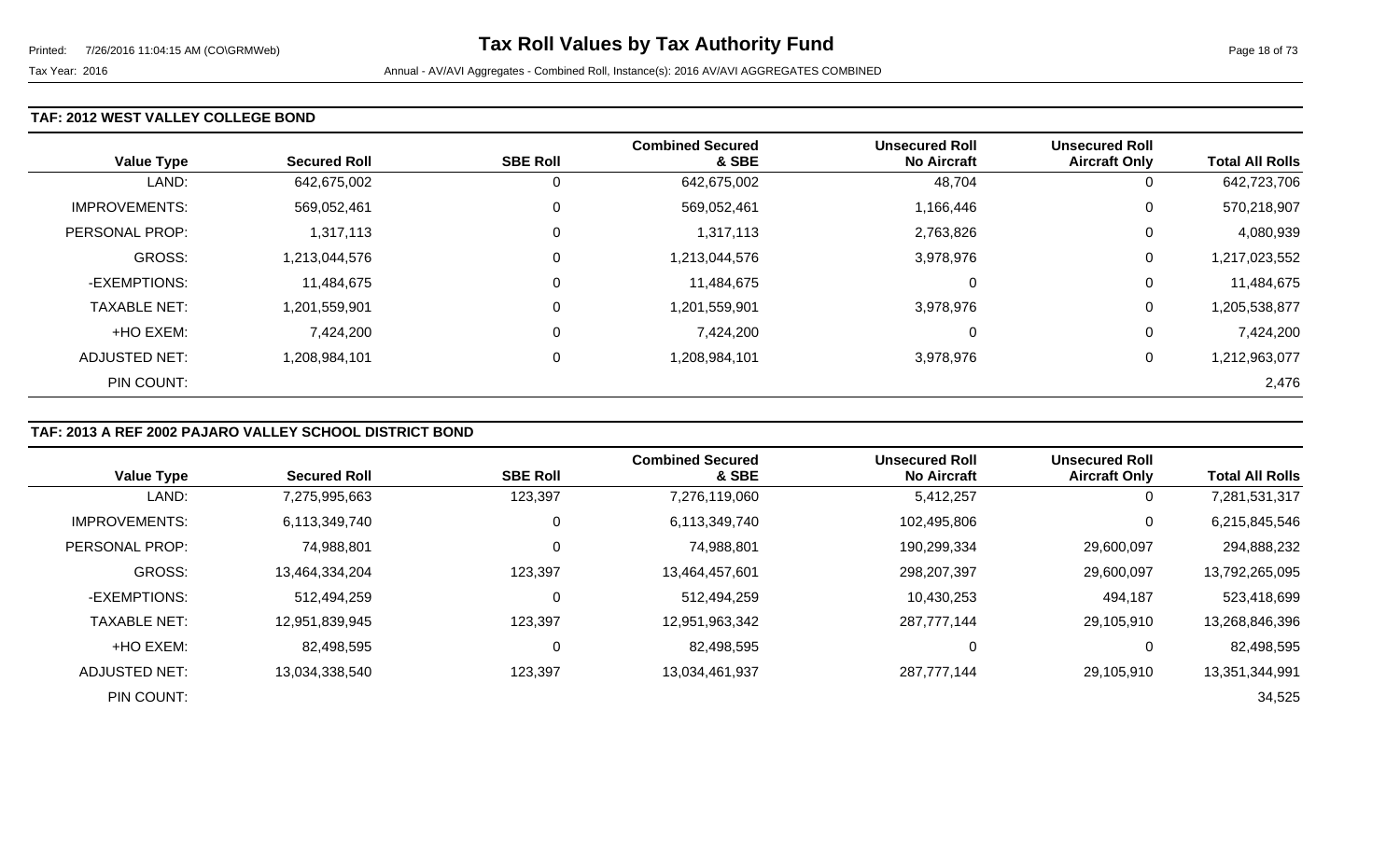# Tax Roll Values by Tax Authority Fund

Tax Year: 2016

Annual - AV/AVI Aggregates - Combined Roll, Instance(s): 2016 AV/AVI AGGREGATES COMBINED

## TAF: 2012 WEST VALLEY COLLEGE BOND

| Value Type | Secured Roll | SBE Roll | Combined Secured & SBE | Unsecured Roll No Aircraft | Unsecured Roll Aircraft Only | Total All Rolls |
|---|---|---|---|---|---|---|
| LAND: | 642,675,002 | 0 | 642,675,002 | 48,704 | 0 | 642,723,706 |
| IMPROVEMENTS: | 569,052,461 | 0 | 569,052,461 | 1,166,446 | 0 | 570,218,907 |
| PERSONAL PROP: | 1,317,113 | 0 | 1,317,113 | 2,763,826 | 0 | 4,080,939 |
| GROSS: | 1,213,044,576 | 0 | 1,213,044,576 | 3,978,976 | 0 | 1,217,023,552 |
| -EXEMPTIONS: | 11,484,675 | 0 | 11,484,675 | 0 | 0 | 11,484,675 |
| TAXABLE NET: | 1,201,559,901 | 0 | 1,201,559,901 | 3,978,976 | 0 | 1,205,538,877 |
| +HO EXEM: | 7,424,200 | 0 | 7,424,200 | 0 | 0 | 7,424,200 |
| ADJUSTED NET: | 1,208,984,101 | 0 | 1,208,984,101 | 3,978,976 | 0 | 1,212,963,077 |
| PIN COUNT: | | | | | | 2,476 |

## TAF: 2013 A REF 2002 PAJARO VALLEY SCHOOL DISTRICT BOND

| Value Type | Secured Roll | SBE Roll | Combined Secured & SBE | Unsecured Roll No Aircraft | Unsecured Roll Aircraft Only | Total All Rolls |
|---|---|---|---|---|---|---|
| LAND: | 7,275,995,663 | 123,397 | 7,276,119,060 | 5,412,257 | 0 | 7,281,531,317 |
| IMPROVEMENTS: | 6,113,349,740 | 0 | 6,113,349,740 | 102,495,806 | 0 | 6,215,845,546 |
| PERSONAL PROP: | 74,988,801 | 0 | 74,988,801 | 190,299,334 | 29,600,097 | 294,888,232 |
| GROSS: | 13,464,334,204 | 123,397 | 13,464,457,601 | 298,207,397 | 29,600,097 | 13,792,265,095 |
| -EXEMPTIONS: | 512,494,259 | 0 | 512,494,259 | 10,430,253 | 494,187 | 523,418,699 |
| TAXABLE NET: | 12,951,839,945 | 123,397 | 12,951,963,342 | 287,777,144 | 29,105,910 | 13,268,846,396 |
| +HO EXEM: | 82,498,595 | 0 | 82,498,595 | 0 | 0 | 82,498,595 |
| ADJUSTED NET: | 13,034,338,540 | 123,397 | 13,034,461,937 | 287,777,144 | 29,105,910 | 13,351,344,991 |
| PIN COUNT: | | | | | | 34,525 |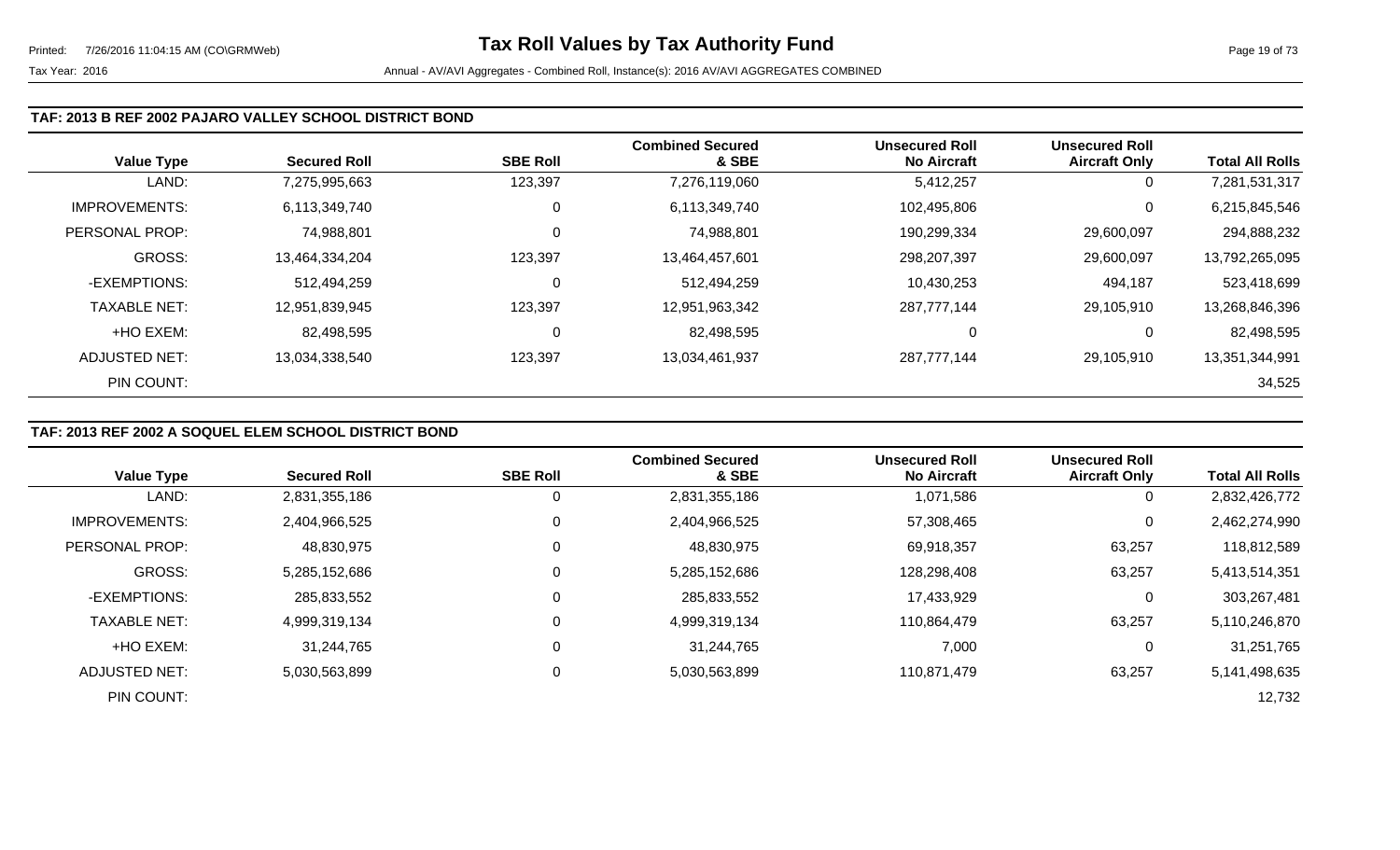### TAF: 2013 B REF 2002 PAJARO VALLEY SCHOOL DISTRICT BOND

| Value Type | Secured Roll | SBE Roll | Combined Secured & SBE | Unsecured Roll No Aircraft | Unsecured Roll Aircraft Only | Total All Rolls |
|---|---|---|---|---|---|---|
| LAND: | 7,275,995,663 | 123,397 | 7,276,119,060 | 5,412,257 | 0 | 7,281,531,317 |
| IMPROVEMENTS: | 6,113,349,740 | 0 | 6,113,349,740 | 102,495,806 | 0 | 6,215,845,546 |
| PERSONAL PROP: | 74,988,801 | 0 | 74,988,801 | 190,299,334 | 29,600,097 | 294,888,232 |
| GROSS: | 13,464,334,204 | 123,397 | 13,464,457,601 | 298,207,397 | 29,600,097 | 13,792,265,095 |
| -EXEMPTIONS: | 512,494,259 | 0 | 512,494,259 | 10,430,253 | 494,187 | 523,418,699 |
| TAXABLE NET: | 12,951,839,945 | 123,397 | 12,951,963,342 | 287,777,144 | 29,105,910 | 13,268,846,396 |
| +HO EXEM: | 82,498,595 | 0 | 82,498,595 | 0 | 0 | 82,498,595 |
| ADJUSTED NET: | 13,034,338,540 | 123,397 | 13,034,461,937 | 287,777,144 | 29,105,910 | 13,351,344,991 |
| PIN COUNT: | | | | | | 34,525 |

### TAF: 2013 REF 2002 A SOQUEL ELEM SCHOOL DISTRICT BOND

| Value Type | Secured Roll | SBE Roll | Combined Secured & SBE | Unsecured Roll No Aircraft | Unsecured Roll Aircraft Only | Total All Rolls |
|---|---|---|---|---|---|---|
| LAND: | 2,831,355,186 | 0 | 2,831,355,186 | 1,071,586 | 0 | 2,832,426,772 |
| IMPROVEMENTS: | 2,404,966,525 | 0 | 2,404,966,525 | 57,308,465 | 0 | 2,462,274,990 |
| PERSONAL PROP: | 48,830,975 | 0 | 48,830,975 | 69,918,357 | 63,257 | 118,812,589 |
| GROSS: | 5,285,152,686 | 0 | 5,285,152,686 | 128,298,408 | 63,257 | 5,413,514,351 |
| -EXEMPTIONS: | 285,833,552 | 0 | 285,833,552 | 17,433,929 | 0 | 303,267,481 |
| TAXABLE NET: | 4,999,319,134 | 0 | 4,999,319,134 | 110,864,479 | 63,257 | 5,110,246,870 |
| +HO EXEM: | 31,244,765 | 0 | 31,244,765 | 7,000 | 0 | 31,251,765 |
| ADJUSTED NET: | 5,030,563,899 | 0 | 5,030,563,899 | 110,871,479 | 63,257 | 5,141,498,635 |
| PIN COUNT: | | | | | | 12,732 |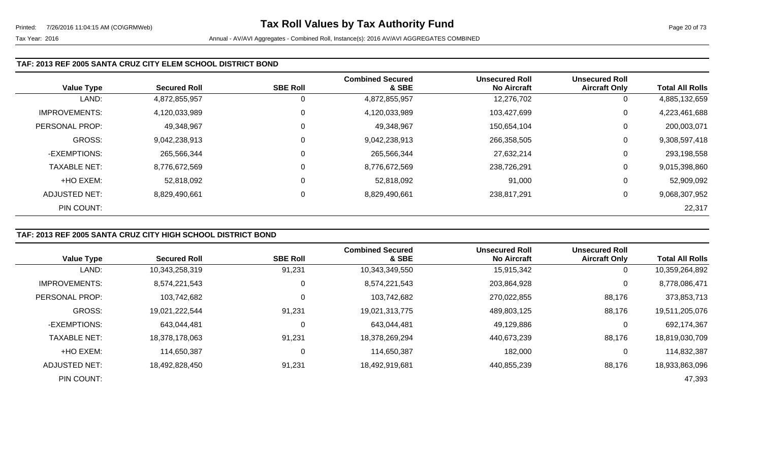### TAF: 2013 REF 2005 SANTA CRUZ CITY ELEM SCHOOL DISTRICT BOND

| Value Type | Secured Roll | SBE Roll | Combined Secured & SBE | Unsecured Roll No Aircraft | Unsecured Roll Aircraft Only | Total All Rolls |
|---|---|---|---|---|---|---|
| LAND: | 4,872,855,957 | 0 | 4,872,855,957 | 12,276,702 | 0 | 4,885,132,659 |
| IMPROVEMENTS: | 4,120,033,989 | 0 | 4,120,033,989 | 103,427,699 | 0 | 4,223,461,688 |
| PERSONAL PROP: | 49,348,967 | 0 | 49,348,967 | 150,654,104 | 0 | 200,003,071 |
| GROSS: | 9,042,238,913 | 0 | 9,042,238,913 | 266,358,505 | 0 | 9,308,597,418 |
| -EXEMPTIONS: | 265,566,344 | 0 | 265,566,344 | 27,632,214 | 0 | 293,198,558 |
| TAXABLE NET: | 8,776,672,569 | 0 | 8,776,672,569 | 238,726,291 | 0 | 9,015,398,860 |
| +HO EXEM: | 52,818,092 | 0 | 52,818,092 | 91,000 | 0 | 52,909,092 |
| ADJUSTED NET: | 8,829,490,661 | 0 | 8,829,490,661 | 238,817,291 | 0 | 9,068,307,952 |
| PIN COUNT: | | | | | | 22,317 |

### TAF: 2013 REF 2005 SANTA CRUZ CITY HIGH SCHOOL DISTRICT BOND

| Value Type | Secured Roll | SBE Roll | Combined Secured & SBE | Unsecured Roll No Aircraft | Unsecured Roll Aircraft Only | Total All Rolls |
|---|---|---|---|---|---|---|
| LAND: | 10,343,258,319 | 91,231 | 10,343,349,550 | 15,915,342 | 0 | 10,359,264,892 |
| IMPROVEMENTS: | 8,574,221,543 | 0 | 8,574,221,543 | 203,864,928 | 0 | 8,778,086,471 |
| PERSONAL PROP: | 103,742,682 | 0 | 103,742,682 | 270,022,855 | 88,176 | 373,853,713 |
| GROSS: | 19,021,222,544 | 91,231 | 19,021,313,775 | 489,803,125 | 88,176 | 19,511,205,076 |
| -EXEMPTIONS: | 643,044,481 | 0 | 643,044,481 | 49,129,886 | 0 | 692,174,367 |
| TAXABLE NET: | 18,378,178,063 | 91,231 | 18,378,269,294 | 440,673,239 | 88,176 | 18,819,030,709 |
| +HO EXEM: | 114,650,387 | 0 | 114,650,387 | 182,000 | 0 | 114,832,387 |
| ADJUSTED NET: | 18,492,828,450 | 91,231 | 18,492,919,681 | 440,855,239 | 88,176 | 18,933,863,096 |
| PIN COUNT: | | | | | | 47,393 |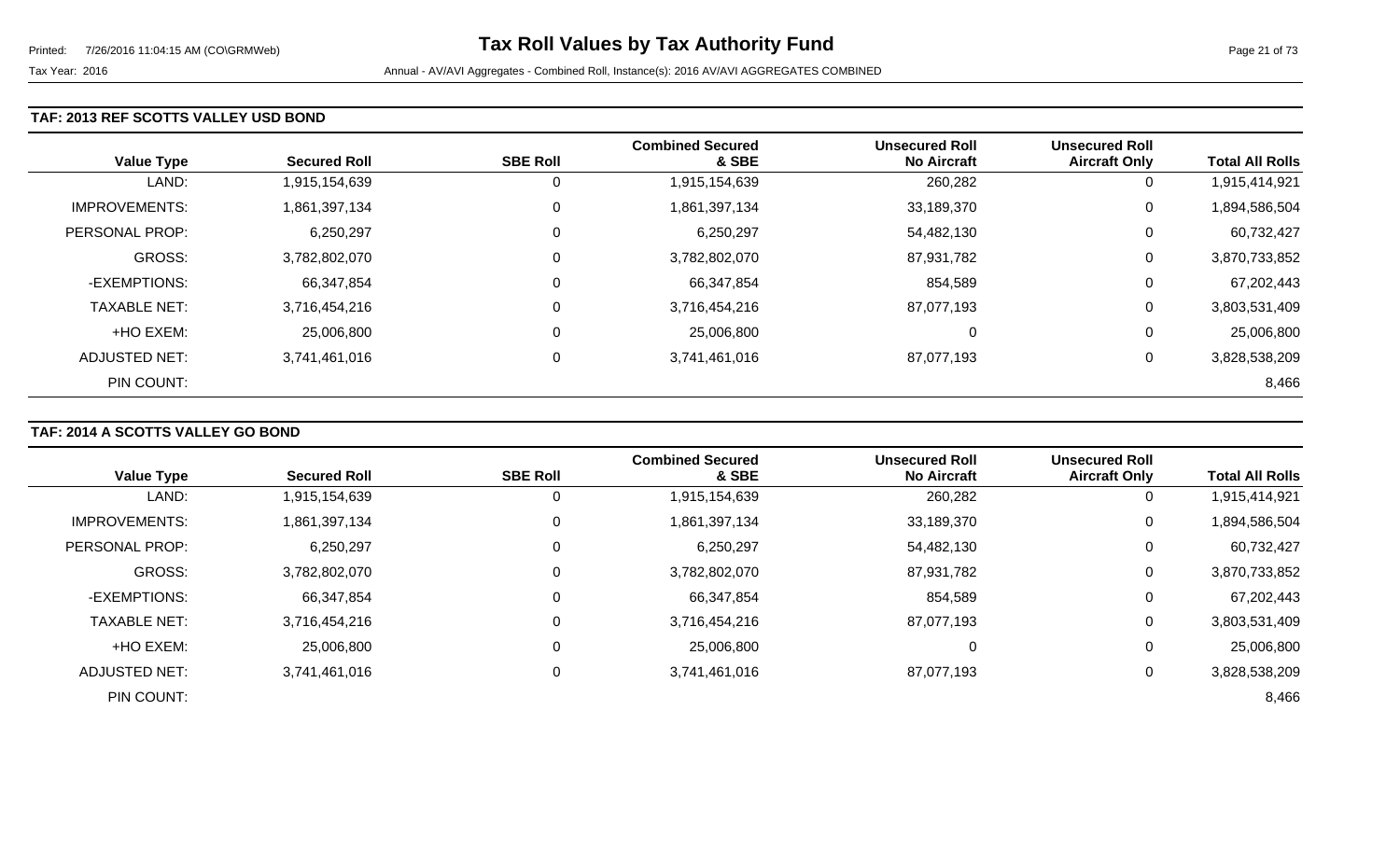### TAF: 2013 REF SCOTTS VALLEY USD BOND

| Value Type | Secured Roll | SBE Roll | Combined Secured & SBE | Unsecured Roll No Aircraft | Unsecured Roll Aircraft Only | Total All Rolls |
|---|---|---|---|---|---|---|
| LAND: | 1,915,154,639 | 0 | 1,915,154,639 | 260,282 | 0 | 1,915,414,921 |
| IMPROVEMENTS: | 1,861,397,134 | 0 | 1,861,397,134 | 33,189,370 | 0 | 1,894,586,504 |
| PERSONAL PROP: | 6,250,297 | 0 | 6,250,297 | 54,482,130 | 0 | 60,732,427 |
| GROSS: | 3,782,802,070 | 0 | 3,782,802,070 | 87,931,782 | 0 | 3,870,733,852 |
| -EXEMPTIONS: | 66,347,854 | 0 | 66,347,854 | 854,589 | 0 | 67,202,443 |
| TAXABLE NET: | 3,716,454,216 | 0 | 3,716,454,216 | 87,077,193 | 0 | 3,803,531,409 |
| +HO EXEM: | 25,006,800 | 0 | 25,006,800 | 0 | 0 | 25,006,800 |
| ADJUSTED NET: | 3,741,461,016 | 0 | 3,741,461,016 | 87,077,193 | 0 | 3,828,538,209 |
| PIN COUNT: | | | | | | 8,466 |

### TAF: 2014 A SCOTTS VALLEY GO BOND

| Value Type | Secured Roll | SBE Roll | Combined Secured & SBE | Unsecured Roll No Aircraft | Unsecured Roll Aircraft Only | Total All Rolls |
|---|---|---|---|---|---|---|
| LAND: | 1,915,154,639 | 0 | 1,915,154,639 | 260,282 | 0 | 1,915,414,921 |
| IMPROVEMENTS: | 1,861,397,134 | 0 | 1,861,397,134 | 33,189,370 | 0 | 1,894,586,504 |
| PERSONAL PROP: | 6,250,297 | 0 | 6,250,297 | 54,482,130 | 0 | 60,732,427 |
| GROSS: | 3,782,802,070 | 0 | 3,782,802,070 | 87,931,782 | 0 | 3,870,733,852 |
| -EXEMPTIONS: | 66,347,854 | 0 | 66,347,854 | 854,589 | 0 | 67,202,443 |
| TAXABLE NET: | 3,716,454,216 | 0 | 3,716,454,216 | 87,077,193 | 0 | 3,803,531,409 |
| +HO EXEM: | 25,006,800 | 0 | 25,006,800 | 0 | 0 | 25,006,800 |
| ADJUSTED NET: | 3,741,461,016 | 0 | 3,741,461,016 | 87,077,193 | 0 | 3,828,538,209 |
| PIN COUNT: | | | | | | 8,466 |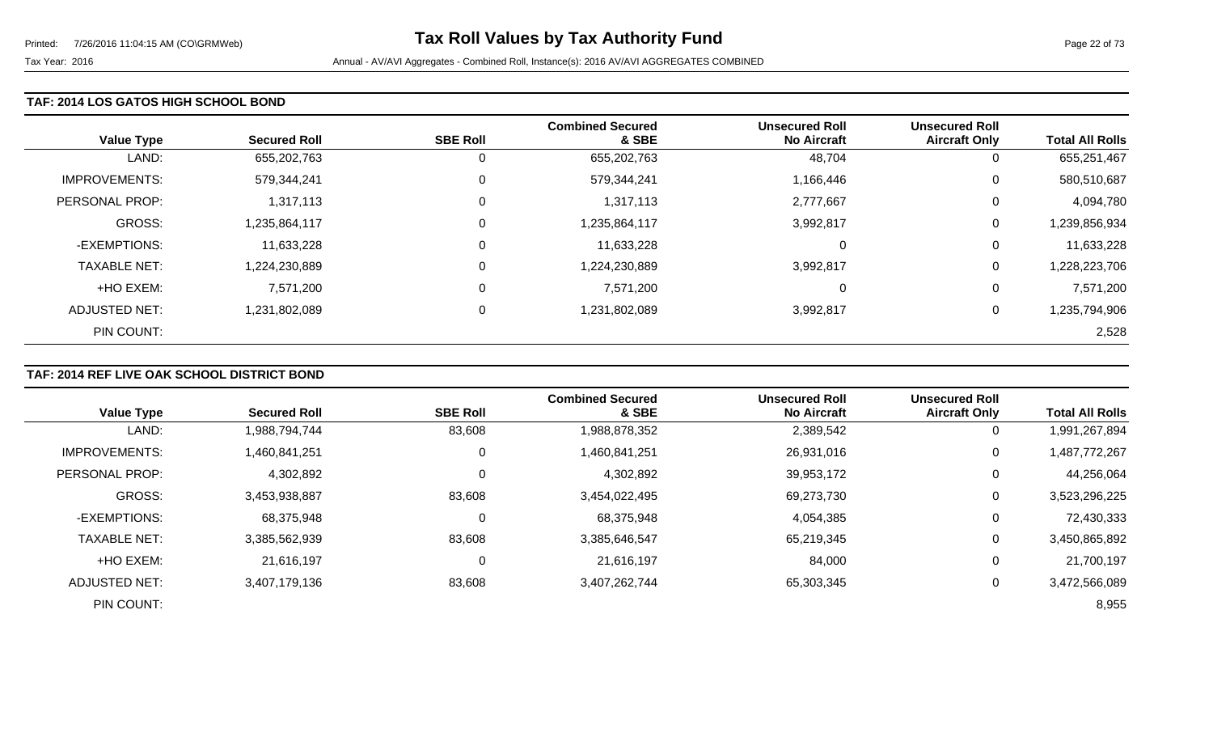### TAF: 2014 LOS GATOS HIGH SCHOOL BOND

| Value Type | Secured Roll | SBE Roll | Combined Secured & SBE | Unsecured Roll No Aircraft | Unsecured Roll Aircraft Only | Total All Rolls |
|---|---|---|---|---|---|---|
| LAND: | 655,202,763 | 0 | 655,202,763 | 48,704 | 0 | 655,251,467 |
| IMPROVEMENTS: | 579,344,241 | 0 | 579,344,241 | 1,166,446 | 0 | 580,510,687 |
| PERSONAL PROP: | 1,317,113 | 0 | 1,317,113 | 2,777,667 | 0 | 4,094,780 |
| GROSS: | 1,235,864,117 | 0 | 1,235,864,117 | 3,992,817 | 0 | 1,239,856,934 |
| -EXEMPTIONS: | 11,633,228 | 0 | 11,633,228 | 0 | 0 | 11,633,228 |
| TAXABLE NET: | 1,224,230,889 | 0 | 1,224,230,889 | 3,992,817 | 0 | 1,228,223,706 |
| +HO EXEM: | 7,571,200 | 0 | 7,571,200 | 0 | 0 | 7,571,200 |
| ADJUSTED NET: | 1,231,802,089 | 0 | 1,231,802,089 | 3,992,817 | 0 | 1,235,794,906 |
| PIN COUNT: | | | | | | 2,528 |

### TAF: 2014 REF LIVE OAK SCHOOL DISTRICT BOND

| Value Type | Secured Roll | SBE Roll | Combined Secured & SBE | Unsecured Roll No Aircraft | Unsecured Roll Aircraft Only | Total All Rolls |
|---|---|---|---|---|---|---|
| LAND: | 1,988,794,744 | 83,608 | 1,988,878,352 | 2,389,542 | 0 | 1,991,267,894 |
| IMPROVEMENTS: | 1,460,841,251 | 0 | 1,460,841,251 | 26,931,016 | 0 | 1,487,772,267 |
| PERSONAL PROP: | 4,302,892 | 0 | 4,302,892 | 39,953,172 | 0 | 44,256,064 |
| GROSS: | 3,453,938,887 | 83,608 | 3,454,022,495 | 69,273,730 | 0 | 3,523,296,225 |
| -EXEMPTIONS: | 68,375,948 | 0 | 68,375,948 | 4,054,385 | 0 | 72,430,333 |
| TAXABLE NET: | 3,385,562,939 | 83,608 | 3,385,646,547 | 65,219,345 | 0 | 3,450,865,892 |
| +HO EXEM: | 21,616,197 | 0 | 21,616,197 | 84,000 | 0 | 21,700,197 |
| ADJUSTED NET: | 3,407,179,136 | 83,608 | 3,407,262,744 | 65,303,345 | 0 | 3,472,566,089 |
| PIN COUNT: | | | | | | 8,955 |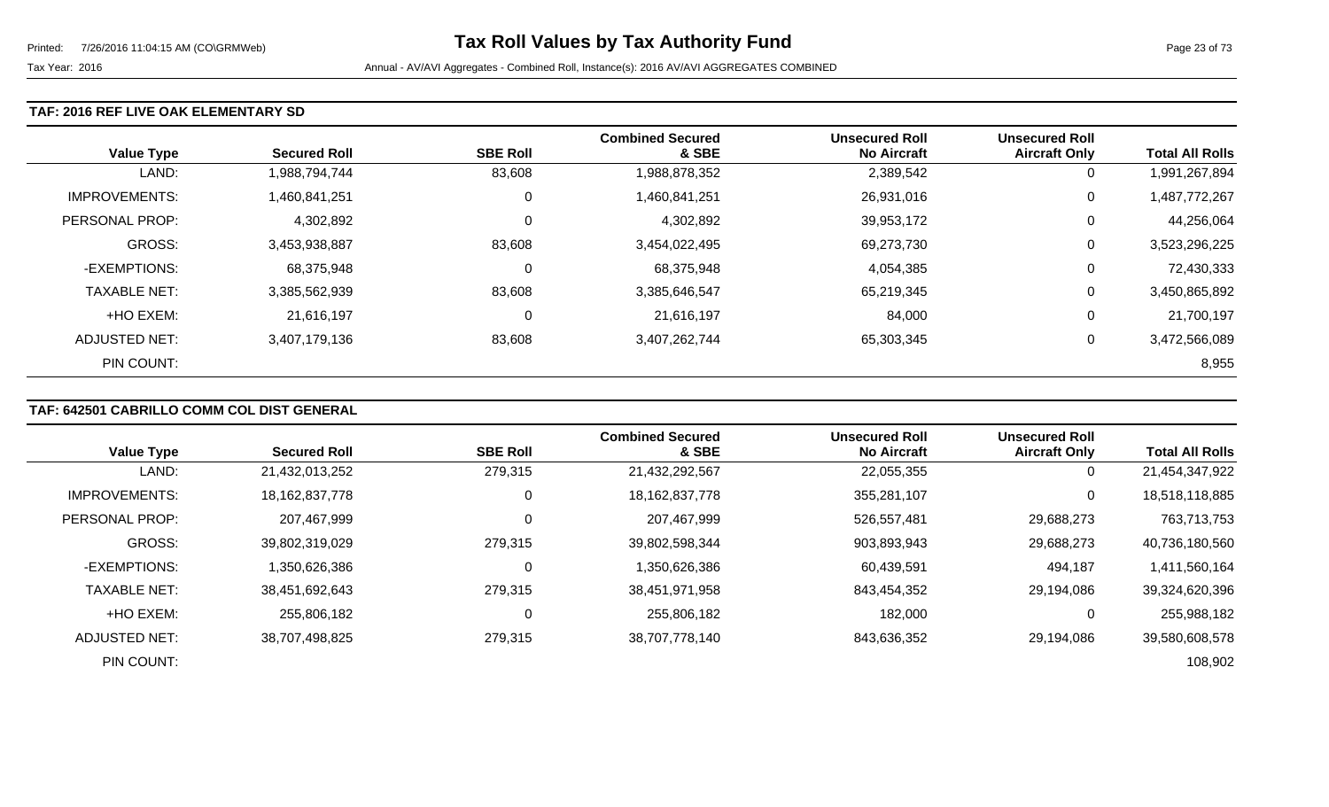Tax Year: 2016 | Annual - AV/AVI Aggregates - Combined Roll, Instance(s): 2016 AV/AVI AGGREGATES COMBINED

# Tax Roll Values by Tax Authority Fund

### TAF: 2016 REF LIVE OAK ELEMENTARY SD

| Value Type | Secured Roll | SBE Roll | Combined Secured & SBE | Unsecured Roll No Aircraft | Unsecured Roll Aircraft Only | Total All Rolls |
|---|---|---|---|---|---|---|
| LAND: | 1,988,794,744 | 83,608 | 1,988,878,352 | 2,389,542 | 0 | 1,991,267,894 |
| IMPROVEMENTS: | 1,460,841,251 | 0 | 1,460,841,251 | 26,931,016 | 0 | 1,487,772,267 |
| PERSONAL PROP: | 4,302,892 | 0 | 4,302,892 | 39,953,172 | 0 | 44,256,064 |
| GROSS: | 3,453,938,887 | 83,608 | 3,454,022,495 | 69,273,730 | 0 | 3,523,296,225 |
| -EXEMPTIONS: | 68,375,948 | 0 | 68,375,948 | 4,054,385 | 0 | 72,430,333 |
| TAXABLE NET: | 3,385,562,939 | 83,608 | 3,385,646,547 | 65,219,345 | 0 | 3,450,865,892 |
| +HO EXEM: | 21,616,197 | 0 | 21,616,197 | 84,000 | 0 | 21,700,197 |
| ADJUSTED NET: | 3,407,179,136 | 83,608 | 3,407,262,744 | 65,303,345 | 0 | 3,472,566,089 |
| PIN COUNT: | | | | | | 8,955 |

### TAF: 642501 CABRILLO COMM COL DIST GENERAL

| Value Type | Secured Roll | SBE Roll | Combined Secured & SBE | Unsecured Roll No Aircraft | Unsecured Roll Aircraft Only | Total All Rolls |
|---|---|---|---|---|---|---|
| LAND: | 21,432,013,252 | 279,315 | 21,432,292,567 | 22,055,355 | 0 | 21,454,347,922 |
| IMPROVEMENTS: | 18,162,837,778 | 0 | 18,162,837,778 | 355,281,107 | 0 | 18,518,118,885 |
| PERSONAL PROP: | 207,467,999 | 0 | 207,467,999 | 526,557,481 | 29,688,273 | 763,713,753 |
| GROSS: | 39,802,319,029 | 279,315 | 39,802,598,344 | 903,893,943 | 29,688,273 | 40,736,180,560 |
| -EXEMPTIONS: | 1,350,626,386 | 0 | 1,350,626,386 | 60,439,591 | 494,187 | 1,411,560,164 |
| TAXABLE NET: | 38,451,692,643 | 279,315 | 38,451,971,958 | 843,454,352 | 29,194,086 | 39,324,620,396 |
| +HO EXEM: | 255,806,182 | 0 | 255,806,182 | 182,000 | 0 | 255,988,182 |
| ADJUSTED NET: | 38,707,498,825 | 279,315 | 38,707,778,140 | 843,636,352 | 29,194,086 | 39,580,608,578 |
| PIN COUNT: | | | | | | 108,902 |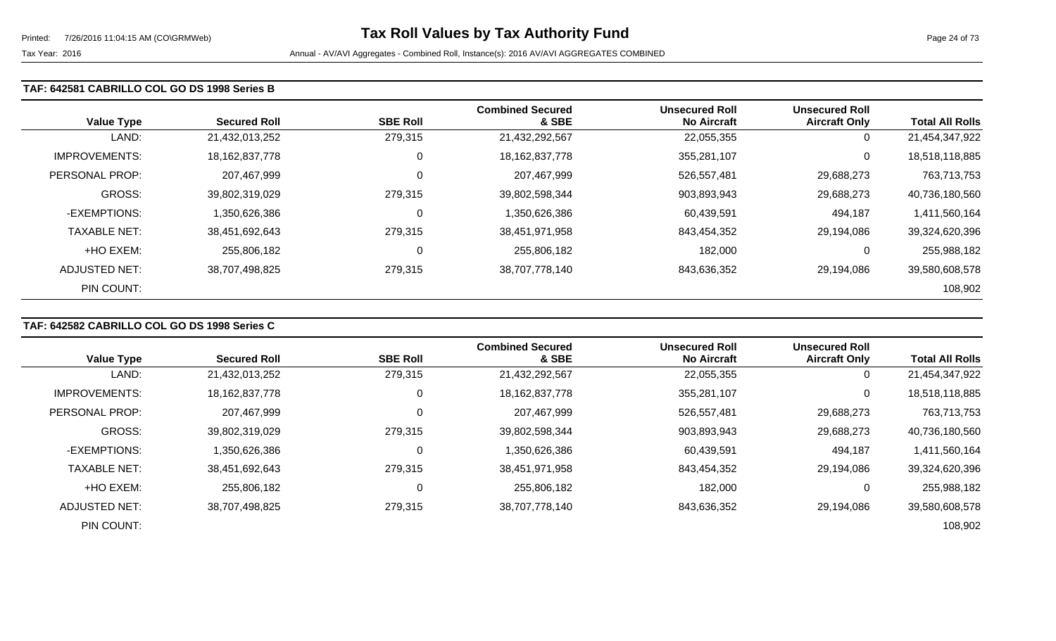### TAF: 642581 CABRILLO COL GO DS 1998 Series B

| Value Type | Secured Roll | SBE Roll | Combined Secured & SBE | Unsecured Roll No Aircraft | Unsecured Roll Aircraft Only | Total All Rolls |
|---|---|---|---|---|---|---|
| LAND: | 21,432,013,252 | 279,315 | 21,432,292,567 | 22,055,355 | 0 | 21,454,347,922 |
| IMPROVEMENTS: | 18,162,837,778 | 0 | 18,162,837,778 | 355,281,107 | 0 | 18,518,118,885 |
| PERSONAL PROP: | 207,467,999 | 0 | 207,467,999 | 526,557,481 | 29,688,273 | 763,713,753 |
| GROSS: | 39,802,319,029 | 279,315 | 39,802,598,344 | 903,893,943 | 29,688,273 | 40,736,180,560 |
| -EXEMPTIONS: | 1,350,626,386 | 0 | 1,350,626,386 | 60,439,591 | 494,187 | 1,411,560,164 |
| TAXABLE NET: | 38,451,692,643 | 279,315 | 38,451,971,958 | 843,454,352 | 29,194,086 | 39,324,620,396 |
| +HO EXEM: | 255,806,182 | 0 | 255,806,182 | 182,000 | 0 | 255,988,182 |
| ADJUSTED NET: | 38,707,498,825 | 279,315 | 38,707,778,140 | 843,636,352 | 29,194,086 | 39,580,608,578 |
| PIN COUNT: | | | | | | 108,902 |

### TAF: 642582 CABRILLO COL GO DS 1998 Series C

| Value Type | Secured Roll | SBE Roll | Combined Secured & SBE | Unsecured Roll No Aircraft | Unsecured Roll Aircraft Only | Total All Rolls |
|---|---|---|---|---|---|---|
| LAND: | 21,432,013,252 | 279,315 | 21,432,292,567 | 22,055,355 | 0 | 21,454,347,922 |
| IMPROVEMENTS: | 18,162,837,778 | 0 | 18,162,837,778 | 355,281,107 | 0 | 18,518,118,885 |
| PERSONAL PROP: | 207,467,999 | 0 | 207,467,999 | 526,557,481 | 29,688,273 | 763,713,753 |
| GROSS: | 39,802,319,029 | 279,315 | 39,802,598,344 | 903,893,943 | 29,688,273 | 40,736,180,560 |
| -EXEMPTIONS: | 1,350,626,386 | 0 | 1,350,626,386 | 60,439,591 | 494,187 | 1,411,560,164 |
| TAXABLE NET: | 38,451,692,643 | 279,315 | 38,451,971,958 | 843,454,352 | 29,194,086 | 39,324,620,396 |
| +HO EXEM: | 255,806,182 | 0 | 255,806,182 | 182,000 | 0 | 255,988,182 |
| ADJUSTED NET: | 38,707,498,825 | 279,315 | 38,707,778,140 | 843,636,352 | 29,194,086 | 39,580,608,578 |
| PIN COUNT: | | | | | | 108,902 |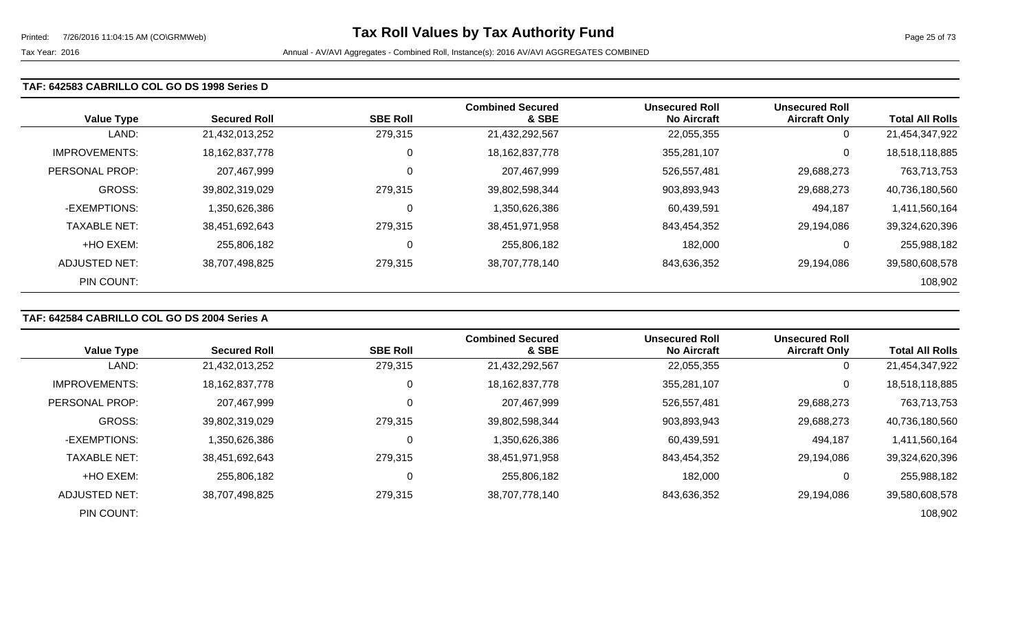### TAF: 642583 CABRILLO COL GO DS 1998 Series D

| Value Type | Secured Roll | SBE Roll | Combined Secured & SBE | Unsecured Roll No Aircraft | Unsecured Roll Aircraft Only | Total All Rolls |
|---|---|---|---|---|---|---|
| LAND: | 21,432,013,252 | 279,315 | 21,432,292,567 | 22,055,355 | 0 | 21,454,347,922 |
| IMPROVEMENTS: | 18,162,837,778 | 0 | 18,162,837,778 | 355,281,107 | 0 | 18,518,118,885 |
| PERSONAL PROP: | 207,467,999 | 0 | 207,467,999 | 526,557,481 | 29,688,273 | 763,713,753 |
| GROSS: | 39,802,319,029 | 279,315 | 39,802,598,344 | 903,893,943 | 29,688,273 | 40,736,180,560 |
| -EXEMPTIONS: | 1,350,626,386 | 0 | 1,350,626,386 | 60,439,591 | 494,187 | 1,411,560,164 |
| TAXABLE NET: | 38,451,692,643 | 279,315 | 38,451,971,958 | 843,454,352 | 29,194,086 | 39,324,620,396 |
| +HO EXEM: | 255,806,182 | 0 | 255,806,182 | 182,000 | 0 | 255,988,182 |
| ADJUSTED NET: | 38,707,498,825 | 279,315 | 38,707,778,140 | 843,636,352 | 29,194,086 | 39,580,608,578 |
| PIN COUNT: | | | | | | 108,902 |

### TAF: 642584 CABRILLO COL GO DS 2004 Series A

| Value Type | Secured Roll | SBE Roll | Combined Secured & SBE | Unsecured Roll No Aircraft | Unsecured Roll Aircraft Only | Total All Rolls |
|---|---|---|---|---|---|---|
| LAND: | 21,432,013,252 | 279,315 | 21,432,292,567 | 22,055,355 | 0 | 21,454,347,922 |
| IMPROVEMENTS: | 18,162,837,778 | 0 | 18,162,837,778 | 355,281,107 | 0 | 18,518,118,885 |
| PERSONAL PROP: | 207,467,999 | 0 | 207,467,999 | 526,557,481 | 29,688,273 | 763,713,753 |
| GROSS: | 39,802,319,029 | 279,315 | 39,802,598,344 | 903,893,943 | 29,688,273 | 40,736,180,560 |
| -EXEMPTIONS: | 1,350,626,386 | 0 | 1,350,626,386 | 60,439,591 | 494,187 | 1,411,560,164 |
| TAXABLE NET: | 38,451,692,643 | 279,315 | 38,451,971,958 | 843,454,352 | 29,194,086 | 39,324,620,396 |
| +HO EXEM: | 255,806,182 | 0 | 255,806,182 | 182,000 | 0 | 255,988,182 |
| ADJUSTED NET: | 38,707,498,825 | 279,315 | 38,707,778,140 | 843,636,352 | 29,194,086 | 39,580,608,578 |
| PIN COUNT: | | | | | | 108,902 |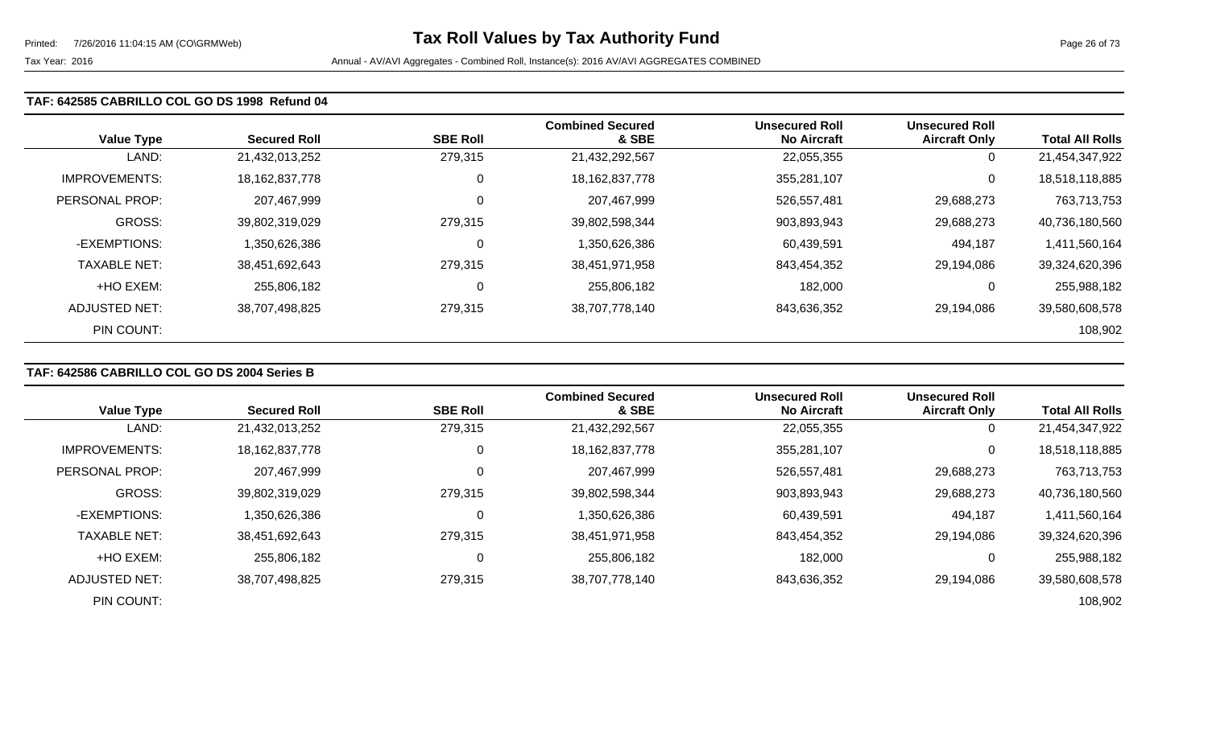### TAF: 642585 CABRILLO COL GO DS 1998 Refund 04

| Value Type | Secured Roll | SBE Roll | Combined Secured & SBE | Unsecured Roll No Aircraft | Unsecured Roll Aircraft Only | Total All Rolls |
|---|---|---|---|---|---|---|
| LAND: | 21,432,013,252 | 279,315 | 21,432,292,567 | 22,055,355 | 0 | 21,454,347,922 |
| IMPROVEMENTS: | 18,162,837,778 | 0 | 18,162,837,778 | 355,281,107 | 0 | 18,518,118,885 |
| PERSONAL PROP: | 207,467,999 | 0 | 207,467,999 | 526,557,481 | 29,688,273 | 763,713,753 |
| GROSS: | 39,802,319,029 | 279,315 | 39,802,598,344 | 903,893,943 | 29,688,273 | 40,736,180,560 |
| -EXEMPTIONS: | 1,350,626,386 | 0 | 1,350,626,386 | 60,439,591 | 494,187 | 1,411,560,164 |
| TAXABLE NET: | 38,451,692,643 | 279,315 | 38,451,971,958 | 843,454,352 | 29,194,086 | 39,324,620,396 |
| +HO EXEM: | 255,806,182 | 0 | 255,806,182 | 182,000 | 0 | 255,988,182 |
| ADJUSTED NET: | 38,707,498,825 | 279,315 | 38,707,778,140 | 843,636,352 | 29,194,086 | 39,580,608,578 |
| PIN COUNT: | | | | | | 108,902 |

### TAF: 642586 CABRILLO COL GO DS 2004 Series B

| Value Type | Secured Roll | SBE Roll | Combined Secured & SBE | Unsecured Roll No Aircraft | Unsecured Roll Aircraft Only | Total All Rolls |
|---|---|---|---|---|---|---|
| LAND: | 21,432,013,252 | 279,315 | 21,432,292,567 | 22,055,355 | 0 | 21,454,347,922 |
| IMPROVEMENTS: | 18,162,837,778 | 0 | 18,162,837,778 | 355,281,107 | 0 | 18,518,118,885 |
| PERSONAL PROP: | 207,467,999 | 0 | 207,467,999 | 526,557,481 | 29,688,273 | 763,713,753 |
| GROSS: | 39,802,319,029 | 279,315 | 39,802,598,344 | 903,893,943 | 29,688,273 | 40,736,180,560 |
| -EXEMPTIONS: | 1,350,626,386 | 0 | 1,350,626,386 | 60,439,591 | 494,187 | 1,411,560,164 |
| TAXABLE NET: | 38,451,692,643 | 279,315 | 38,451,971,958 | 843,454,352 | 29,194,086 | 39,324,620,396 |
| +HO EXEM: | 255,806,182 | 0 | 255,806,182 | 182,000 | 0 | 255,988,182 |
| ADJUSTED NET: | 38,707,498,825 | 279,315 | 38,707,778,140 | 843,636,352 | 29,194,086 | 39,580,608,578 |
| PIN COUNT: | | | | | | 108,902 |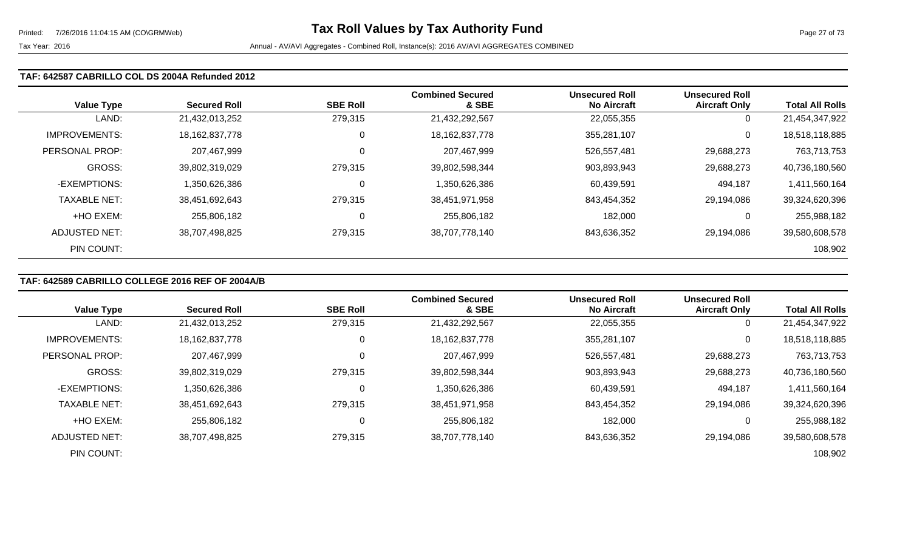## TAF: 642587 CABRILLO COL DS 2004A Refunded 2012

| Value Type | Secured Roll | SBE Roll | Combined Secured & SBE | Unsecured Roll No Aircraft | Unsecured Roll Aircraft Only | Total All Rolls |
|---|---|---|---|---|---|---|
| LAND: | 21,432,013,252 | 279,315 | 21,432,292,567 | 22,055,355 | 0 | 21,454,347,922 |
| IMPROVEMENTS: | 18,162,837,778 | 0 | 18,162,837,778 | 355,281,107 | 0 | 18,518,118,885 |
| PERSONAL PROP: | 207,467,999 | 0 | 207,467,999 | 526,557,481 | 29,688,273 | 763,713,753 |
| GROSS: | 39,802,319,029 | 279,315 | 39,802,598,344 | 903,893,943 | 29,688,273 | 40,736,180,560 |
| -EXEMPTIONS: | 1,350,626,386 | 0 | 1,350,626,386 | 60,439,591 | 494,187 | 1,411,560,164 |
| TAXABLE NET: | 38,451,692,643 | 279,315 | 38,451,971,958 | 843,454,352 | 29,194,086 | 39,324,620,396 |
| +HO EXEM: | 255,806,182 | 0 | 255,806,182 | 182,000 | 0 | 255,988,182 |
| ADJUSTED NET: | 38,707,498,825 | 279,315 | 38,707,778,140 | 843,636,352 | 29,194,086 | 39,580,608,578 |
| PIN COUNT: | | | | | | 108,902 |

## TAF: 642589 CABRILLO COLLEGE 2016 REF OF 2004A/B

| Value Type | Secured Roll | SBE Roll | Combined Secured & SBE | Unsecured Roll No Aircraft | Unsecured Roll Aircraft Only | Total All Rolls |
|---|---|---|---|---|---|---|
| LAND: | 21,432,013,252 | 279,315 | 21,432,292,567 | 22,055,355 | 0 | 21,454,347,922 |
| IMPROVEMENTS: | 18,162,837,778 | 0 | 18,162,837,778 | 355,281,107 | 0 | 18,518,118,885 |
| PERSONAL PROP: | 207,467,999 | 0 | 207,467,999 | 526,557,481 | 29,688,273 | 763,713,753 |
| GROSS: | 39,802,319,029 | 279,315 | 39,802,598,344 | 903,893,943 | 29,688,273 | 40,736,180,560 |
| -EXEMPTIONS: | 1,350,626,386 | 0 | 1,350,626,386 | 60,439,591 | 494,187 | 1,411,560,164 |
| TAXABLE NET: | 38,451,692,643 | 279,315 | 38,451,971,958 | 843,454,352 | 29,194,086 | 39,324,620,396 |
| +HO EXEM: | 255,806,182 | 0 | 255,806,182 | 182,000 | 0 | 255,988,182 |
| ADJUSTED NET: | 38,707,498,825 | 279,315 | 38,707,778,140 | 843,636,352 | 29,194,086 | 39,580,608,578 |
| PIN COUNT: | | | | | | 108,902 |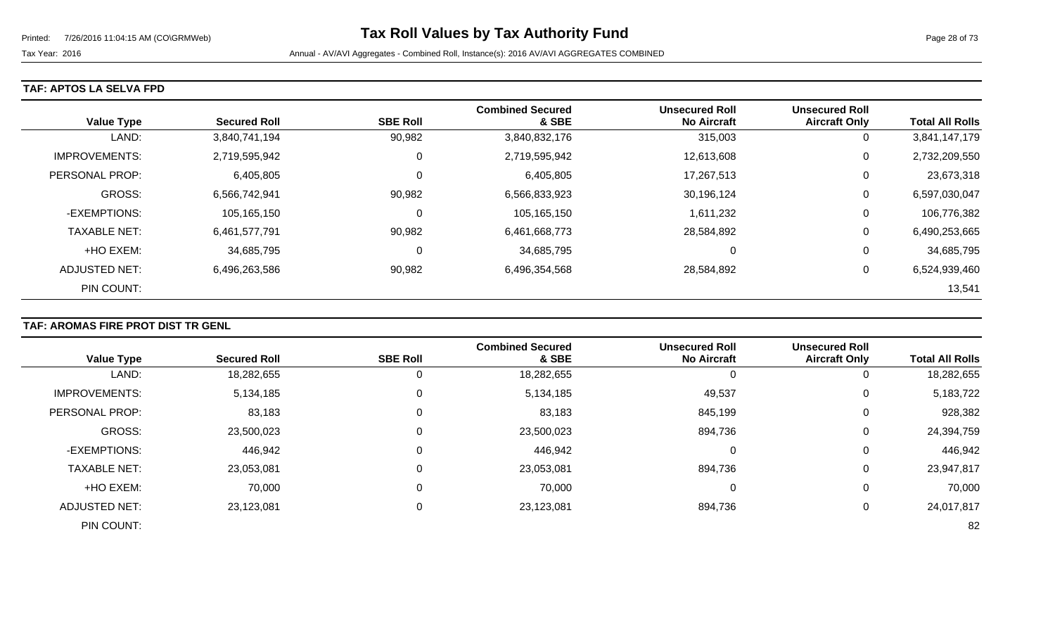# Tax Roll Values by Tax Authority Fund

Tax Year: 2016

Annual - AV/AVI Aggregates - Combined Roll, Instance(s): 2016 AV/AVI AGGREGATES COMBINED

### TAF: APTOS LA SELVA FPD

| Value Type | Secured Roll | SBE Roll | Combined Secured & SBE | Unsecured Roll No Aircraft | Unsecured Roll Aircraft Only | Total All Rolls |
|---|---|---|---|---|---|---|
| LAND: | 3,840,741,194 | 90,982 | 3,840,832,176 | 315,003 | 0 | 3,841,147,179 |
| IMPROVEMENTS: | 2,719,595,942 | 0 | 2,719,595,942 | 12,613,608 | 0 | 2,732,209,550 |
| PERSONAL PROP: | 6,405,805 | 0 | 6,405,805 | 17,267,513 | 0 | 23,673,318 |
| GROSS: | 6,566,742,941 | 90,982 | 6,566,833,923 | 30,196,124 | 0 | 6,597,030,047 |
| -EXEMPTIONS: | 105,165,150 | 0 | 105,165,150 | 1,611,232 | 0 | 106,776,382 |
| TAXABLE NET: | 6,461,577,791 | 90,982 | 6,461,668,773 | 28,584,892 | 0 | 6,490,253,665 |
| +HO EXEM: | 34,685,795 | 0 | 34,685,795 | 0 | 0 | 34,685,795 |
| ADJUSTED NET: | 6,496,263,586 | 90,982 | 6,496,354,568 | 28,584,892 | 0 | 6,524,939,460 |
| PIN COUNT: | | | | | | 13,541 |

### TAF: AROMAS FIRE PROT DIST TR GENL

| Value Type | Secured Roll | SBE Roll | Combined Secured & SBE | Unsecured Roll No Aircraft | Unsecured Roll Aircraft Only | Total All Rolls |
|---|---|---|---|---|---|---|
| LAND: | 18,282,655 | 0 | 18,282,655 | 0 | 0 | 18,282,655 |
| IMPROVEMENTS: | 5,134,185 | 0 | 5,134,185 | 49,537 | 0 | 5,183,722 |
| PERSONAL PROP: | 83,183 | 0 | 83,183 | 845,199 | 0 | 928,382 |
| GROSS: | 23,500,023 | 0 | 23,500,023 | 894,736 | 0 | 24,394,759 |
| -EXEMPTIONS: | 446,942 | 0 | 446,942 | 0 | 0 | 446,942 |
| TAXABLE NET: | 23,053,081 | 0 | 23,053,081 | 894,736 | 0 | 23,947,817 |
| +HO EXEM: | 70,000 | 0 | 70,000 | 0 | 0 | 70,000 |
| ADJUSTED NET: | 23,123,081 | 0 | 23,123,081 | 894,736 | 0 | 24,017,817 |
| PIN COUNT: | | | | | | 82 |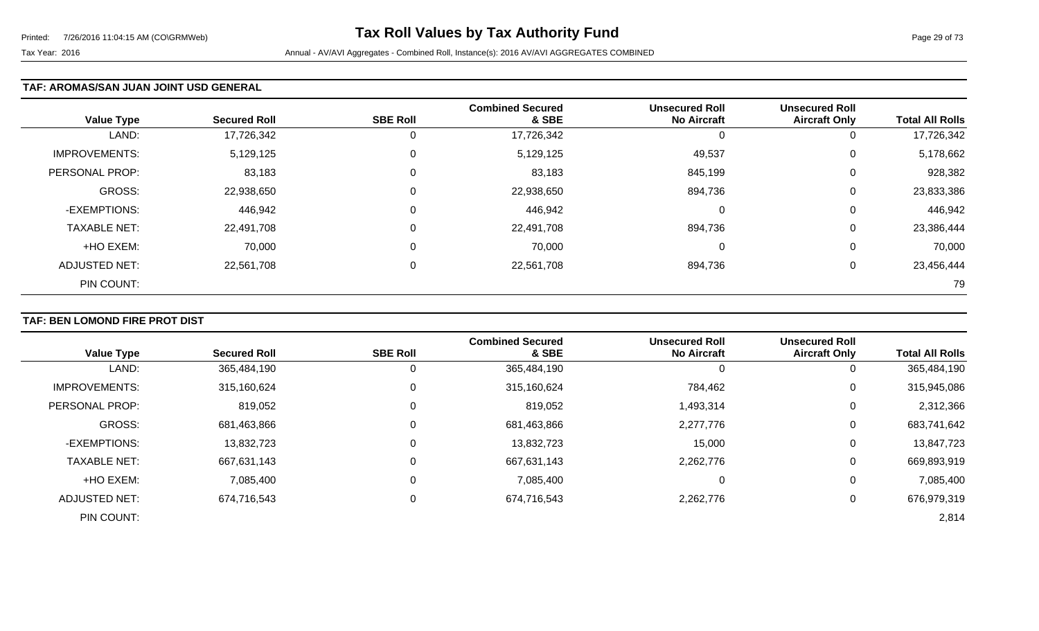### TAF: AROMAS/SAN JUAN JOINT USD GENERAL

| Value Type | Secured Roll | SBE Roll | Combined Secured & SBE | Unsecured Roll No Aircraft | Unsecured Roll Aircraft Only | Total All Rolls |
|---|---|---|---|---|---|---|
| LAND: | 17,726,342 | 0 | 17,726,342 | 0 | 0 | 17,726,342 |
| IMPROVEMENTS: | 5,129,125 | 0 | 5,129,125 | 49,537 | 0 | 5,178,662 |
| PERSONAL PROP: | 83,183 | 0 | 83,183 | 845,199 | 0 | 928,382 |
| GROSS: | 22,938,650 | 0 | 22,938,650 | 894,736 | 0 | 23,833,386 |
| -EXEMPTIONS: | 446,942 | 0 | 446,942 | 0 | 0 | 446,942 |
| TAXABLE NET: | 22,491,708 | 0 | 22,491,708 | 894,736 | 0 | 23,386,444 |
| +HO EXEM: | 70,000 | 0 | 70,000 | 0 | 0 | 70,000 |
| ADJUSTED NET: | 22,561,708 | 0 | 22,561,708 | 894,736 | 0 | 23,456,444 |
| PIN COUNT: | | | | | | 79 |

### TAF: BEN LOMOND FIRE PROT DIST

| Value Type | Secured Roll | SBE Roll | Combined Secured & SBE | Unsecured Roll No Aircraft | Unsecured Roll Aircraft Only | Total All Rolls |
|---|---|---|---|---|---|---|
| LAND: | 365,484,190 | 0 | 365,484,190 | 0 | 0 | 365,484,190 |
| IMPROVEMENTS: | 315,160,624 | 0 | 315,160,624 | 784,462 | 0 | 315,945,086 |
| PERSONAL PROP: | 819,052 | 0 | 819,052 | 1,493,314 | 0 | 2,312,366 |
| GROSS: | 681,463,866 | 0 | 681,463,866 | 2,277,776 | 0 | 683,741,642 |
| -EXEMPTIONS: | 13,832,723 | 0 | 13,832,723 | 15,000 | 0 | 13,847,723 |
| TAXABLE NET: | 667,631,143 | 0 | 667,631,143 | 2,262,776 | 0 | 669,893,919 |
| +HO EXEM: | 7,085,400 | 0 | 7,085,400 | 0 | 0 | 7,085,400 |
| ADJUSTED NET: | 674,716,543 | 0 | 674,716,543 | 2,262,776 | 0 | 676,979,319 |
| PIN COUNT: | | | | | | 2,814 |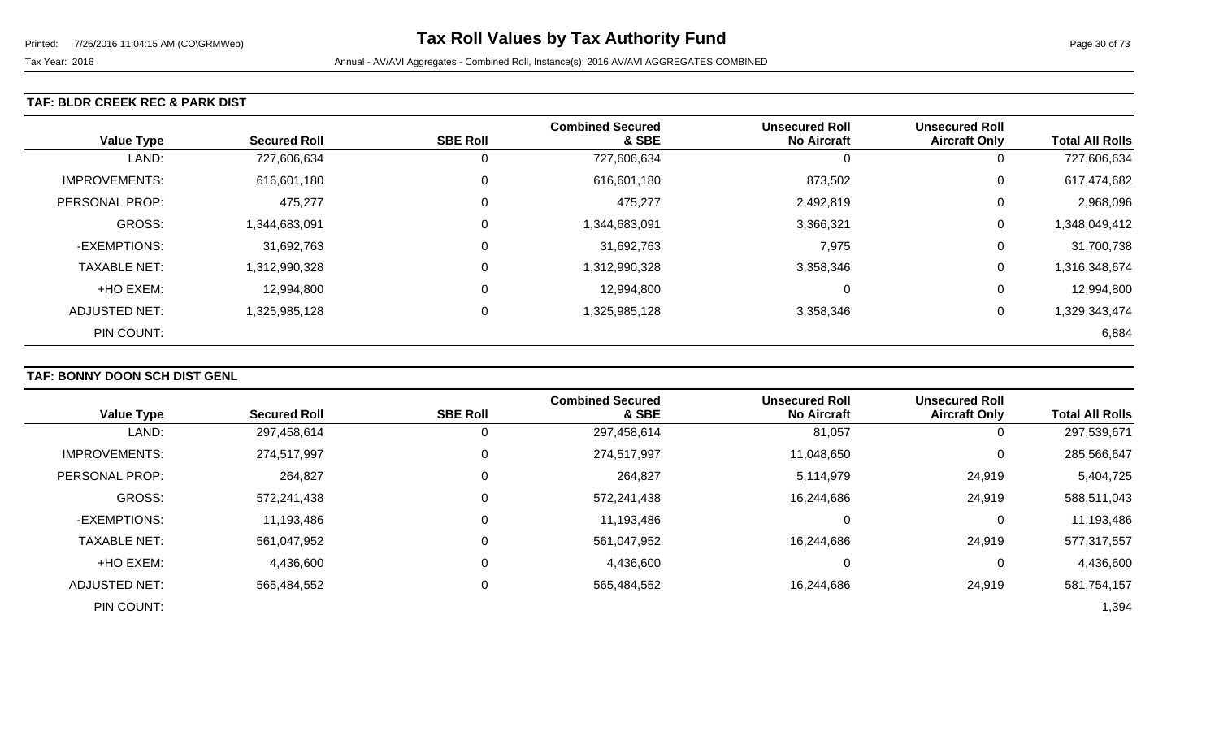# Tax Roll Values by Tax Authority Fund

Tax Year: 2016

Annual - AV/AVI Aggregates - Combined Roll, Instance(s): 2016 AV/AVI AGGREGATES COMBINED

## TAF: BLDR CREEK REC & PARK DIST

| Value Type | Secured Roll | SBE Roll | Combined Secured & SBE | Unsecured Roll No Aircraft | Unsecured Roll Aircraft Only | Total All Rolls |
|---|---|---|---|---|---|---|
| LAND: | 727,606,634 | 0 | 727,606,634 | 0 | 0 | 727,606,634 |
| IMPROVEMENTS: | 616,601,180 | 0 | 616,601,180 | 873,502 | 0 | 617,474,682 |
| PERSONAL PROP: | 475,277 | 0 | 475,277 | 2,492,819 | 0 | 2,968,096 |
| GROSS: | 1,344,683,091 | 0 | 1,344,683,091 | 3,366,321 | 0 | 1,348,049,412 |
| -EXEMPTIONS: | 31,692,763 | 0 | 31,692,763 | 7,975 | 0 | 31,700,738 |
| TAXABLE NET: | 1,312,990,328 | 0 | 1,312,990,328 | 3,358,346 | 0 | 1,316,348,674 |
| +HO EXEM: | 12,994,800 | 0 | 12,994,800 | 0 | 0 | 12,994,800 |
| ADJUSTED NET: | 1,325,985,128 | 0 | 1,325,985,128 | 3,358,346 | 0 | 1,329,343,474 |
| PIN COUNT: | | | | | | 6,884 |

## TAF: BONNY DOON SCH DIST GENL

| Value Type | Secured Roll | SBE Roll | Combined Secured & SBE | Unsecured Roll No Aircraft | Unsecured Roll Aircraft Only | Total All Rolls |
|---|---|---|---|---|---|---|
| LAND: | 297,458,614 | 0 | 297,458,614 | 81,057 | 0 | 297,539,671 |
| IMPROVEMENTS: | 274,517,997 | 0 | 274,517,997 | 11,048,650 | 0 | 285,566,647 |
| PERSONAL PROP: | 264,827 | 0 | 264,827 | 5,114,979 | 24,919 | 5,404,725 |
| GROSS: | 572,241,438 | 0 | 572,241,438 | 16,244,686 | 24,919 | 588,511,043 |
| -EXEMPTIONS: | 11,193,486 | 0 | 11,193,486 | 0 | 0 | 11,193,486 |
| TAXABLE NET: | 561,047,952 | 0 | 561,047,952 | 16,244,686 | 24,919 | 577,317,557 |
| +HO EXEM: | 4,436,600 | 0 | 4,436,600 | 0 | 0 | 4,436,600 |
| ADJUSTED NET: | 565,484,552 | 0 | 565,484,552 | 16,244,686 | 24,919 | 581,754,157 |
| PIN COUNT: | | | | | | 1,394 |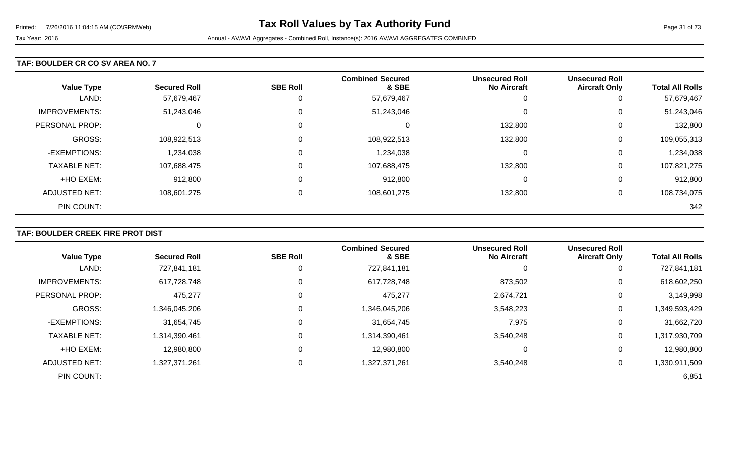### TAF: BOULDER CR CO SV AREA NO. 7

| Value Type | Secured Roll | SBE Roll | Combined Secured & SBE | Unsecured Roll No Aircraft | Unsecured Roll Aircraft Only | Total All Rolls |
|---|---|---|---|---|---|---|
| LAND: | 57,679,467 | 0 | 57,679,467 | 0 | 0 | 57,679,467 |
| IMPROVEMENTS: | 51,243,046 | 0 | 51,243,046 | 0 | 0 | 51,243,046 |
| PERSONAL PROP: | 0 | 0 | 0 | 132,800 | 0 | 132,800 |
| GROSS: | 108,922,513 | 0 | 108,922,513 | 132,800 | 0 | 109,055,313 |
| -EXEMPTIONS: | 1,234,038 | 0 | 1,234,038 | 0 | 0 | 1,234,038 |
| TAXABLE NET: | 107,688,475 | 0 | 107,688,475 | 132,800 | 0 | 107,821,275 |
| +HO EXEM: | 912,800 | 0 | 912,800 | 0 | 0 | 912,800 |
| ADJUSTED NET: | 108,601,275 | 0 | 108,601,275 | 132,800 | 0 | 108,734,075 |
| PIN COUNT: | | | | | | 342 |

### TAF: BOULDER CREEK FIRE PROT DIST

| Value Type | Secured Roll | SBE Roll | Combined Secured & SBE | Unsecured Roll No Aircraft | Unsecured Roll Aircraft Only | Total All Rolls |
|---|---|---|---|---|---|---|
| LAND: | 727,841,181 | 0 | 727,841,181 | 0 | 0 | 727,841,181 |
| IMPROVEMENTS: | 617,728,748 | 0 | 617,728,748 | 873,502 | 0 | 618,602,250 |
| PERSONAL PROP: | 475,277 | 0 | 475,277 | 2,674,721 | 0 | 3,149,998 |
| GROSS: | 1,346,045,206 | 0 | 1,346,045,206 | 3,548,223 | 0 | 1,349,593,429 |
| -EXEMPTIONS: | 31,654,745 | 0 | 31,654,745 | 7,975 | 0 | 31,662,720 |
| TAXABLE NET: | 1,314,390,461 | 0 | 1,314,390,461 | 3,540,248 | 0 | 1,317,930,709 |
| +HO EXEM: | 12,980,800 | 0 | 12,980,800 | 0 | 0 | 12,980,800 |
| ADJUSTED NET: | 1,327,371,261 | 0 | 1,327,371,261 | 3,540,248 | 0 | 1,330,911,509 |
| PIN COUNT: | | | | | | 6,851 |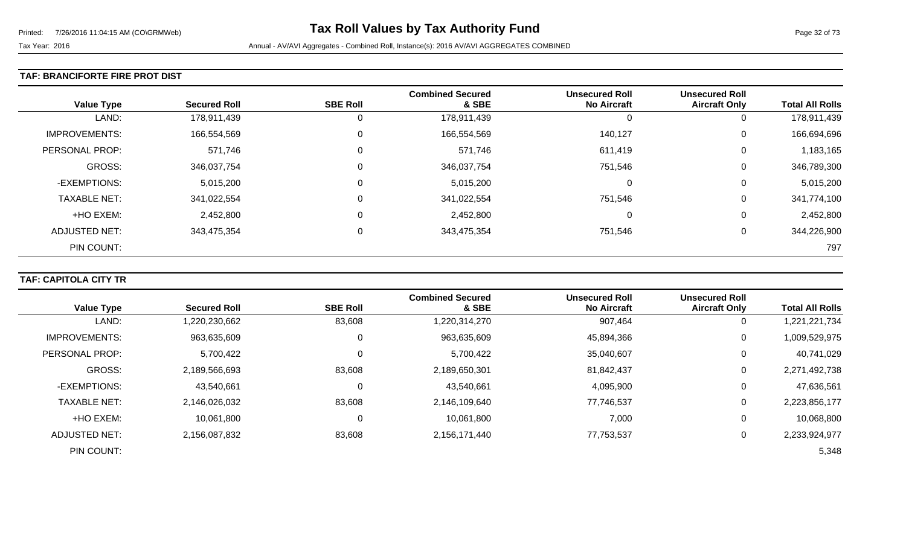# Tax Roll Values by Tax Authority Fund

Tax Year: 2016

Annual - AV/AVI Aggregates - Combined Roll, Instance(s): 2016 AV/AVI AGGREGATES COMBINED

### TAF: BRANCIFORTE FIRE PROT DIST

| Value Type | Secured Roll | SBE Roll | Combined Secured & SBE | Unsecured Roll No Aircraft | Unsecured Roll Aircraft Only | Total All Rolls |
|---|---|---|---|---|---|---|
| LAND: | 178,911,439 | 0 | 178,911,439 | 0 | 0 | 178,911,439 |
| IMPROVEMENTS: | 166,554,569 | 0 | 166,554,569 | 140,127 | 0 | 166,694,696 |
| PERSONAL PROP: | 571,746 | 0 | 571,746 | 611,419 | 0 | 1,183,165 |
| GROSS: | 346,037,754 | 0 | 346,037,754 | 751,546 | 0 | 346,789,300 |
| -EXEMPTIONS: | 5,015,200 | 0 | 5,015,200 | 0 | 0 | 5,015,200 |
| TAXABLE NET: | 341,022,554 | 0 | 341,022,554 | 751,546 | 0 | 341,774,100 |
| +HO EXEM: | 2,452,800 | 0 | 2,452,800 | 0 | 0 | 2,452,800 |
| ADJUSTED NET: | 343,475,354 | 0 | 343,475,354 | 751,546 | 0 | 344,226,900 |
| PIN COUNT: | | | | | | 797 |

### TAF: CAPITOLA CITY TR

| Value Type | Secured Roll | SBE Roll | Combined Secured & SBE | Unsecured Roll No Aircraft | Unsecured Roll Aircraft Only | Total All Rolls |
|---|---|---|---|---|---|---|
| LAND: | 1,220,230,662 | 83,608 | 1,220,314,270 | 907,464 | 0 | 1,221,221,734 |
| IMPROVEMENTS: | 963,635,609 | 0 | 963,635,609 | 45,894,366 | 0 | 1,009,529,975 |
| PERSONAL PROP: | 5,700,422 | 0 | 5,700,422 | 35,040,607 | 0 | 40,741,029 |
| GROSS: | 2,189,566,693 | 83,608 | 2,189,650,301 | 81,842,437 | 0 | 2,271,492,738 |
| -EXEMPTIONS: | 43,540,661 | 0 | 43,540,661 | 4,095,900 | 0 | 47,636,561 |
| TAXABLE NET: | 2,146,026,032 | 83,608 | 2,146,109,640 | 77,746,537 | 0 | 2,223,856,177 |
| +HO EXEM: | 10,061,800 | 0 | 10,061,800 | 7,000 | 0 | 10,068,800 |
| ADJUSTED NET: | 2,156,087,832 | 83,608 | 2,156,171,440 | 77,753,537 | 0 | 2,233,924,977 |
| PIN COUNT: | | | | | | 5,348 |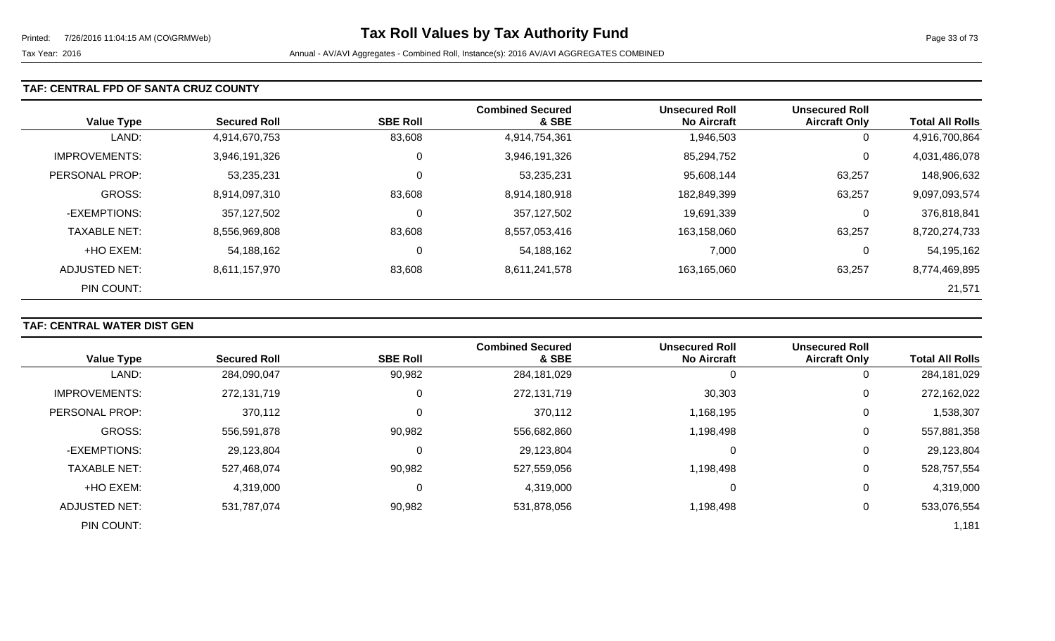## TAF: CENTRAL FPD OF SANTA CRUZ COUNTY

| Value Type | Secured Roll | SBE Roll | Combined Secured & SBE | Unsecured Roll No Aircraft | Unsecured Roll Aircraft Only | Total All Rolls |
|---|---|---|---|---|---|---|
| LAND: | 4,914,670,753 | 83,608 | 4,914,754,361 | 1,946,503 | 0 | 4,916,700,864 |
| IMPROVEMENTS: | 3,946,191,326 | 0 | 3,946,191,326 | 85,294,752 | 0 | 4,031,486,078 |
| PERSONAL PROP: | 53,235,231 | 0 | 53,235,231 | 95,608,144 | 63,257 | 148,906,632 |
| GROSS: | 8,914,097,310 | 83,608 | 8,914,180,918 | 182,849,399 | 63,257 | 9,097,093,574 |
| -EXEMPTIONS: | 357,127,502 | 0 | 357,127,502 | 19,691,339 | 0 | 376,818,841 |
| TAXABLE NET: | 8,556,969,808 | 83,608 | 8,557,053,416 | 163,158,060 | 63,257 | 8,720,274,733 |
| +HO EXEM: | 54,188,162 | 0 | 54,188,162 | 7,000 | 0 | 54,195,162 |
| ADJUSTED NET: | 8,611,157,970 | 83,608 | 8,611,241,578 | 163,165,060 | 63,257 | 8,774,469,895 |
| PIN COUNT: | | | | | | 21,571 |

## TAF: CENTRAL WATER DIST GEN

| Value Type | Secured Roll | SBE Roll | Combined Secured & SBE | Unsecured Roll No Aircraft | Unsecured Roll Aircraft Only | Total All Rolls |
|---|---|---|---|---|---|---|
| LAND: | 284,090,047 | 90,982 | 284,181,029 | 0 | 0 | 284,181,029 |
| IMPROVEMENTS: | 272,131,719 | 0 | 272,131,719 | 30,303 | 0 | 272,162,022 |
| PERSONAL PROP: | 370,112 | 0 | 370,112 | 1,168,195 | 0 | 1,538,307 |
| GROSS: | 556,591,878 | 90,982 | 556,682,860 | 1,198,498 | 0 | 557,881,358 |
| -EXEMPTIONS: | 29,123,804 | 0 | 29,123,804 | 0 | 0 | 29,123,804 |
| TAXABLE NET: | 527,468,074 | 90,982 | 527,559,056 | 1,198,498 | 0 | 528,757,554 |
| +HO EXEM: | 4,319,000 | 0 | 4,319,000 | 0 | 0 | 4,319,000 |
| ADJUSTED NET: | 531,787,074 | 90,982 | 531,878,056 | 1,198,498 | 0 | 533,076,554 |
| PIN COUNT: | | | | | | 1,181 |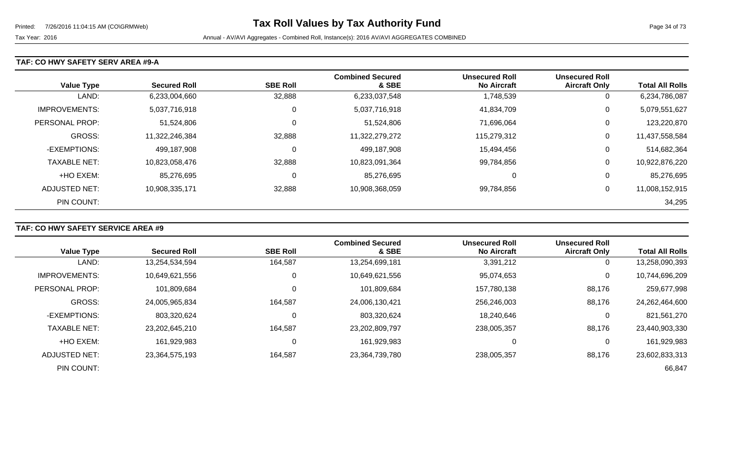# Tax Roll Values by Tax Authority Fund

Tax Year: 2016

Annual - AV/AVI Aggregates - Combined Roll, Instance(s): 2016 AV/AVI AGGREGATES COMBINED

## TAF: CO HWY SAFETY SERV AREA #9-A

| Value Type | Secured Roll | SBE Roll | Combined Secured & SBE | Unsecured Roll No Aircraft | Unsecured Roll Aircraft Only | Total All Rolls |
|---|---|---|---|---|---|---|
| LAND: | 6,233,004,660 | 32,888 | 6,233,037,548 | 1,748,539 | 0 | 6,234,786,087 |
| IMPROVEMENTS: | 5,037,716,918 | 0 | 5,037,716,918 | 41,834,709 | 0 | 5,079,551,627 |
| PERSONAL PROP: | 51,524,806 | 0 | 51,524,806 | 71,696,064 | 0 | 123,220,870 |
| GROSS: | 11,322,246,384 | 32,888 | 11,322,279,272 | 115,279,312 | 0 | 11,437,558,584 |
| -EXEMPTIONS: | 499,187,908 | 0 | 499,187,908 | 15,494,456 | 0 | 514,682,364 |
| TAXABLE NET: | 10,823,058,476 | 32,888 | 10,823,091,364 | 99,784,856 | 0 | 10,922,876,220 |
| +HO EXEM: | 85,276,695 | 0 | 85,276,695 | 0 | 0 | 85,276,695 |
| ADJUSTED NET: | 10,908,335,171 | 32,888 | 10,908,368,059 | 99,784,856 | 0 | 11,008,152,915 |
| PIN COUNT: | | | | | | 34,295 |

## TAF: CO HWY SAFETY SERVICE AREA #9

| Value Type | Secured Roll | SBE Roll | Combined Secured & SBE | Unsecured Roll No Aircraft | Unsecured Roll Aircraft Only | Total All Rolls |
|---|---|---|---|---|---|---|
| LAND: | 13,254,534,594 | 164,587 | 13,254,699,181 | 3,391,212 | 0 | 13,258,090,393 |
| IMPROVEMENTS: | 10,649,621,556 | 0 | 10,649,621,556 | 95,074,653 | 0 | 10,744,696,209 |
| PERSONAL PROP: | 101,809,684 | 0 | 101,809,684 | 157,780,138 | 88,176 | 259,677,998 |
| GROSS: | 24,005,965,834 | 164,587 | 24,006,130,421 | 256,246,003 | 88,176 | 24,262,464,600 |
| -EXEMPTIONS: | 803,320,624 | 0 | 803,320,624 | 18,240,646 | 0 | 821,561,270 |
| TAXABLE NET: | 23,202,645,210 | 164,587 | 23,202,809,797 | 238,005,357 | 88,176 | 23,440,903,330 |
| +HO EXEM: | 161,929,983 | 0 | 161,929,983 | 0 | 0 | 161,929,983 |
| ADJUSTED NET: | 23,364,575,193 | 164,587 | 23,364,739,780 | 238,005,357 | 88,176 | 23,602,833,313 |
| PIN COUNT: | | | | | | 66,847 |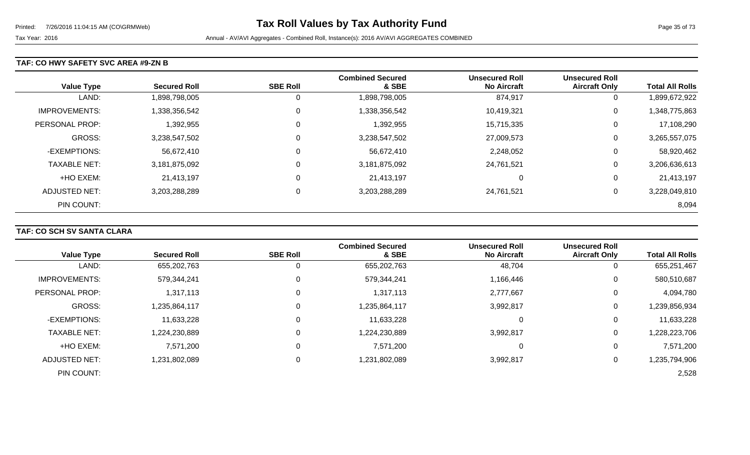# Tax Roll Values by Tax Authority Fund

Tax Year: 2016

Annual - AV/AVI Aggregates - Combined Roll, Instance(s): 2016 AV/AVI AGGREGATES COMBINED

### TAF: CO HWY SAFETY SVC AREA #9-ZN B

| Value Type | Secured Roll | SBE Roll | Combined Secured & SBE | Unsecured Roll No Aircraft | Unsecured Roll Aircraft Only | Total All Rolls |
|---|---|---|---|---|---|---|
| LAND: | 1,898,798,005 | 0 | 1,898,798,005 | 874,917 | 0 | 1,899,672,922 |
| IMPROVEMENTS: | 1,338,356,542 | 0 | 1,338,356,542 | 10,419,321 | 0 | 1,348,775,863 |
| PERSONAL PROP: | 1,392,955 | 0 | 1,392,955 | 15,715,335 | 0 | 17,108,290 |
| GROSS: | 3,238,547,502 | 0 | 3,238,547,502 | 27,009,573 | 0 | 3,265,557,075 |
| -EXEMPTIONS: | 56,672,410 | 0 | 56,672,410 | 2,248,052 | 0 | 58,920,462 |
| TAXABLE NET: | 3,181,875,092 | 0 | 3,181,875,092 | 24,761,521 | 0 | 3,206,636,613 |
| +HO EXEM: | 21,413,197 | 0 | 21,413,197 | 0 | 0 | 21,413,197 |
| ADJUSTED NET: | 3,203,288,289 | 0 | 3,203,288,289 | 24,761,521 | 0 | 3,228,049,810 |
| PIN COUNT: | | | | | | 8,094 |

### TAF: CO SCH SV SANTA CLARA

| Value Type | Secured Roll | SBE Roll | Combined Secured & SBE | Unsecured Roll No Aircraft | Unsecured Roll Aircraft Only | Total All Rolls |
|---|---|---|---|---|---|---|
| LAND: | 655,202,763 | 0 | 655,202,763 | 48,704 | 0 | 655,251,467 |
| IMPROVEMENTS: | 579,344,241 | 0 | 579,344,241 | 1,166,446 | 0 | 580,510,687 |
| PERSONAL PROP: | 1,317,113 | 0 | 1,317,113 | 2,777,667 | 0 | 4,094,780 |
| GROSS: | 1,235,864,117 | 0 | 1,235,864,117 | 3,992,817 | 0 | 1,239,856,934 |
| -EXEMPTIONS: | 11,633,228 | 0 | 11,633,228 | 0 | 0 | 11,633,228 |
| TAXABLE NET: | 1,224,230,889 | 0 | 1,224,230,889 | 3,992,817 | 0 | 1,228,223,706 |
| +HO EXEM: | 7,571,200 | 0 | 7,571,200 | 0 | 0 | 7,571,200 |
| ADJUSTED NET: | 1,231,802,089 | 0 | 1,231,802,089 | 3,992,817 | 0 | 1,235,794,906 |
| PIN COUNT: | | | | | | 2,528 |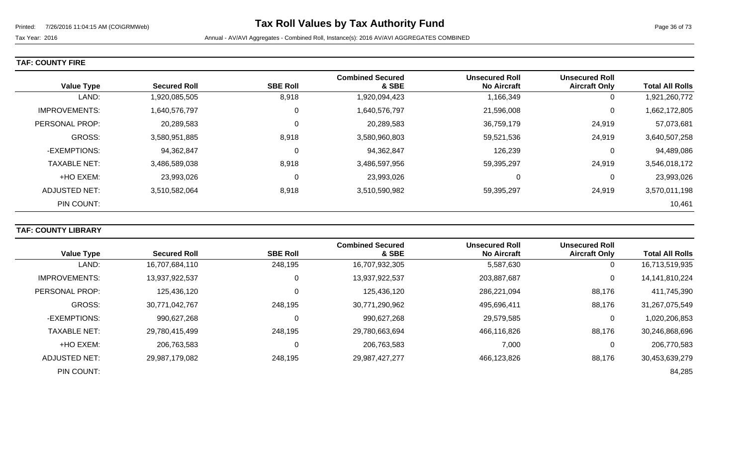**TAF: COUNTY FIRE**

| Value Type | Secured Roll | SBE Roll | Combined Secured & SBE | Unsecured Roll No Aircraft | Unsecured Roll Aircraft Only | Total All Rolls |
|---|---|---|---|---|---|---|
| LAND: | 1,920,085,505 | 8,918 | 1,920,094,423 | 1,166,349 | 0 | 1,921,260,772 |
| IMPROVEMENTS: | 1,640,576,797 | 0 | 1,640,576,797 | 21,596,008 | 0 | 1,662,172,805 |
| PERSONAL PROP: | 20,289,583 | 0 | 20,289,583 | 36,759,179 | 24,919 | 57,073,681 |
| GROSS: | 3,580,951,885 | 8,918 | 3,580,960,803 | 59,521,536 | 24,919 | 3,640,507,258 |
| -EXEMPTIONS: | 94,362,847 | 0 | 94,362,847 | 126,239 | 0 | 94,489,086 |
| TAXABLE NET: | 3,486,589,038 | 8,918 | 3,486,597,956 | 59,395,297 | 24,919 | 3,546,018,172 |
| +HO EXEM: | 23,993,026 | 0 | 23,993,026 | 0 | 0 | 23,993,026 |
| ADJUSTED NET: | 3,510,582,064 | 8,918 | 3,510,590,982 | 59,395,297 | 24,919 | 3,570,011,198 |
| PIN COUNT: | | | | | | 10,461 |

**TAF: COUNTY LIBRARY**

| Value Type | Secured Roll | SBE Roll | Combined Secured & SBE | Unsecured Roll No Aircraft | Unsecured Roll Aircraft Only | Total All Rolls |
|---|---|---|---|---|---|---|
| LAND: | 16,707,684,110 | 248,195 | 16,707,932,305 | 5,587,630 | 0 | 16,713,519,935 |
| IMPROVEMENTS: | 13,937,922,537 | 0 | 13,937,922,537 | 203,887,687 | 0 | 14,141,810,224 |
| PERSONAL PROP: | 125,436,120 | 0 | 125,436,120 | 286,221,094 | 88,176 | 411,745,390 |
| GROSS: | 30,771,042,767 | 248,195 | 30,771,290,962 | 495,696,411 | 88,176 | 31,267,075,549 |
| -EXEMPTIONS: | 990,627,268 | 0 | 990,627,268 | 29,579,585 | 0 | 1,020,206,853 |
| TAXABLE NET: | 29,780,415,499 | 248,195 | 29,780,663,694 | 466,116,826 | 88,176 | 30,246,868,696 |
| +HO EXEM: | 206,763,583 | 0 | 206,763,583 | 7,000 | 0 | 206,770,583 |
| ADJUSTED NET: | 29,987,179,082 | 248,195 | 29,987,427,277 | 466,123,826 | 88,176 | 30,453,639,279 |
| PIN COUNT: | | | | | | 84,285 |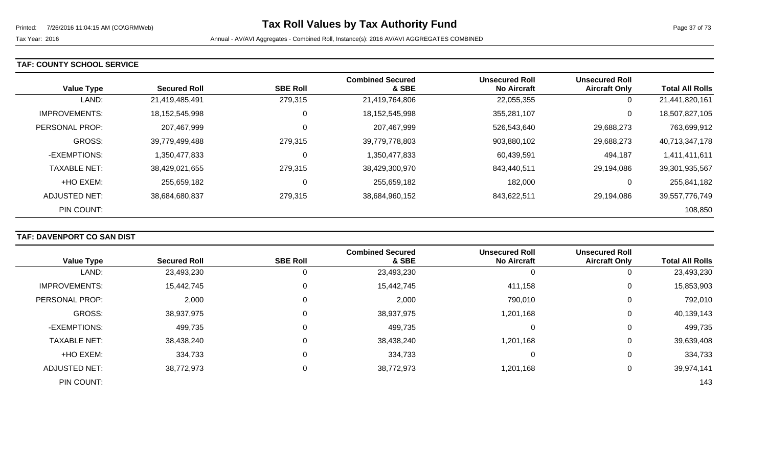**TAF: COUNTY SCHOOL SERVICE**

| Value Type | Secured Roll | SBE Roll | Combined Secured & SBE | Unsecured Roll No Aircraft | Unsecured Roll Aircraft Only | Total All Rolls |
|---|---|---|---|---|---|---|
| LAND: | 21,419,485,491 | 279,315 | 21,419,764,806 | 22,055,355 | 0 | 21,441,820,161 |
| IMPROVEMENTS: | 18,152,545,998 | 0 | 18,152,545,998 | 355,281,107 | 0 | 18,507,827,105 |
| PERSONAL PROP: | 207,467,999 | 0 | 207,467,999 | 526,543,640 | 29,688,273 | 763,699,912 |
| GROSS: | 39,779,499,488 | 279,315 | 39,779,778,803 | 903,880,102 | 29,688,273 | 40,713,347,178 |
| -EXEMPTIONS: | 1,350,477,833 | 0 | 1,350,477,833 | 60,439,591 | 494,187 | 1,411,411,611 |
| TAXABLE NET: | 38,429,021,655 | 279,315 | 38,429,300,970 | 843,440,511 | 29,194,086 | 39,301,935,567 |
| +HO EXEM: | 255,659,182 | 0 | 255,659,182 | 182,000 | 0 | 255,841,182 |
| ADJUSTED NET: | 38,684,680,837 | 279,315 | 38,684,960,152 | 843,622,511 | 29,194,086 | 39,557,776,749 |
| PIN COUNT: | | | | | | 108,850 |

**TAF: DAVENPORT CO SAN DIST**

| Value Type | Secured Roll | SBE Roll | Combined Secured & SBE | Unsecured Roll No Aircraft | Unsecured Roll Aircraft Only | Total All Rolls |
|---|---|---|---|---|---|---|
| LAND: | 23,493,230 | 0 | 23,493,230 | 0 | 0 | 23,493,230 |
| IMPROVEMENTS: | 15,442,745 | 0 | 15,442,745 | 411,158 | 0 | 15,853,903 |
| PERSONAL PROP: | 2,000 | 0 | 2,000 | 790,010 | 0 | 792,010 |
| GROSS: | 38,937,975 | 0 | 38,937,975 | 1,201,168 | 0 | 40,139,143 |
| -EXEMPTIONS: | 499,735 | 0 | 499,735 | 0 | 0 | 499,735 |
| TAXABLE NET: | 38,438,240 | 0 | 38,438,240 | 1,201,168 | 0 | 39,639,408 |
| +HO EXEM: | 334,733 | 0 | 334,733 | 0 | 0 | 334,733 |
| ADJUSTED NET: | 38,772,973 | 0 | 38,772,973 | 1,201,168 | 0 | 39,974,141 |
| PIN COUNT: | | | | | | 143 |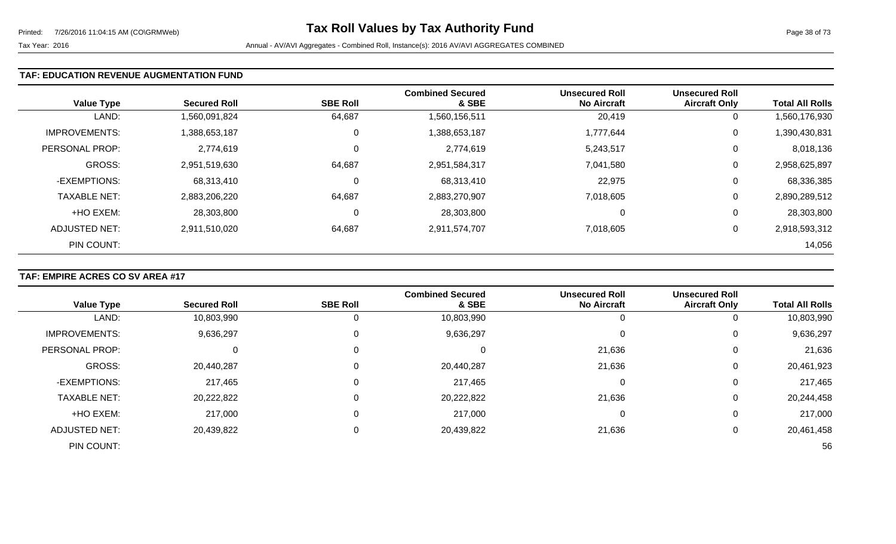### TAF: EDUCATION REVENUE AUGMENTATION FUND

| Value Type | Secured Roll | SBE Roll | Combined Secured & SBE | Unsecured Roll No Aircraft | Unsecured Roll Aircraft Only | Total All Rolls |
|---|---|---|---|---|---|---|
| LAND: | 1,560,091,824 | 64,687 | 1,560,156,511 | 20,419 | 0 | 1,560,176,930 |
| IMPROVEMENTS: | 1,388,653,187 | 0 | 1,388,653,187 | 1,777,644 | 0 | 1,390,430,831 |
| PERSONAL PROP: | 2,774,619 | 0 | 2,774,619 | 5,243,517 | 0 | 8,018,136 |
| GROSS: | 2,951,519,630 | 64,687 | 2,951,584,317 | 7,041,580 | 0 | 2,958,625,897 |
| -EXEMPTIONS: | 68,313,410 | 0 | 68,313,410 | 22,975 | 0 | 68,336,385 |
| TAXABLE NET: | 2,883,206,220 | 64,687 | 2,883,270,907 | 7,018,605 | 0 | 2,890,289,512 |
| +HO EXEM: | 28,303,800 | 0 | 28,303,800 | 0 | 0 | 28,303,800 |
| ADJUSTED NET: | 2,911,510,020 | 64,687 | 2,911,574,707 | 7,018,605 | 0 | 2,918,593,312 |
| PIN COUNT: | | | | | | 14,056 |

### TAF: EMPIRE ACRES CO SV AREA #17

| Value Type | Secured Roll | SBE Roll | Combined Secured & SBE | Unsecured Roll No Aircraft | Unsecured Roll Aircraft Only | Total All Rolls |
|---|---|---|---|---|---|---|
| LAND: | 10,803,990 | 0 | 10,803,990 | 0 | 0 | 10,803,990 |
| IMPROVEMENTS: | 9,636,297 | 0 | 9,636,297 | 0 | 0 | 9,636,297 |
| PERSONAL PROP: | 0 | 0 | 0 | 21,636 | 0 | 21,636 |
| GROSS: | 20,440,287 | 0 | 20,440,287 | 21,636 | 0 | 20,461,923 |
| -EXEMPTIONS: | 217,465 | 0 | 217,465 | 0 | 0 | 217,465 |
| TAXABLE NET: | 20,222,822 | 0 | 20,222,822 | 21,636 | 0 | 20,244,458 |
| +HO EXEM: | 217,000 | 0 | 217,000 | 0 | 0 | 217,000 |
| ADJUSTED NET: | 20,439,822 | 0 | 20,439,822 | 21,636 | 0 | 20,461,458 |
| PIN COUNT: | | | | | | 56 |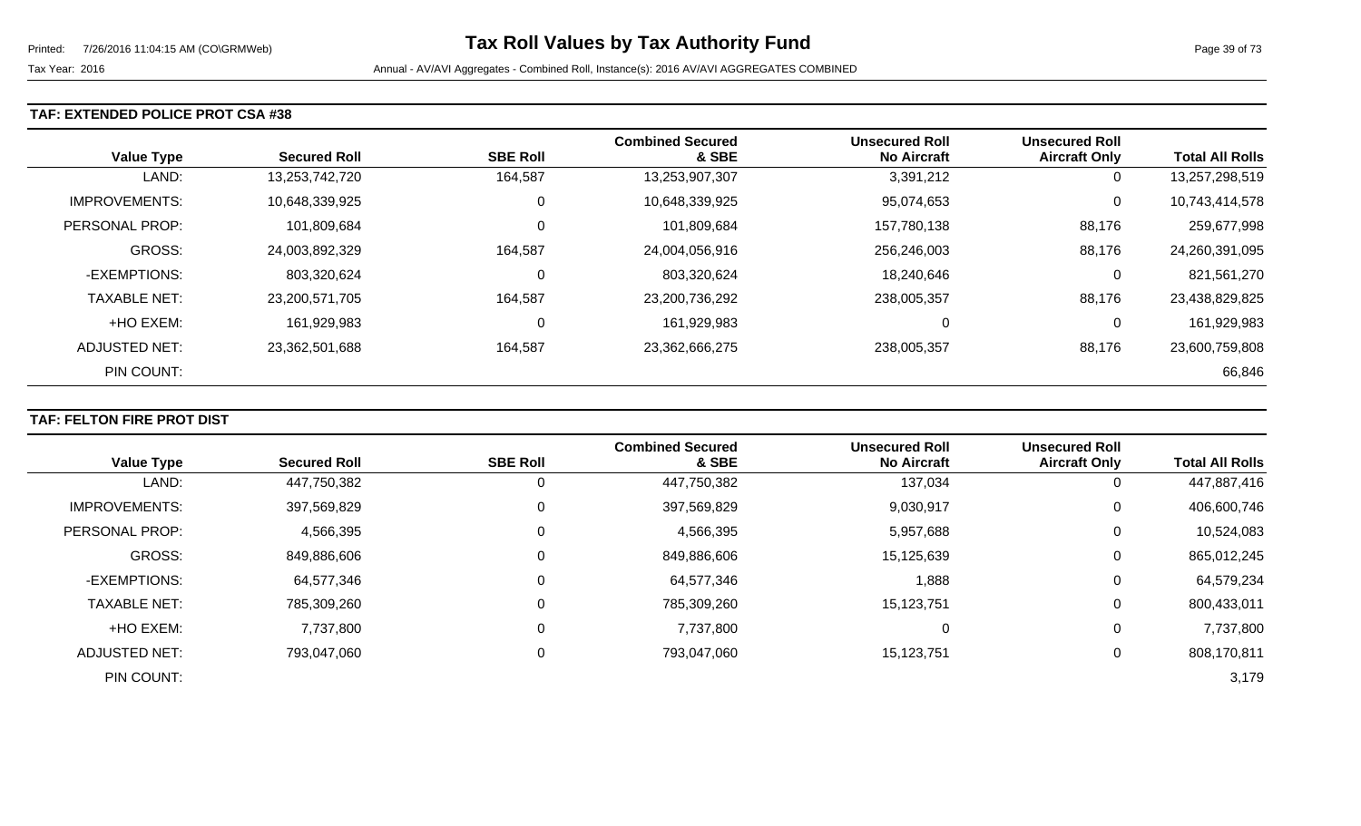### TAF: EXTENDED POLICE PROT CSA #38

| Value Type | Secured Roll | SBE Roll | Combined Secured & SBE | Unsecured Roll No Aircraft | Unsecured Roll Aircraft Only | Total All Rolls |
|---|---|---|---|---|---|---|
| LAND: | 13,253,742,720 | 164,587 | 13,253,907,307 | 3,391,212 | 0 | 13,257,298,519 |
| IMPROVEMENTS: | 10,648,339,925 | 0 | 10,648,339,925 | 95,074,653 | 0 | 10,743,414,578 |
| PERSONAL PROP: | 101,809,684 | 0 | 101,809,684 | 157,780,138 | 88,176 | 259,677,998 |
| GROSS: | 24,003,892,329 | 164,587 | 24,004,056,916 | 256,246,003 | 88,176 | 24,260,391,095 |
| -EXEMPTIONS: | 803,320,624 | 0 | 803,320,624 | 18,240,646 | 0 | 821,561,270 |
| TAXABLE NET: | 23,200,571,705 | 164,587 | 23,200,736,292 | 238,005,357 | 88,176 | 23,438,829,825 |
| +HO EXEM: | 161,929,983 | 0 | 161,929,983 | 0 | 0 | 161,929,983 |
| ADJUSTED NET: | 23,362,501,688 | 164,587 | 23,362,666,275 | 238,005,357 | 88,176 | 23,600,759,808 |
| PIN COUNT: | | | | | | 66,846 |

### TAF: FELTON FIRE PROT DIST

| Value Type | Secured Roll | SBE Roll | Combined Secured & SBE | Unsecured Roll No Aircraft | Unsecured Roll Aircraft Only | Total All Rolls |
|---|---|---|---|---|---|---|
| LAND: | 447,750,382 | 0 | 447,750,382 | 137,034 | 0 | 447,887,416 |
| IMPROVEMENTS: | 397,569,829 | 0 | 397,569,829 | 9,030,917 | 0 | 406,600,746 |
| PERSONAL PROP: | 4,566,395 | 0 | 4,566,395 | 5,957,688 | 0 | 10,524,083 |
| GROSS: | 849,886,606 | 0 | 849,886,606 | 15,125,639 | 0 | 865,012,245 |
| -EXEMPTIONS: | 64,577,346 | 0 | 64,577,346 | 1,888 | 0 | 64,579,234 |
| TAXABLE NET: | 785,309,260 | 0 | 785,309,260 | 15,123,751 | 0 | 800,433,011 |
| +HO EXEM: | 7,737,800 | 0 | 7,737,800 | 0 | 0 | 7,737,800 |
| ADJUSTED NET: | 793,047,060 | 0 | 793,047,060 | 15,123,751 | 0 | 808,170,811 |
| PIN COUNT: | | | | | | 3,179 |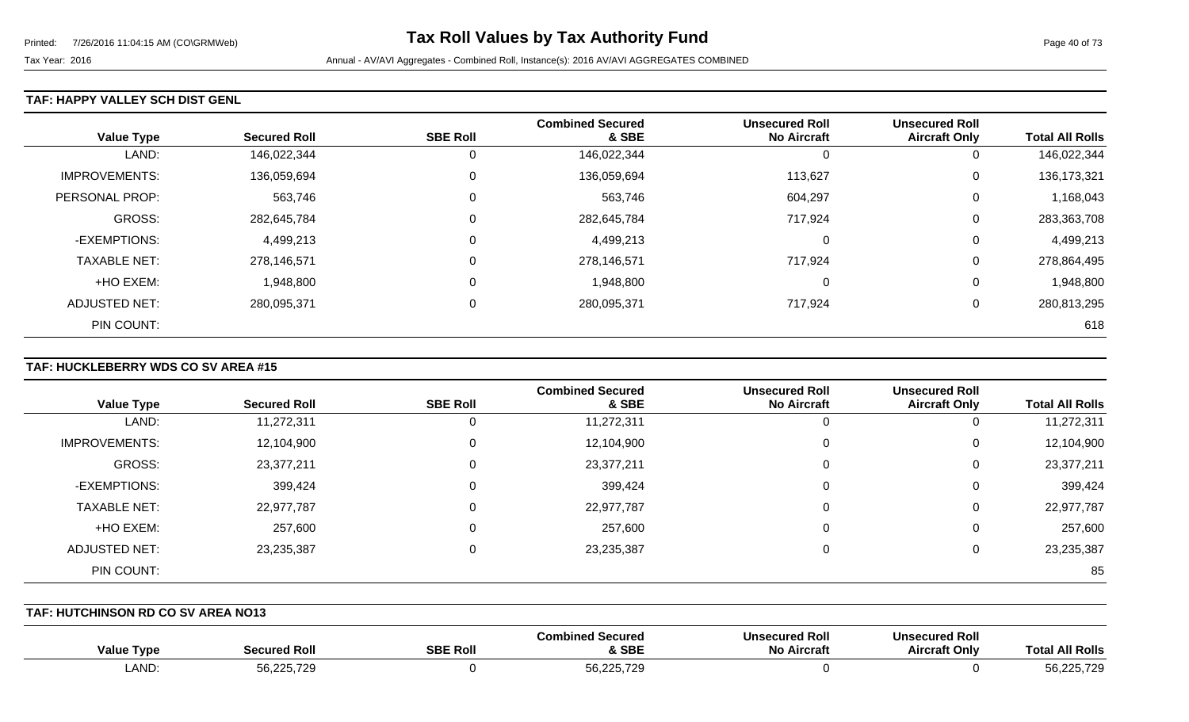**TAF: HAPPY VALLEY SCH DIST GENL**

| Value Type | Secured Roll | SBE Roll | Combined Secured & SBE | Unsecured Roll No Aircraft | Unsecured Roll Aircraft Only | Total All Rolls |
|---|---|---|---|---|---|---|
| LAND: | 146,022,344 | 0 | 146,022,344 | 0 | 0 | 146,022,344 |
| IMPROVEMENTS: | 136,059,694 | 0 | 136,059,694 | 113,627 | 0 | 136,173,321 |
| PERSONAL PROP: | 563,746 | 0 | 563,746 | 604,297 | 0 | 1,168,043 |
| GROSS: | 282,645,784 | 0 | 282,645,784 | 717,924 | 0 | 283,363,708 |
| -EXEMPTIONS: | 4,499,213 | 0 | 4,499,213 | 0 | 0 | 4,499,213 |
| TAXABLE NET: | 278,146,571 | 0 | 278,146,571 | 717,924 | 0 | 278,864,495 |
| +HO EXEM: | 1,948,800 | 0 | 1,948,800 | 0 | 0 | 1,948,800 |
| ADJUSTED NET: | 280,095,371 | 0 | 280,095,371 | 717,924 | 0 | 280,813,295 |
| PIN COUNT: | | | | | | 618 |

**TAF: HUCKLEBERRY WDS CO SV AREA #15**

| Value Type | Secured Roll | SBE Roll | Combined Secured & SBE | Unsecured Roll No Aircraft | Unsecured Roll Aircraft Only | Total All Rolls |
|---|---|---|---|---|---|---|
| LAND: | 11,272,311 | 0 | 11,272,311 | 0 | 0 | 11,272,311 |
| IMPROVEMENTS: | 12,104,900 | 0 | 12,104,900 | 0 | 0 | 12,104,900 |
| GROSS: | 23,377,211 | 0 | 23,377,211 | 0 | 0 | 23,377,211 |
| -EXEMPTIONS: | 399,424 | 0 | 399,424 | 0 | 0 | 399,424 |
| TAXABLE NET: | 22,977,787 | 0 | 22,977,787 | 0 | 0 | 22,977,787 |
| +HO EXEM: | 257,600 | 0 | 257,600 | 0 | 0 | 257,600 |
| ADJUSTED NET: | 23,235,387 | 0 | 23,235,387 | 0 | 0 | 23,235,387 |
| PIN COUNT: | | | | | | 85 |

**TAF: HUTCHINSON RD CO SV AREA NO13**

| Value Type | Secured Roll | SBE Roll | Combined Secured & SBE | Unsecured Roll No Aircraft | Unsecured Roll Aircraft Only | Total All Rolls |
|---|---|---|---|---|---|---|
| LAND: | 56,225,729 | 0 | 56,225,729 | 0 | 0 | 56,225,729 |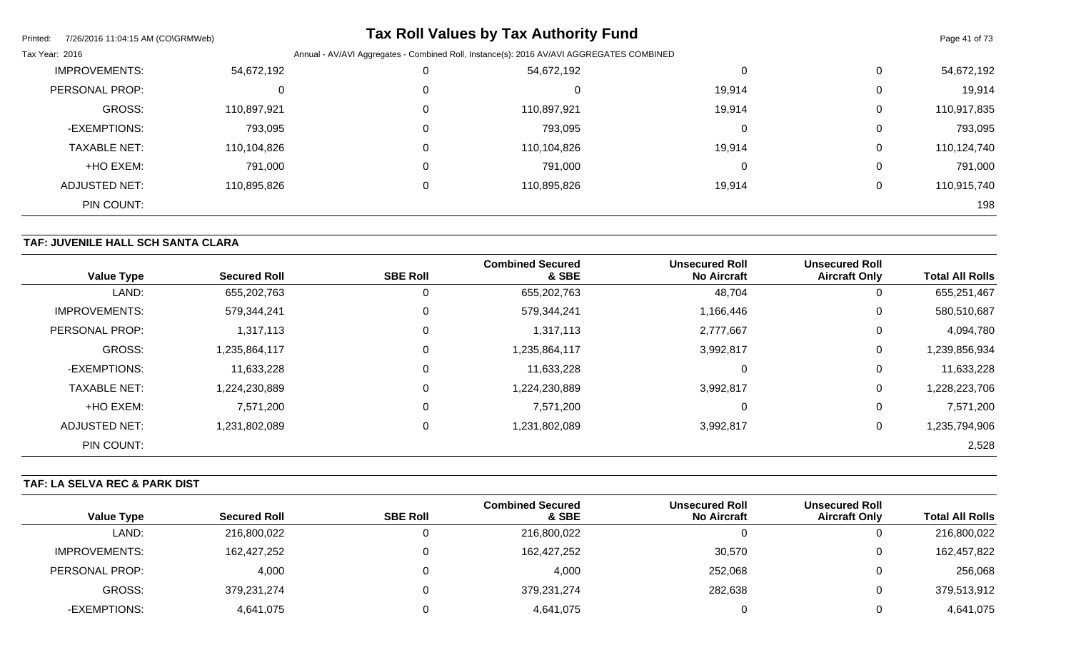| Value Type | Secured Roll | SBE Roll | Combined Secured & SBE | Unsecured Roll No Aircraft | Unsecured Roll Aircraft Only | Total All Rolls |
|---|---|---|---|---|---|---|
| IMPROVEMENTS: | 54,672,192 | 0 | 54,672,192 | 0 | 0 | 54,672,192 |
| PERSONAL PROP: | 0 | 0 | 0 | 19,914 | 0 | 19,914 |
| GROSS: | 110,897,921 | 0 | 110,897,921 | 19,914 | 0 | 110,917,835 |
| -EXEMPTIONS: | 793,095 | 0 | 793,095 | 0 | 0 | 793,095 |
| TAXABLE NET: | 110,104,826 | 0 | 110,104,826 | 19,914 | 0 | 110,124,740 |
| +HO EXEM: | 791,000 | 0 | 791,000 | 0 | 0 | 791,000 |
| ADJUSTED NET: | 110,895,826 | 0 | 110,895,826 | 19,914 | 0 | 110,915,740 |
| PIN COUNT: | | | | | | 198 |

## TAF: JUVENILE HALL SCH SANTA CLARA

| Value Type | Secured Roll | SBE Roll | Combined Secured & SBE | Unsecured Roll No Aircraft | Unsecured Roll Aircraft Only | Total All Rolls |
|---|---|---|---|---|---|---|
| LAND: | 655,202,763 | 0 | 655,202,763 | 48,704 | 0 | 655,251,467 |
| IMPROVEMENTS: | 579,344,241 | 0 | 579,344,241 | 1,166,446 | 0 | 580,510,687 |
| PERSONAL PROP: | 1,317,113 | 0 | 1,317,113 | 2,777,667 | 0 | 4,094,780 |
| GROSS: | 1,235,864,117 | 0 | 1,235,864,117 | 3,992,817 | 0 | 1,239,856,934 |
| -EXEMPTIONS: | 11,633,228 | 0 | 11,633,228 | 0 | 0 | 11,633,228 |
| TAXABLE NET: | 1,224,230,889 | 0 | 1,224,230,889 | 3,992,817 | 0 | 1,228,223,706 |
| +HO EXEM: | 7,571,200 | 0 | 7,571,200 | 0 | 0 | 7,571,200 |
| ADJUSTED NET: | 1,231,802,089 | 0 | 1,231,802,089 | 3,992,817 | 0 | 1,235,794,906 |
| PIN COUNT: | | | | | | 2,528 |

## TAF: LA SELVA REC & PARK DIST

| Value Type | Secured Roll | SBE Roll | Combined Secured & SBE | Unsecured Roll No Aircraft | Unsecured Roll Aircraft Only | Total All Rolls |
|---|---|---|---|---|---|---|
| LAND: | 216,800,022 | 0 | 216,800,022 | 0 | 0 | 216,800,022 |
| IMPROVEMENTS: | 162,427,252 | 0 | 162,427,252 | 30,570 | 0 | 162,457,822 |
| PERSONAL PROP: | 4,000 | 0 | 4,000 | 252,068 | 0 | 256,068 |
| GROSS: | 379,231,274 | 0 | 379,231,274 | 282,638 | 0 | 379,513,912 |
| -EXEMPTIONS: | 4,641,075 | 0 | 4,641,075 | 0 | 0 | 4,641,075 |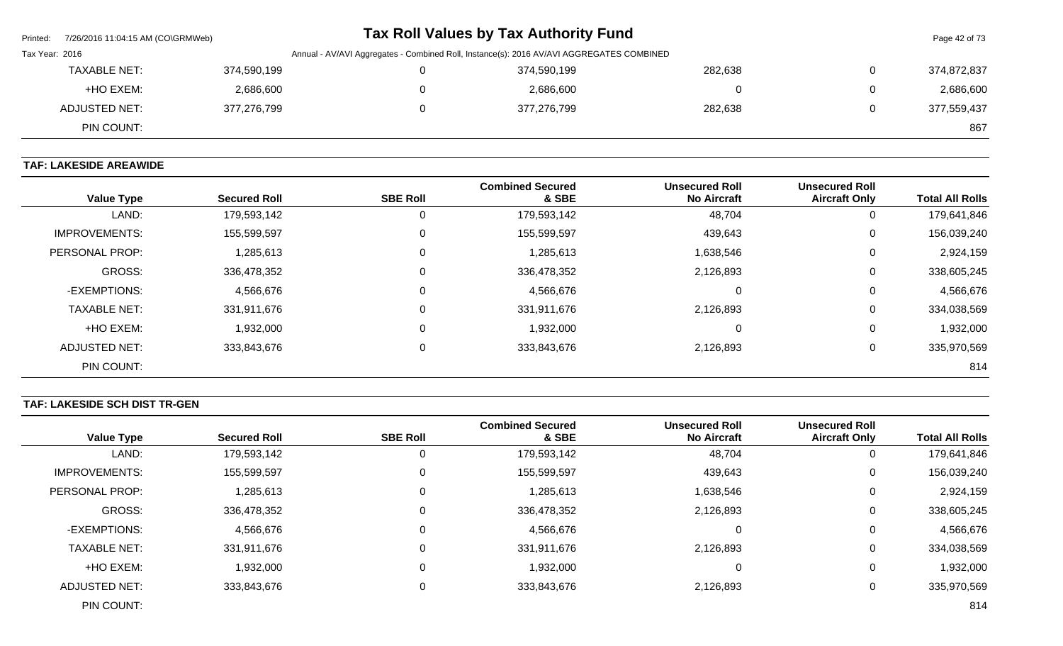| | | | | | |
|---|---|---|---|---|---|
| TAXABLE NET: | 374,590,199 | 0 | 374,590,199 | 282,638 | 0 | 374,872,837 |
| +HO EXEM: | 2,686,600 | 0 | 2,686,600 | 0 | 0 | 2,686,600 |
| ADJUSTED NET: | 377,276,799 | 0 | 377,276,799 | 282,638 | 0 | 377,559,437 |
| PIN COUNT: | | | | | | 867 |

## TAF: LAKESIDE AREAWIDE

| Value Type | Secured Roll | SBE Roll | Combined Secured & SBE | Unsecured Roll No Aircraft | Unsecured Roll Aircraft Only | Total All Rolls |
|---|---|---|---|---|---|---|
| LAND: | 179,593,142 | 0 | 179,593,142 | 48,704 | 0 | 179,641,846 |
| IMPROVEMENTS: | 155,599,597 | 0 | 155,599,597 | 439,643 | 0 | 156,039,240 |
| PERSONAL PROP: | 1,285,613 | 0 | 1,285,613 | 1,638,546 | 0 | 2,924,159 |
| GROSS: | 336,478,352 | 0 | 336,478,352 | 2,126,893 | 0 | 338,605,245 |
| -EXEMPTIONS: | 4,566,676 | 0 | 4,566,676 | 0 | 0 | 4,566,676 |
| TAXABLE NET: | 331,911,676 | 0 | 331,911,676 | 2,126,893 | 0 | 334,038,569 |
| +HO EXEM: | 1,932,000 | 0 | 1,932,000 | 0 | 0 | 1,932,000 |
| ADJUSTED NET: | 333,843,676 | 0 | 333,843,676 | 2,126,893 | 0 | 335,970,569 |
| PIN COUNT: | | | | | | 814 |

## TAF: LAKESIDE SCH DIST TR-GEN

| Value Type | Secured Roll | SBE Roll | Combined Secured & SBE | Unsecured Roll No Aircraft | Unsecured Roll Aircraft Only | Total All Rolls |
|---|---|---|---|---|---|---|
| LAND: | 179,593,142 | 0 | 179,593,142 | 48,704 | 0 | 179,641,846 |
| IMPROVEMENTS: | 155,599,597 | 0 | 155,599,597 | 439,643 | 0 | 156,039,240 |
| PERSONAL PROP: | 1,285,613 | 0 | 1,285,613 | 1,638,546 | 0 | 2,924,159 |
| GROSS: | 336,478,352 | 0 | 336,478,352 | 2,126,893 | 0 | 338,605,245 |
| -EXEMPTIONS: | 4,566,676 | 0 | 4,566,676 | 0 | 0 | 4,566,676 |
| TAXABLE NET: | 331,911,676 | 0 | 331,911,676 | 2,126,893 | 0 | 334,038,569 |
| +HO EXEM: | 1,932,000 | 0 | 1,932,000 | 0 | 0 | 1,932,000 |
| ADJUSTED NET: | 333,843,676 | 0 | 333,843,676 | 2,126,893 | 0 | 335,970,569 |
| PIN COUNT: | | | | | | 814 |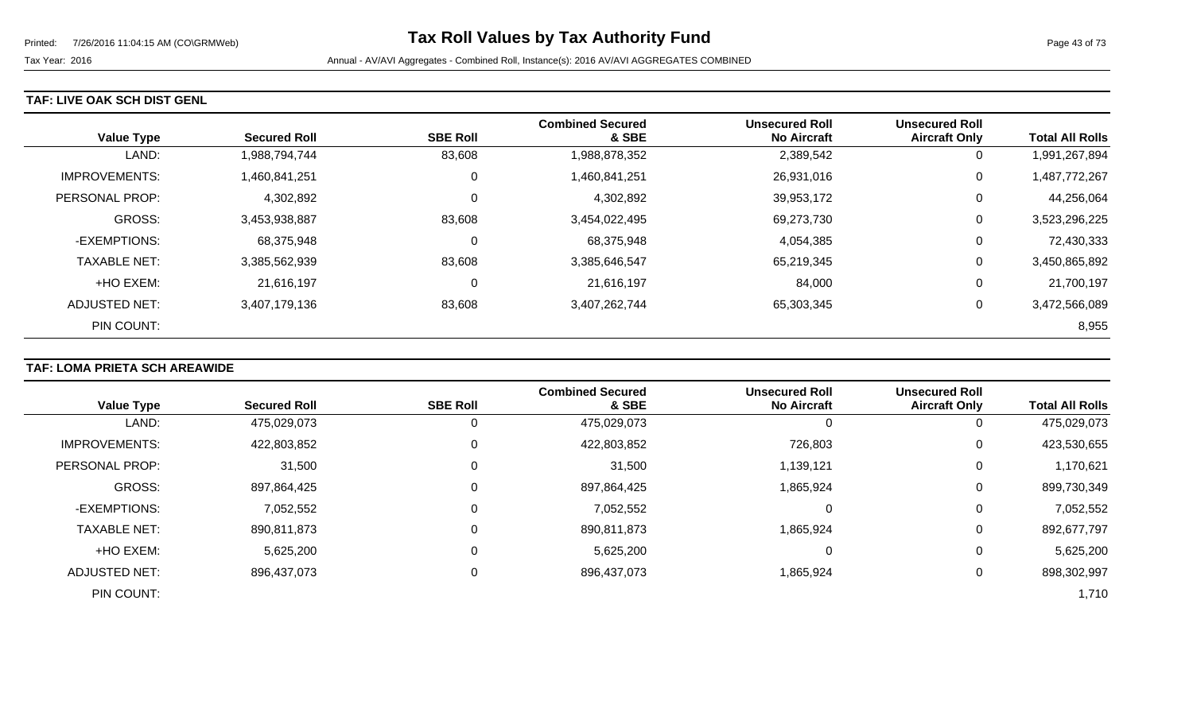## TAF: LIVE OAK SCH DIST GENL

| Value Type | Secured Roll | SBE Roll | Combined Secured & SBE | Unsecured Roll No Aircraft | Unsecured Roll Aircraft Only | Total All Rolls |
|---|---|---|---|---|---|---|
| LAND: | 1,988,794,744 | 83,608 | 1,988,878,352 | 2,389,542 | 0 | 1,991,267,894 |
| IMPROVEMENTS: | 1,460,841,251 | 0 | 1,460,841,251 | 26,931,016 | 0 | 1,487,772,267 |
| PERSONAL PROP: | 4,302,892 | 0 | 4,302,892 | 39,953,172 | 0 | 44,256,064 |
| GROSS: | 3,453,938,887 | 83,608 | 3,454,022,495 | 69,273,730 | 0 | 3,523,296,225 |
| -EXEMPTIONS: | 68,375,948 | 0 | 68,375,948 | 4,054,385 | 0 | 72,430,333 |
| TAXABLE NET: | 3,385,562,939 | 83,608 | 3,385,646,547 | 65,219,345 | 0 | 3,450,865,892 |
| +HO EXEM: | 21,616,197 | 0 | 21,616,197 | 84,000 | 0 | 21,700,197 |
| ADJUSTED NET: | 3,407,179,136 | 83,608 | 3,407,262,744 | 65,303,345 | 0 | 3,472,566,089 |
| PIN COUNT: | | | | | | 8,955 |

## TAF: LOMA PRIETA SCH AREAWIDE

| Value Type | Secured Roll | SBE Roll | Combined Secured & SBE | Unsecured Roll No Aircraft | Unsecured Roll Aircraft Only | Total All Rolls |
|---|---|---|---|---|---|---|
| LAND: | 475,029,073 | 0 | 475,029,073 | 0 | 0 | 475,029,073 |
| IMPROVEMENTS: | 422,803,852 | 0 | 422,803,852 | 726,803 | 0 | 423,530,655 |
| PERSONAL PROP: | 31,500 | 0 | 31,500 | 1,139,121 | 0 | 1,170,621 |
| GROSS: | 897,864,425 | 0 | 897,864,425 | 1,865,924 | 0 | 899,730,349 |
| -EXEMPTIONS: | 7,052,552 | 0 | 7,052,552 | 0 | 0 | 7,052,552 |
| TAXABLE NET: | 890,811,873 | 0 | 890,811,873 | 1,865,924 | 0 | 892,677,797 |
| +HO EXEM: | 5,625,200 | 0 | 5,625,200 | 0 | 0 | 5,625,200 |
| ADJUSTED NET: | 896,437,073 | 0 | 896,437,073 | 1,865,924 | 0 | 898,302,997 |
| PIN COUNT: | | | | | | 1,710 |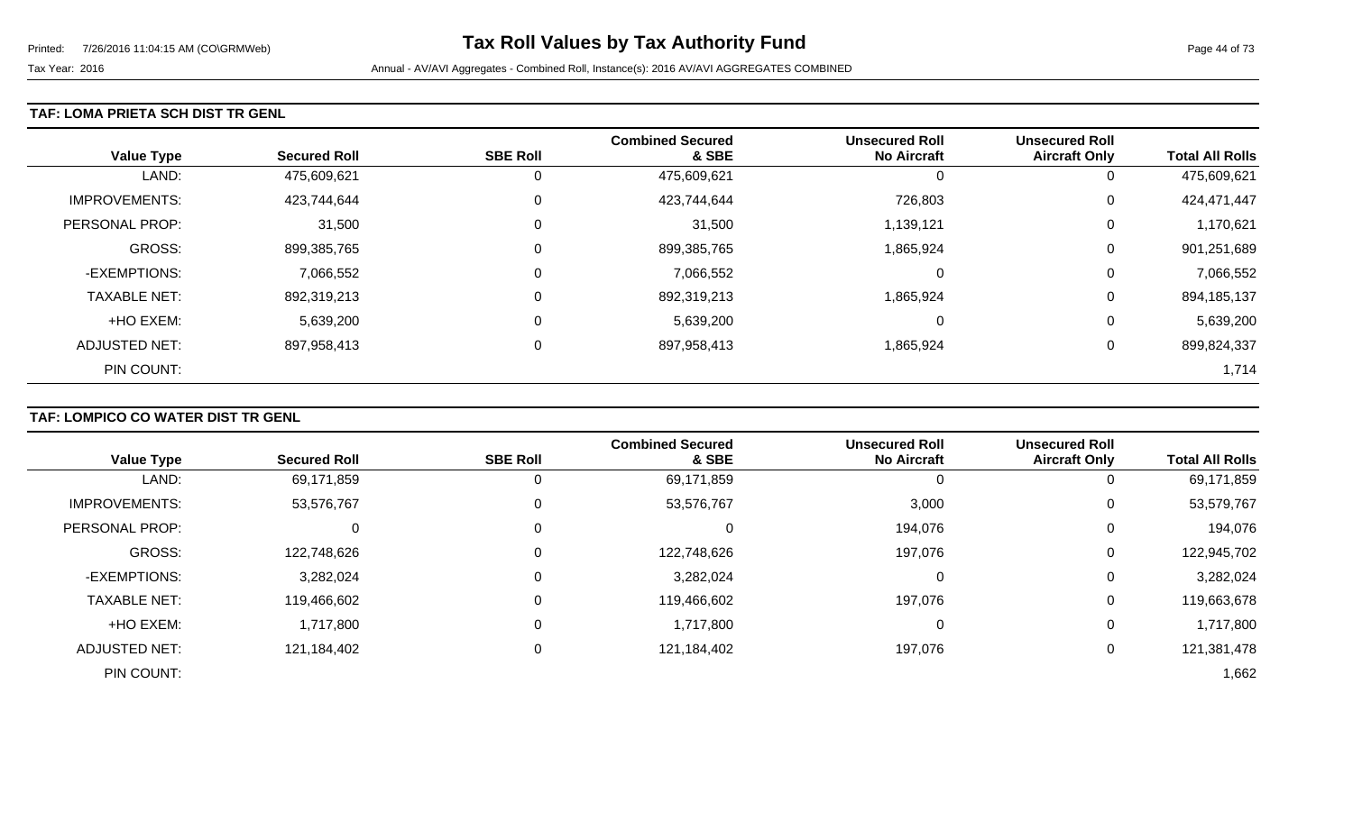Tax Year: 2016

Annual - AV/AVI Aggregates - Combined Roll, Instance(s): 2016 AV/AVI AGGREGATES COMBINED

### TAF: LOMA PRIETA SCH DIST TR GENL

| Value Type | Secured Roll | SBE Roll | Combined Secured & SBE | Unsecured Roll No Aircraft | Unsecured Roll Aircraft Only | Total All Rolls |
|---|---|---|---|---|---|---|
| LAND: | 475,609,621 | 0 | 475,609,621 | 0 | 0 | 475,609,621 |
| IMPROVEMENTS: | 423,744,644 | 0 | 423,744,644 | 726,803 | 0 | 424,471,447 |
| PERSONAL PROP: | 31,500 | 0 | 31,500 | 1,139,121 | 0 | 1,170,621 |
| GROSS: | 899,385,765 | 0 | 899,385,765 | 1,865,924 | 0 | 901,251,689 |
| -EXEMPTIONS: | 7,066,552 | 0 | 7,066,552 | 0 | 0 | 7,066,552 |
| TAXABLE NET: | 892,319,213 | 0 | 892,319,213 | 1,865,924 | 0 | 894,185,137 |
| +HO EXEM: | 5,639,200 | 0 | 5,639,200 | 0 | 0 | 5,639,200 |
| ADJUSTED NET: | 897,958,413 | 0 | 897,958,413 | 1,865,924 | 0 | 899,824,337 |
| PIN COUNT: | | | | | | 1,714 |

### TAF: LOMPICO CO WATER DIST TR GENL

| Value Type | Secured Roll | SBE Roll | Combined Secured & SBE | Unsecured Roll No Aircraft | Unsecured Roll Aircraft Only | Total All Rolls |
|---|---|---|---|---|---|---|
| LAND: | 69,171,859 | 0 | 69,171,859 | 0 | 0 | 69,171,859 |
| IMPROVEMENTS: | 53,576,767 | 0 | 53,576,767 | 3,000 | 0 | 53,579,767 |
| PERSONAL PROP: | 0 | 0 | 0 | 194,076 | 0 | 194,076 |
| GROSS: | 122,748,626 | 0 | 122,748,626 | 197,076 | 0 | 122,945,702 |
| -EXEMPTIONS: | 3,282,024 | 0 | 3,282,024 | 0 | 0 | 3,282,024 |
| TAXABLE NET: | 119,466,602 | 0 | 119,466,602 | 197,076 | 0 | 119,663,678 |
| +HO EXEM: | 1,717,800 | 0 | 1,717,800 | 0 | 0 | 1,717,800 |
| ADJUSTED NET: | 121,184,402 | 0 | 121,184,402 | 197,076 | 0 | 121,381,478 |
| PIN COUNT: | | | | | | 1,662 |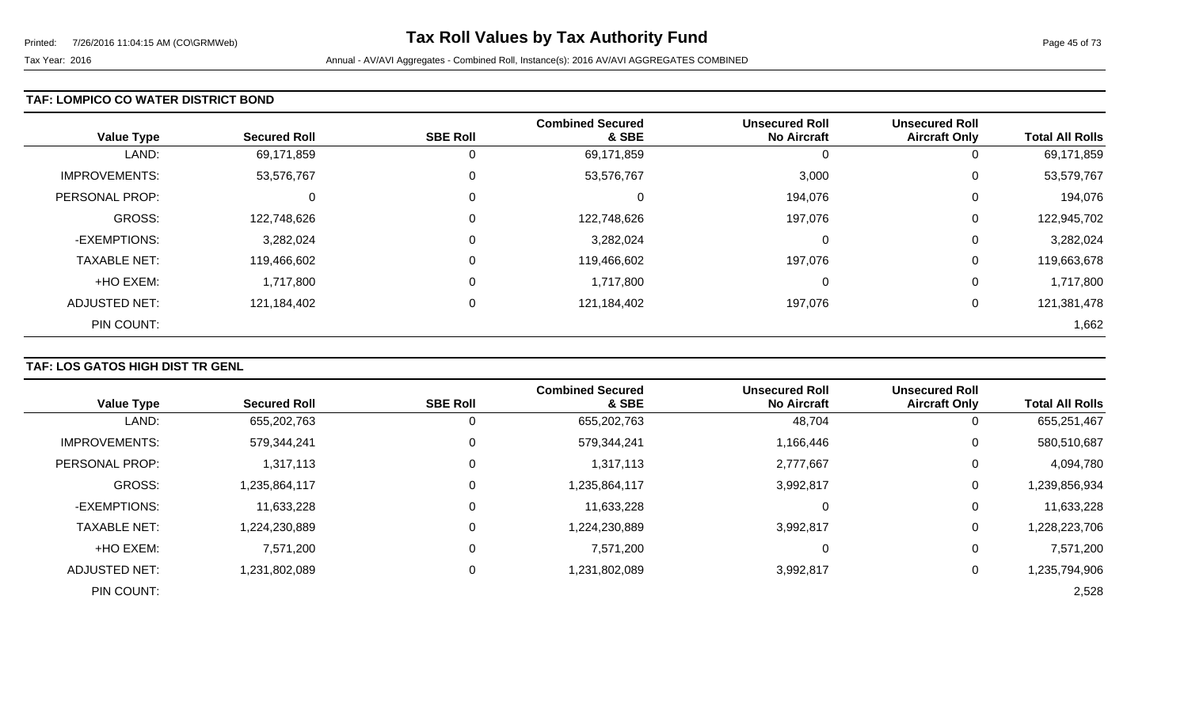### TAF: LOMPICO CO WATER DISTRICT BOND

| Value Type | Secured Roll | SBE Roll | Combined Secured & SBE | Unsecured Roll No Aircraft | Unsecured Roll Aircraft Only | Total All Rolls |
|---|---|---|---|---|---|---|
| LAND: | 69,171,859 | 0 | 69,171,859 | 0 | 0 | 69,171,859 |
| IMPROVEMENTS: | 53,576,767 | 0 | 53,576,767 | 3,000 | 0 | 53,579,767 |
| PERSONAL PROP: | 0 | 0 | 0 | 194,076 | 0 | 194,076 |
| GROSS: | 122,748,626 | 0 | 122,748,626 | 197,076 | 0 | 122,945,702 |
| -EXEMPTIONS: | 3,282,024 | 0 | 3,282,024 | 0 | 0 | 3,282,024 |
| TAXABLE NET: | 119,466,602 | 0 | 119,466,602 | 197,076 | 0 | 119,663,678 |
| +HO EXEM: | 1,717,800 | 0 | 1,717,800 | 0 | 0 | 1,717,800 |
| ADJUSTED NET: | 121,184,402 | 0 | 121,184,402 | 197,076 | 0 | 121,381,478 |
| PIN COUNT: | | | | | | 1,662 |

### TAF: LOS GATOS HIGH DIST TR GENL

| Value Type | Secured Roll | SBE Roll | Combined Secured & SBE | Unsecured Roll No Aircraft | Unsecured Roll Aircraft Only | Total All Rolls |
|---|---|---|---|---|---|---|
| LAND: | 655,202,763 | 0 | 655,202,763 | 48,704 | 0 | 655,251,467 |
| IMPROVEMENTS: | 579,344,241 | 0 | 579,344,241 | 1,166,446 | 0 | 580,510,687 |
| PERSONAL PROP: | 1,317,113 | 0 | 1,317,113 | 2,777,667 | 0 | 4,094,780 |
| GROSS: | 1,235,864,117 | 0 | 1,235,864,117 | 3,992,817 | 0 | 1,239,856,934 |
| -EXEMPTIONS: | 11,633,228 | 0 | 11,633,228 | 0 | 0 | 11,633,228 |
| TAXABLE NET: | 1,224,230,889 | 0 | 1,224,230,889 | 3,992,817 | 0 | 1,228,223,706 |
| +HO EXEM: | 7,571,200 | 0 | 7,571,200 | 0 | 0 | 7,571,200 |
| ADJUSTED NET: | 1,231,802,089 | 0 | 1,231,802,089 | 3,992,817 | 0 | 1,235,794,906 |
| PIN COUNT: | | | | | | 2,528 |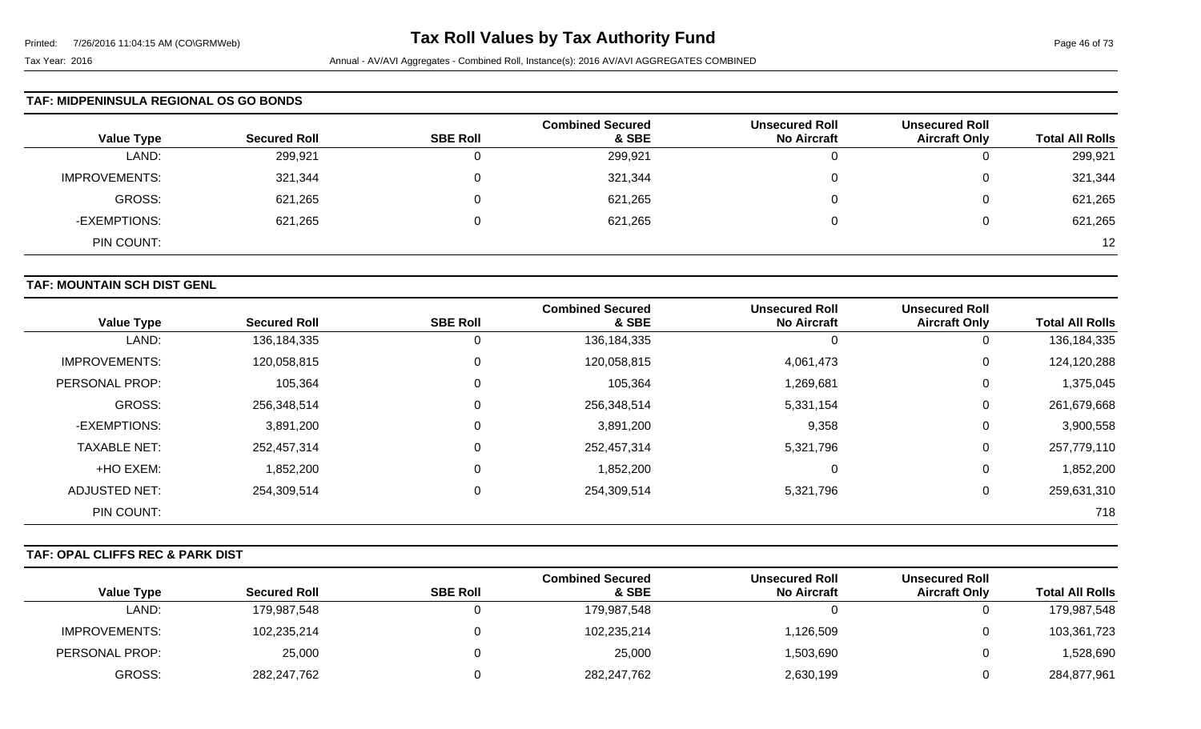## TAF: MIDPENINSULA REGIONAL OS GO BONDS

| Value Type | Secured Roll | SBE Roll | Combined Secured & SBE | Unsecured Roll No Aircraft | Unsecured Roll Aircraft Only | Total All Rolls |
|---|---|---|---|---|---|---|
| LAND: | 299,921 | 0 | 299,921 | 0 | 0 | 299,921 |
| IMPROVEMENTS: | 321,344 | 0 | 321,344 | 0 | 0 | 321,344 |
| GROSS: | 621,265 | 0 | 621,265 | 0 | 0 | 621,265 |
| -EXEMPTIONS: | 621,265 | 0 | 621,265 | 0 | 0 | 621,265 |
| PIN COUNT: | | | | | | 12 |

## TAF: MOUNTAIN SCH DIST GENL

| Value Type | Secured Roll | SBE Roll | Combined Secured & SBE | Unsecured Roll No Aircraft | Unsecured Roll Aircraft Only | Total All Rolls |
|---|---|---|---|---|---|---|
| LAND: | 136,184,335 | 0 | 136,184,335 | 0 | 0 | 136,184,335 |
| IMPROVEMENTS: | 120,058,815 | 0 | 120,058,815 | 4,061,473 | 0 | 124,120,288 |
| PERSONAL PROP: | 105,364 | 0 | 105,364 | 1,269,681 | 0 | 1,375,045 |
| GROSS: | 256,348,514 | 0 | 256,348,514 | 5,331,154 | 0 | 261,679,668 |
| -EXEMPTIONS: | 3,891,200 | 0 | 3,891,200 | 9,358 | 0 | 3,900,558 |
| TAXABLE NET: | 252,457,314 | 0 | 252,457,314 | 5,321,796 | 0 | 257,779,110 |
| +HO EXEM: | 1,852,200 | 0 | 1,852,200 | 0 | 0 | 1,852,200 |
| ADJUSTED NET: | 254,309,514 | 0 | 254,309,514 | 5,321,796 | 0 | 259,631,310 |
| PIN COUNT: | | | | | | 718 |

## TAF: OPAL CLIFFS REC & PARK DIST

| Value Type | Secured Roll | SBE Roll | Combined Secured & SBE | Unsecured Roll No Aircraft | Unsecured Roll Aircraft Only | Total All Rolls |
|---|---|---|---|---|---|---|
| LAND: | 179,987,548 | 0 | 179,987,548 | 0 | 0 | 179,987,548 |
| IMPROVEMENTS: | 102,235,214 | 0 | 102,235,214 | 1,126,509 | 0 | 103,361,723 |
| PERSONAL PROP: | 25,000 | 0 | 25,000 | 1,503,690 | 0 | 1,528,690 |
| GROSS: | 282,247,762 | 0 | 282,247,762 | 2,630,199 | 0 | 284,877,961 |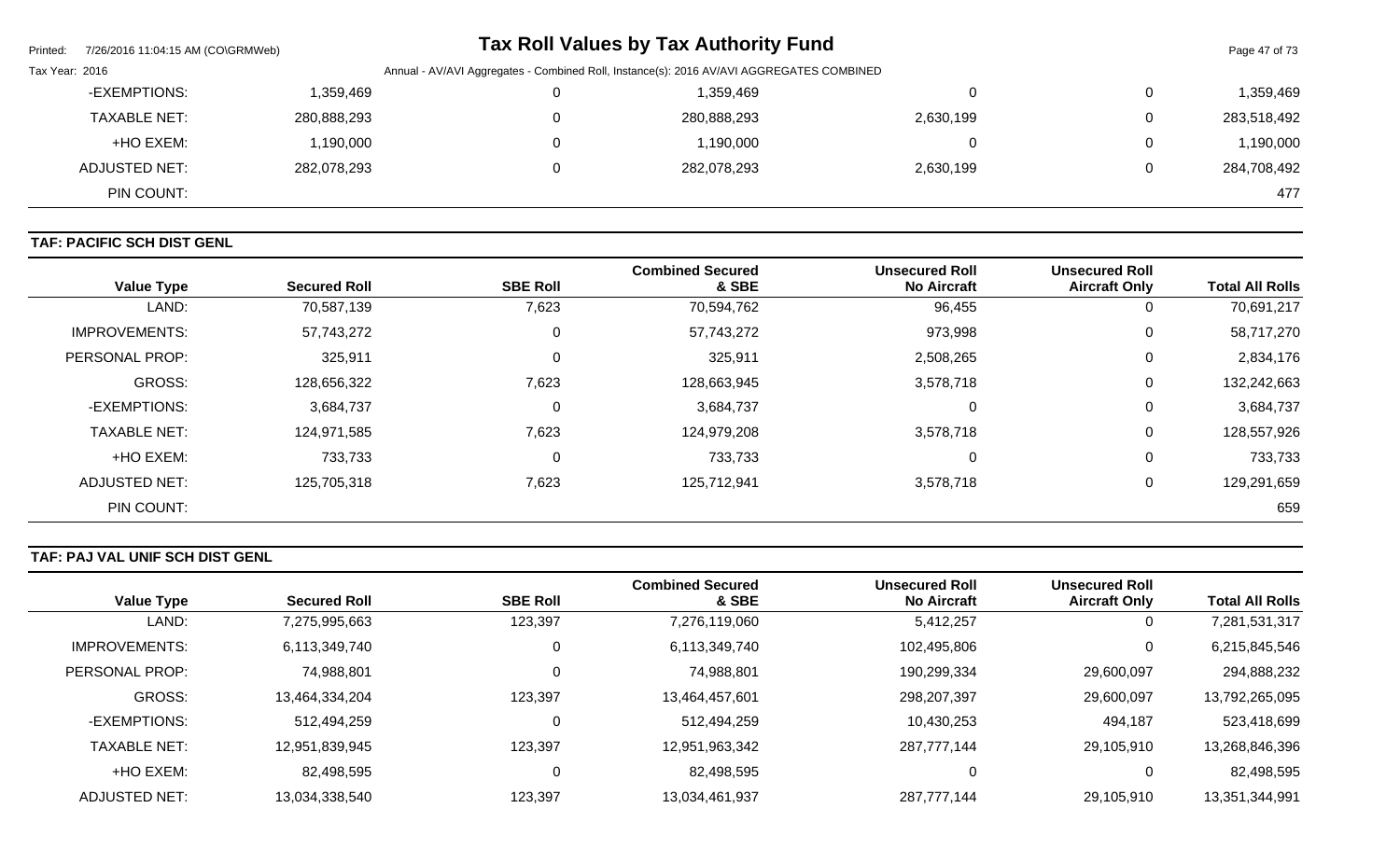| Value Type | Secured Roll | SBE Roll | Combined Secured & SBE | Unsecured Roll No Aircraft | Unsecured Roll Aircraft Only | Total All Rolls |
|---|---|---|---|---|---|---|
| -EXEMPTIONS: | 1,359,469 | 0 | 1,359,469 | 0 | 0 | 1,359,469 |
| TAXABLE NET: | 280,888,293 | 0 | 280,888,293 | 2,630,199 | 0 | 283,518,492 |
| +HO EXEM: | 1,190,000 | 0 | 1,190,000 | 0 | 0 | 1,190,000 |
| ADJUSTED NET: | 282,078,293 | 0 | 282,078,293 | 2,630,199 | 0 | 284,708,492 |
| PIN COUNT: | | | | | | 477 |

## TAF: PACIFIC SCH DIST GENL

| Value Type | Secured Roll | SBE Roll | Combined Secured & SBE | Unsecured Roll No Aircraft | Unsecured Roll Aircraft Only | Total All Rolls |
|---|---|---|---|---|---|---|
| LAND: | 70,587,139 | 7,623 | 70,594,762 | 96,455 | 0 | 70,691,217 |
| IMPROVEMENTS: | 57,743,272 | 0 | 57,743,272 | 973,998 | 0 | 58,717,270 |
| PERSONAL PROP: | 325,911 | 0 | 325,911 | 2,508,265 | 0 | 2,834,176 |
| GROSS: | 128,656,322 | 7,623 | 128,663,945 | 3,578,718 | 0 | 132,242,663 |
| -EXEMPTIONS: | 3,684,737 | 0 | 3,684,737 | 0 | 0 | 3,684,737 |
| TAXABLE NET: | 124,971,585 | 7,623 | 124,979,208 | 3,578,718 | 0 | 128,557,926 |
| +HO EXEM: | 733,733 | 0 | 733,733 | 0 | 0 | 733,733 |
| ADJUSTED NET: | 125,705,318 | 7,623 | 125,712,941 | 3,578,718 | 0 | 129,291,659 |
| PIN COUNT: | | | | | | 659 |

## TAF: PAJ VAL UNIF SCH DIST GENL

| Value Type | Secured Roll | SBE Roll | Combined Secured & SBE | Unsecured Roll No Aircraft | Unsecured Roll Aircraft Only | Total All Rolls |
|---|---|---|---|---|---|---|
| LAND: | 7,275,995,663 | 123,397 | 7,276,119,060 | 5,412,257 | 0 | 7,281,531,317 |
| IMPROVEMENTS: | 6,113,349,740 | 0 | 6,113,349,740 | 102,495,806 | 0 | 6,215,845,546 |
| PERSONAL PROP: | 74,988,801 | 0 | 74,988,801 | 190,299,334 | 29,600,097 | 294,888,232 |
| GROSS: | 13,464,334,204 | 123,397 | 13,464,457,601 | 298,207,397 | 29,600,097 | 13,792,265,095 |
| -EXEMPTIONS: | 512,494,259 | 0 | 512,494,259 | 10,430,253 | 494,187 | 523,418,699 |
| TAXABLE NET: | 12,951,839,945 | 123,397 | 12,951,963,342 | 287,777,144 | 29,105,910 | 13,268,846,396 |
| +HO EXEM: | 82,498,595 | 0 | 82,498,595 | 0 | 0 | 82,498,595 |
| ADJUSTED NET: | 13,034,338,540 | 123,397 | 13,034,461,937 | 287,777,144 | 29,105,910 | 13,351,344,991 |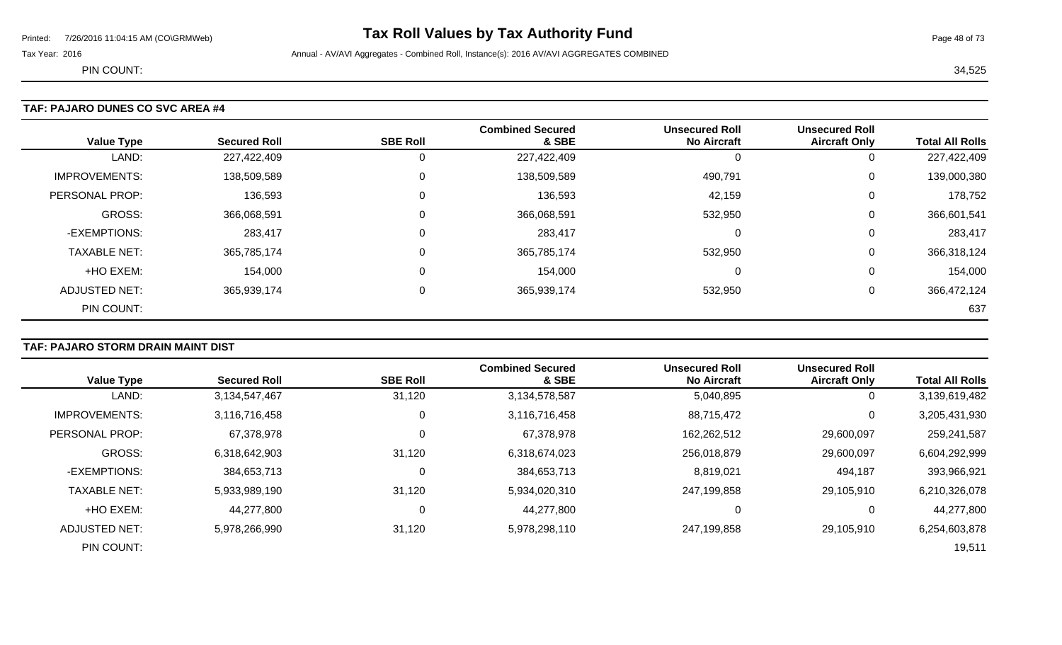# Tax Roll Values by Tax Authority Fund

Tax Year: 2016

Annual - AV/AVI Aggregates - Combined Roll, Instance(s): 2016 AV/AVI AGGREGATES COMBINED

PIN COUNT: 34,525

## TAF: PAJARO DUNES CO SVC AREA #4

| Value Type | Secured Roll | SBE Roll | Combined Secured & SBE | Unsecured Roll No Aircraft | Unsecured Roll Aircraft Only | Total All Rolls |
|---|---|---|---|---|---|---|
| LAND: | 227,422,409 | 0 | 227,422,409 | 0 | 0 | 227,422,409 |
| IMPROVEMENTS: | 138,509,589 | 0 | 138,509,589 | 490,791 | 0 | 139,000,380 |
| PERSONAL PROP: | 136,593 | 0 | 136,593 | 42,159 | 0 | 178,752 |
| GROSS: | 366,068,591 | 0 | 366,068,591 | 532,950 | 0 | 366,601,541 |
| -EXEMPTIONS: | 283,417 | 0 | 283,417 | 0 | 0 | 283,417 |
| TAXABLE NET: | 365,785,174 | 0 | 365,785,174 | 532,950 | 0 | 366,318,124 |
| +HO EXEM: | 154,000 | 0 | 154,000 | 0 | 0 | 154,000 |
| ADJUSTED NET: | 365,939,174 | 0 | 365,939,174 | 532,950 | 0 | 366,472,124 |
| PIN COUNT: | | | | | | 637 |

## TAF: PAJARO STORM DRAIN MAINT DIST

| Value Type | Secured Roll | SBE Roll | Combined Secured & SBE | Unsecured Roll No Aircraft | Unsecured Roll Aircraft Only | Total All Rolls |
|---|---|---|---|---|---|---|
| LAND: | 3,134,547,467 | 31,120 | 3,134,578,587 | 5,040,895 | 0 | 3,139,619,482 |
| IMPROVEMENTS: | 3,116,716,458 | 0 | 3,116,716,458 | 88,715,472 | 0 | 3,205,431,930 |
| PERSONAL PROP: | 67,378,978 | 0 | 67,378,978 | 162,262,512 | 29,600,097 | 259,241,587 |
| GROSS: | 6,318,642,903 | 31,120 | 6,318,674,023 | 256,018,879 | 29,600,097 | 6,604,292,999 |
| -EXEMPTIONS: | 384,653,713 | 0 | 384,653,713 | 8,819,021 | 494,187 | 393,966,921 |
| TAXABLE NET: | 5,933,989,190 | 31,120 | 5,934,020,310 | 247,199,858 | 29,105,910 | 6,210,326,078 |
| +HO EXEM: | 44,277,800 | 0 | 44,277,800 | 0 | 0 | 44,277,800 |
| ADJUSTED NET: | 5,978,266,990 | 31,120 | 5,978,298,110 | 247,199,858 | 29,105,910 | 6,254,603,878 |
| PIN COUNT: | | | | | | 19,511 |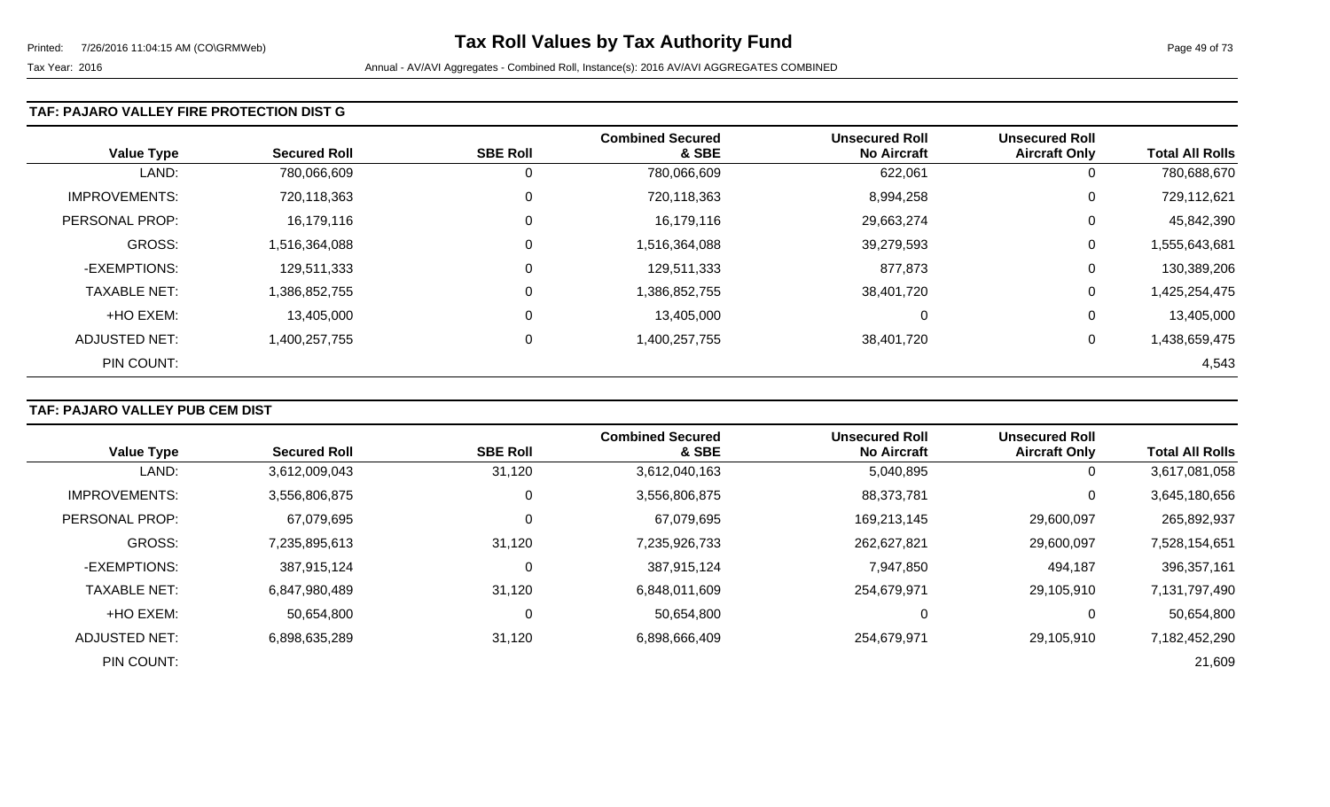### TAF: PAJARO VALLEY FIRE PROTECTION DIST G

| Value Type | Secured Roll | SBE Roll | Combined Secured & SBE | Unsecured Roll No Aircraft | Unsecured Roll Aircraft Only | Total All Rolls |
|---|---|---|---|---|---|---|
| LAND: | 780,066,609 | 0 | 780,066,609 | 622,061 | 0 | 780,688,670 |
| IMPROVEMENTS: | 720,118,363 | 0 | 720,118,363 | 8,994,258 | 0 | 729,112,621 |
| PERSONAL PROP: | 16,179,116 | 0 | 16,179,116 | 29,663,274 | 0 | 45,842,390 |
| GROSS: | 1,516,364,088 | 0 | 1,516,364,088 | 39,279,593 | 0 | 1,555,643,681 |
| -EXEMPTIONS: | 129,511,333 | 0 | 129,511,333 | 877,873 | 0 | 130,389,206 |
| TAXABLE NET: | 1,386,852,755 | 0 | 1,386,852,755 | 38,401,720 | 0 | 1,425,254,475 |
| +HO EXEM: | 13,405,000 | 0 | 13,405,000 | 0 | 0 | 13,405,000 |
| ADJUSTED NET: | 1,400,257,755 | 0 | 1,400,257,755 | 38,401,720 | 0 | 1,438,659,475 |
| PIN COUNT: | | | | | | 4,543 |

### TAF: PAJARO VALLEY PUB CEM DIST

| Value Type | Secured Roll | SBE Roll | Combined Secured & SBE | Unsecured Roll No Aircraft | Unsecured Roll Aircraft Only | Total All Rolls |
|---|---|---|---|---|---|---|
| LAND: | 3,612,009,043 | 31,120 | 3,612,040,163 | 5,040,895 | 0 | 3,617,081,058 |
| IMPROVEMENTS: | 3,556,806,875 | 0 | 3,556,806,875 | 88,373,781 | 0 | 3,645,180,656 |
| PERSONAL PROP: | 67,079,695 | 0 | 67,079,695 | 169,213,145 | 29,600,097 | 265,892,937 |
| GROSS: | 7,235,895,613 | 31,120 | 7,235,926,733 | 262,627,821 | 29,600,097 | 7,528,154,651 |
| -EXEMPTIONS: | 387,915,124 | 0 | 387,915,124 | 7,947,850 | 494,187 | 396,357,161 |
| TAXABLE NET: | 6,847,980,489 | 31,120 | 6,848,011,609 | 254,679,971 | 29,105,910 | 7,131,797,490 |
| +HO EXEM: | 50,654,800 | 0 | 50,654,800 | 0 | 0 | 50,654,800 |
| ADJUSTED NET: | 6,898,635,289 | 31,120 | 6,898,666,409 | 254,679,971 | 29,105,910 | 7,182,452,290 |
| PIN COUNT: | | | | | | 21,609 |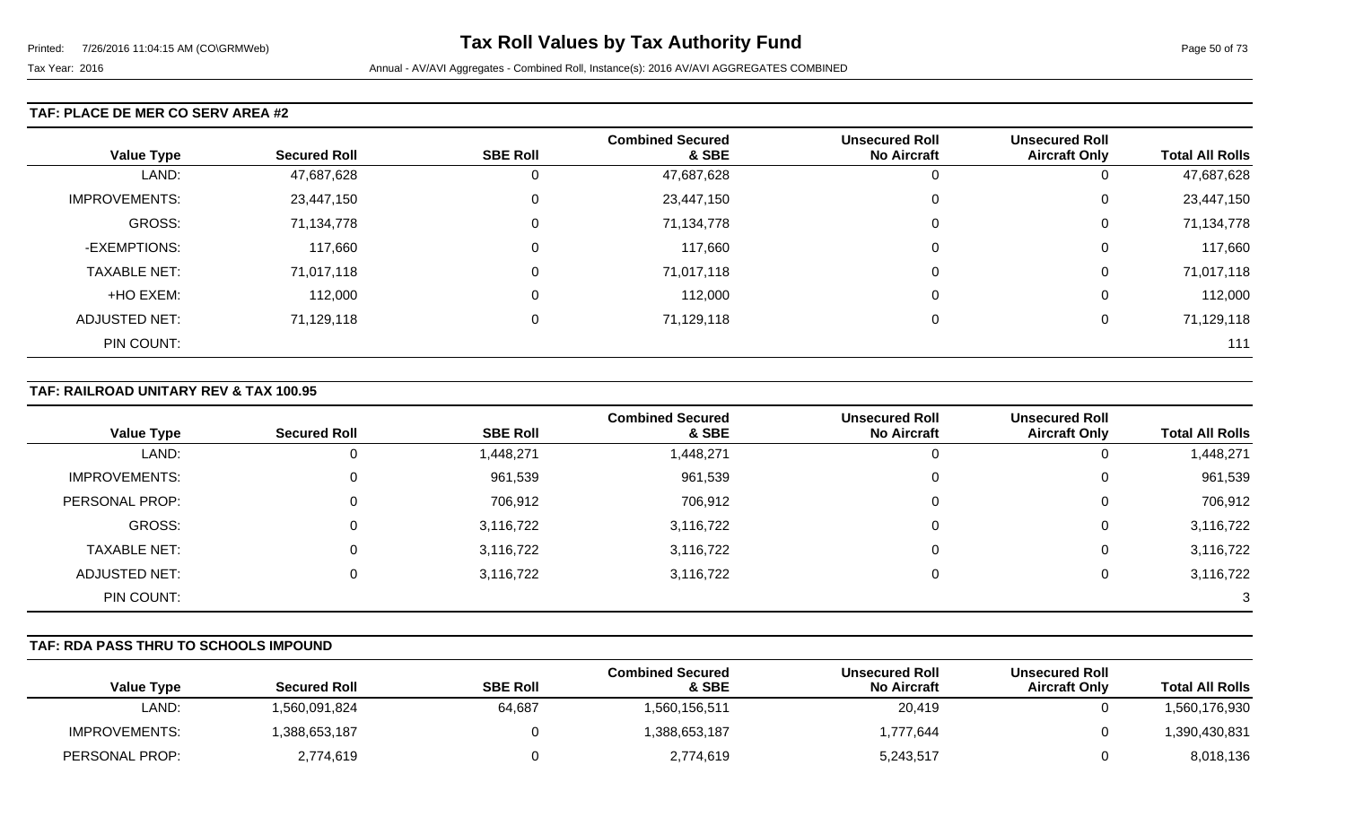# Tax Roll Values by Tax Authority Fund

Tax Year: 2016

Annual - AV/AVI Aggregates - Combined Roll, Instance(s): 2016 AV/AVI AGGREGATES COMBINED

### TAF: PLACE DE MER CO SERV AREA #2

| Value Type | Secured Roll | SBE Roll | Combined Secured & SBE | Unsecured Roll No Aircraft | Unsecured Roll Aircraft Only | Total All Rolls |
|---|---|---|---|---|---|---|
| LAND: | 47,687,628 | 0 | 47,687,628 | 0 | 0 | 47,687,628 |
| IMPROVEMENTS: | 23,447,150 | 0 | 23,447,150 | 0 | 0 | 23,447,150 |
| GROSS: | 71,134,778 | 0 | 71,134,778 | 0 | 0 | 71,134,778 |
| -EXEMPTIONS: | 117,660 | 0 | 117,660 | 0 | 0 | 117,660 |
| TAXABLE NET: | 71,017,118 | 0 | 71,017,118 | 0 | 0 | 71,017,118 |
| +HO EXEM: | 112,000 | 0 | 112,000 | 0 | 0 | 112,000 |
| ADJUSTED NET: | 71,129,118 | 0 | 71,129,118 | 0 | 0 | 71,129,118 |
| PIN COUNT: | | | | | | 111 |

### TAF: RAILROAD UNITARY REV & TAX 100.95

| Value Type | Secured Roll | SBE Roll | Combined Secured & SBE | Unsecured Roll No Aircraft | Unsecured Roll Aircraft Only | Total All Rolls |
|---|---|---|---|---|---|---|
| LAND: | 0 | 1,448,271 | 1,448,271 | 0 | 0 | 1,448,271 |
| IMPROVEMENTS: | 0 | 961,539 | 961,539 | 0 | 0 | 961,539 |
| PERSONAL PROP: | 0 | 706,912 | 706,912 | 0 | 0 | 706,912 |
| GROSS: | 0 | 3,116,722 | 3,116,722 | 0 | 0 | 3,116,722 |
| TAXABLE NET: | 0 | 3,116,722 | 3,116,722 | 0 | 0 | 3,116,722 |
| ADJUSTED NET: | 0 | 3,116,722 | 3,116,722 | 0 | 0 | 3,116,722 |
| PIN COUNT: | | | | | | 3 |

### TAF: RDA PASS THRU TO SCHOOLS IMPOUND

| Value Type | Secured Roll | SBE Roll | Combined Secured & SBE | Unsecured Roll No Aircraft | Unsecured Roll Aircraft Only | Total All Rolls |
|---|---|---|---|---|---|---|
| LAND: | 1,560,091,824 | 64,687 | 1,560,156,511 | 20,419 | 0 | 1,560,176,930 |
| IMPROVEMENTS: | 1,388,653,187 | 0 | 1,388,653,187 | 1,777,644 | 0 | 1,390,430,831 |
| PERSONAL PROP: | 2,774,619 | 0 | 2,774,619 | 5,243,517 | 0 | 8,018,136 |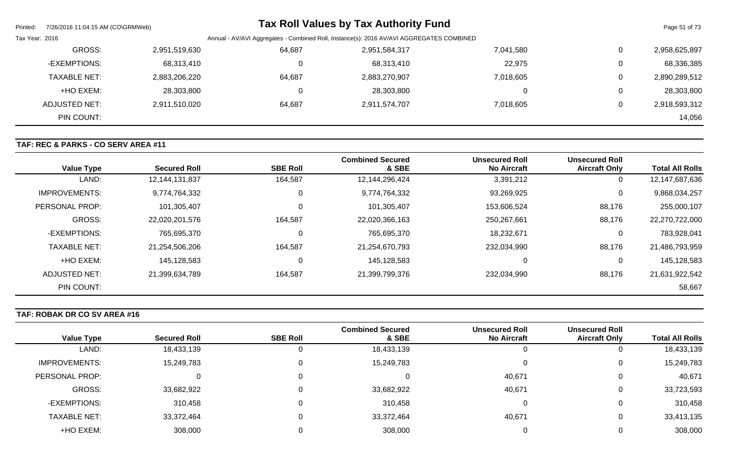| Value Type | Secured Roll | SBE Roll | Combined Secured & SBE | Unsecured Roll No Aircraft | Unsecured Roll Aircraft Only | Total All Rolls |
|---|---|---|---|---|---|---|
| GROSS: | 2,951,519,630 | 64,687 | 2,951,584,317 | 7,041,580 | 0 | 2,958,625,897 |
| -EXEMPTIONS: | 68,313,410 | 0 | 68,313,410 | 22,975 | 0 | 68,336,385 |
| TAXABLE NET: | 2,883,206,220 | 64,687 | 2,883,270,907 | 7,018,605 | 0 | 2,890,289,512 |
| +HO EXEM: | 28,303,800 | 0 | 28,303,800 | 0 | 0 | 28,303,800 |
| ADJUSTED NET: | 2,911,510,020 | 64,687 | 2,911,574,707 | 7,018,605 | 0 | 2,918,593,312 |
| PIN COUNT: | | | | | | 14,056 |

**TAF: REC & PARKS - CO SERV AREA #11**

| Value Type | Secured Roll | SBE Roll | Combined Secured & SBE | Unsecured Roll No Aircraft | Unsecured Roll Aircraft Only | Total All Rolls |
|---|---|---|---|---|---|---|
| LAND: | 12,144,131,837 | 164,587 | 12,144,296,424 | 3,391,212 | 0 | 12,147,687,636 |
| IMPROVEMENTS: | 9,774,764,332 | 0 | 9,774,764,332 | 93,269,925 | 0 | 9,868,034,257 |
| PERSONAL PROP: | 101,305,407 | 0 | 101,305,407 | 153,606,524 | 88,176 | 255,000,107 |
| GROSS: | 22,020,201,576 | 164,587 | 22,020,366,163 | 250,267,661 | 88,176 | 22,270,722,000 |
| -EXEMPTIONS: | 765,695,370 | 0 | 765,695,370 | 18,232,671 | 0 | 783,928,041 |
| TAXABLE NET: | 21,254,506,206 | 164,587 | 21,254,670,793 | 232,034,990 | 88,176 | 21,486,793,959 |
| +HO EXEM: | 145,128,583 | 0 | 145,128,583 | 0 | 0 | 145,128,583 |
| ADJUSTED NET: | 21,399,634,789 | 164,587 | 21,399,799,376 | 232,034,990 | 88,176 | 21,631,922,542 |
| PIN COUNT: | | | | | | 58,667 |

**TAF: ROBAK DR CO SV AREA #16**

| Value Type | Secured Roll | SBE Roll | Combined Secured & SBE | Unsecured Roll No Aircraft | Unsecured Roll Aircraft Only | Total All Rolls |
|---|---|---|---|---|---|---|
| LAND: | 18,433,139 | 0 | 18,433,139 | 0 | 0 | 18,433,139 |
| IMPROVEMENTS: | 15,249,783 | 0 | 15,249,783 | 0 | 0 | 15,249,783 |
| PERSONAL PROP: | 0 | 0 | 0 | 40,671 | 0 | 40,671 |
| GROSS: | 33,682,922 | 0 | 33,682,922 | 40,671 | 0 | 33,723,593 |
| -EXEMPTIONS: | 310,458 | 0 | 310,458 | 0 | 0 | 310,458 |
| TAXABLE NET: | 33,372,464 | 0 | 33,372,464 | 40,671 | 0 | 33,413,135 |
| +HO EXEM: | 308,000 | 0 | 308,000 | 0 | 0 | 308,000 |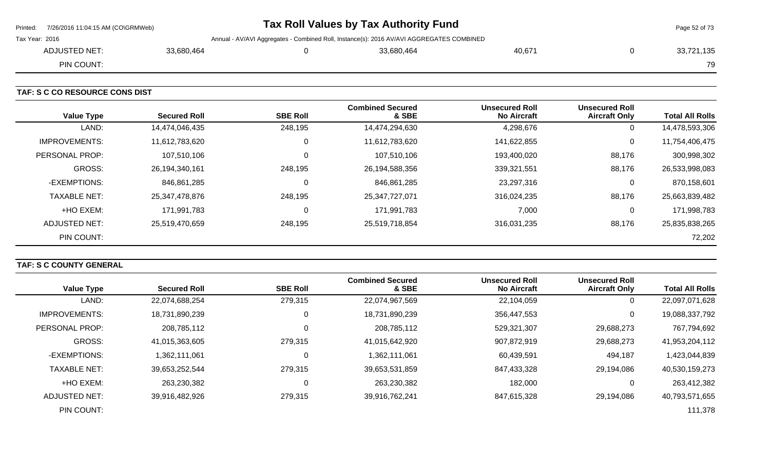| ADJUSTED NET: | 33,680,464 | 0 | 33,680,464 | 40,671 | 0 | 33,721,135 |
|---|---|---|---|---|---|---|
| PIN COUNT: | | | | | | 79 |

**TAF: S C CO RESOURCE CONS DIST**

| Value Type | Secured Roll | SBE Roll | Combined Secured & SBE | Unsecured Roll No Aircraft | Unsecured Roll Aircraft Only | Total All Rolls |
|---|---|---|---|---|---|---|
| LAND: | 14,474,046,435 | 248,195 | 14,474,294,630 | 4,298,676 | 0 | 14,478,593,306 |
| IMPROVEMENTS: | 11,612,783,620 | 0 | 11,612,783,620 | 141,622,855 | 0 | 11,754,406,475 |
| PERSONAL PROP: | 107,510,106 | 0 | 107,510,106 | 193,400,020 | 88,176 | 300,998,302 |
| GROSS: | 26,194,340,161 | 248,195 | 26,194,588,356 | 339,321,551 | 88,176 | 26,533,998,083 |
| -EXEMPTIONS: | 846,861,285 | 0 | 846,861,285 | 23,297,316 | 0 | 870,158,601 |
| TAXABLE NET: | 25,347,478,876 | 248,195 | 25,347,727,071 | 316,024,235 | 88,176 | 25,663,839,482 |
| +HO EXEM: | 171,991,783 | 0 | 171,991,783 | 7,000 | 0 | 171,998,783 |
| ADJUSTED NET: | 25,519,470,659 | 248,195 | 25,519,718,854 | 316,031,235 | 88,176 | 25,835,838,265 |
| PIN COUNT: | | | | | | 72,202 |

**TAF: S C COUNTY GENERAL**

| Value Type | Secured Roll | SBE Roll | Combined Secured & SBE | Unsecured Roll No Aircraft | Unsecured Roll Aircraft Only | Total All Rolls |
|---|---|---|---|---|---|---|
| LAND: | 22,074,688,254 | 279,315 | 22,074,967,569 | 22,104,059 | 0 | 22,097,071,628 |
| IMPROVEMENTS: | 18,731,890,239 | 0 | 18,731,890,239 | 356,447,553 | 0 | 19,088,337,792 |
| PERSONAL PROP: | 208,785,112 | 0 | 208,785,112 | 529,321,307 | 29,688,273 | 767,794,692 |
| GROSS: | 41,015,363,605 | 279,315 | 41,015,642,920 | 907,872,919 | 29,688,273 | 41,953,204,112 |
| -EXEMPTIONS: | 1,362,111,061 | 0 | 1,362,111,061 | 60,439,591 | 494,187 | 1,423,044,839 |
| TAXABLE NET: | 39,653,252,544 | 279,315 | 39,653,531,859 | 847,433,328 | 29,194,086 | 40,530,159,273 |
| +HO EXEM: | 263,230,382 | 0 | 263,230,382 | 182,000 | 0 | 263,412,382 |
| ADJUSTED NET: | 39,916,482,926 | 279,315 | 39,916,762,241 | 847,615,328 | 29,194,086 | 40,793,571,655 |
| PIN COUNT: | | | | | | 111,378 |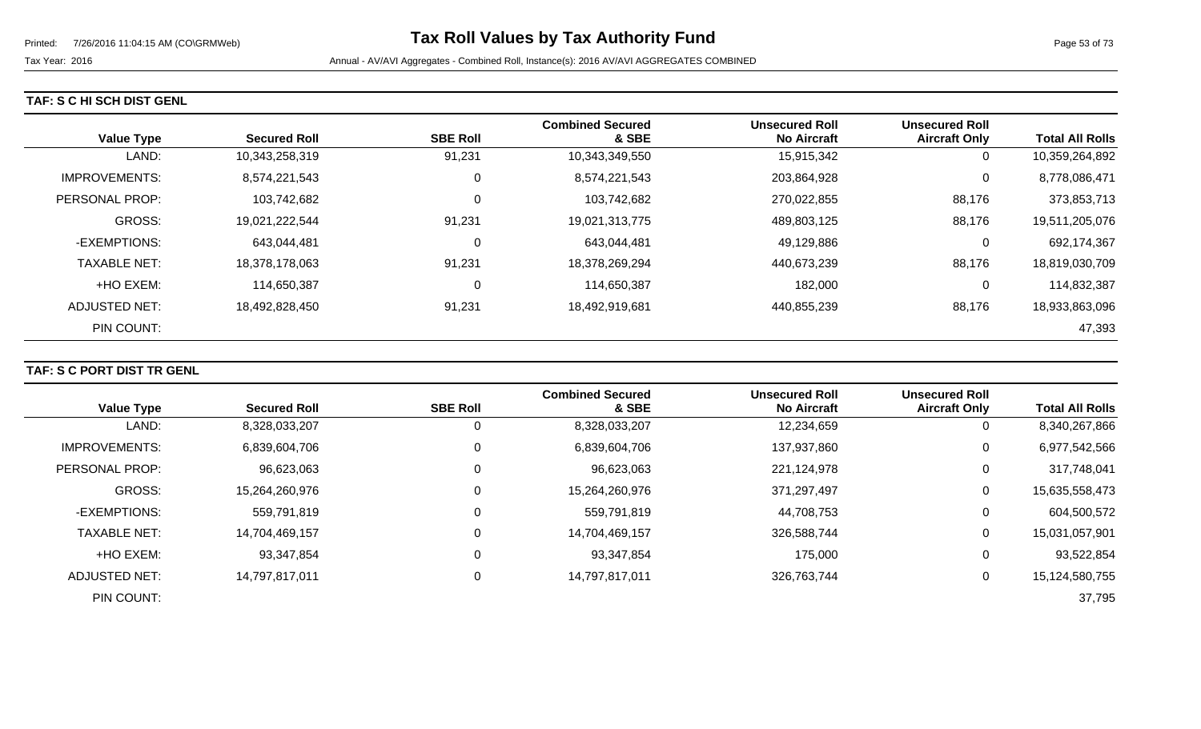## TAF: S C HI SCH DIST GENL

| Value Type | Secured Roll | SBE Roll | Combined Secured & SBE | Unsecured Roll No Aircraft | Unsecured Roll Aircraft Only | Total All Rolls |
|---|---|---|---|---|---|---|
| LAND: | 10,343,258,319 | 91,231 | 10,343,349,550 | 15,915,342 | 0 | 10,359,264,892 |
| IMPROVEMENTS: | 8,574,221,543 | 0 | 8,574,221,543 | 203,864,928 | 0 | 8,778,086,471 |
| PERSONAL PROP: | 103,742,682 | 0 | 103,742,682 | 270,022,855 | 88,176 | 373,853,713 |
| GROSS: | 19,021,222,544 | 91,231 | 19,021,313,775 | 489,803,125 | 88,176 | 19,511,205,076 |
| -EXEMPTIONS: | 643,044,481 | 0 | 643,044,481 | 49,129,886 | 0 | 692,174,367 |
| TAXABLE NET: | 18,378,178,063 | 91,231 | 18,378,269,294 | 440,673,239 | 88,176 | 18,819,030,709 |
| +HO EXEM: | 114,650,387 | 0 | 114,650,387 | 182,000 | 0 | 114,832,387 |
| ADJUSTED NET: | 18,492,828,450 | 91,231 | 18,492,919,681 | 440,855,239 | 88,176 | 18,933,863,096 |
| PIN COUNT: | | | | | | 47,393 |

## TAF: S C PORT DIST TR GENL

| Value Type | Secured Roll | SBE Roll | Combined Secured & SBE | Unsecured Roll No Aircraft | Unsecured Roll Aircraft Only | Total All Rolls |
|---|---|---|---|---|---|---|
| LAND: | 8,328,033,207 | 0 | 8,328,033,207 | 12,234,659 | 0 | 8,340,267,866 |
| IMPROVEMENTS: | 6,839,604,706 | 0 | 6,839,604,706 | 137,937,860 | 0 | 6,977,542,566 |
| PERSONAL PROP: | 96,623,063 | 0 | 96,623,063 | 221,124,978 | 0 | 317,748,041 |
| GROSS: | 15,264,260,976 | 0 | 15,264,260,976 | 371,297,497 | 0 | 15,635,558,473 |
| -EXEMPTIONS: | 559,791,819 | 0 | 559,791,819 | 44,708,753 | 0 | 604,500,572 |
| TAXABLE NET: | 14,704,469,157 | 0 | 14,704,469,157 | 326,588,744 | 0 | 15,031,057,901 |
| +HO EXEM: | 93,347,854 | 0 | 93,347,854 | 175,000 | 0 | 93,522,854 |
| ADJUSTED NET: | 14,797,817,011 | 0 | 14,797,817,011 | 326,763,744 | 0 | 15,124,580,755 |
| PIN COUNT: | | | | | | 37,795 |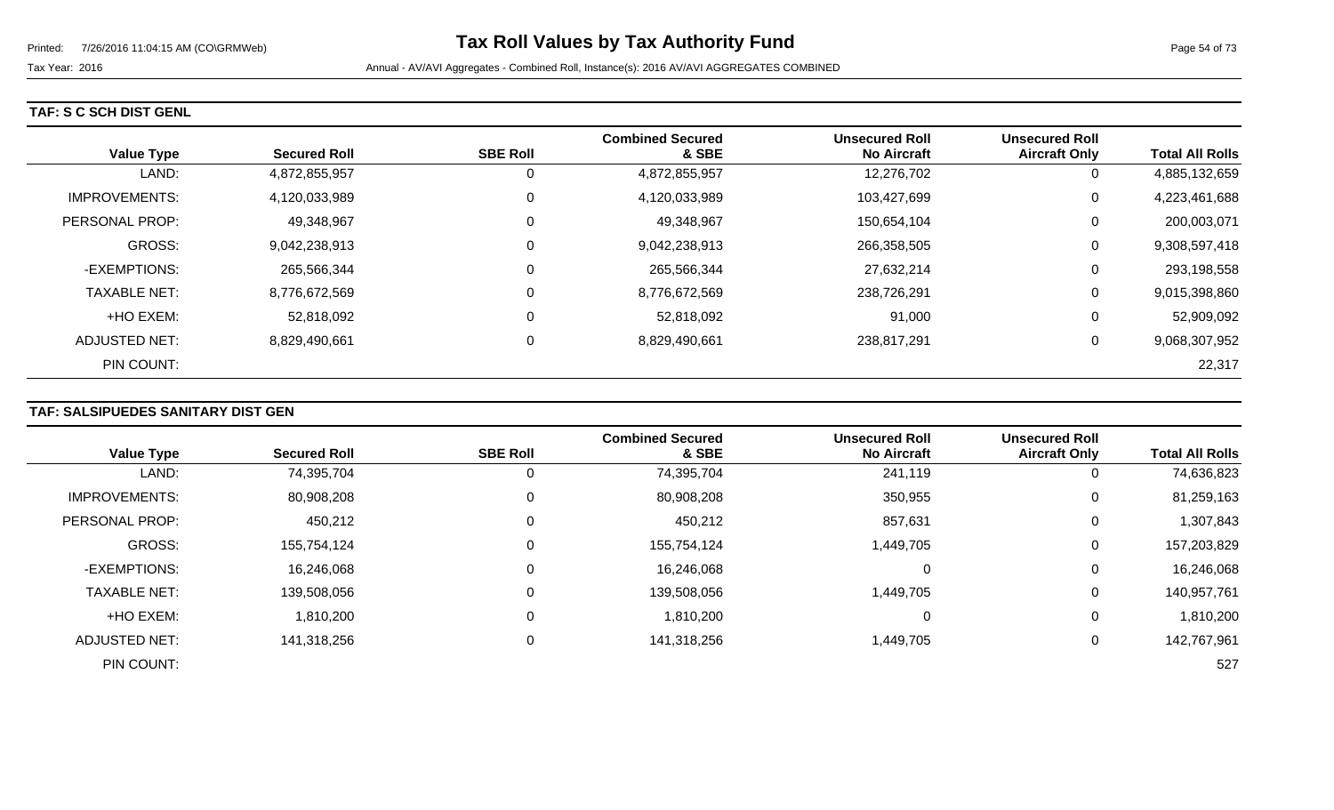Tax Year: 2016 — Annual - AV/AVI Aggregates - Combined Roll, Instance(s): 2016 AV/AVI AGGREGATES COMBINED

### TAF: S C SCH DIST GENL

| Value Type | Secured Roll | SBE Roll | Combined Secured & SBE | Unsecured Roll No Aircraft | Unsecured Roll Aircraft Only | Total All Rolls |
|---|---|---|---|---|---|---|
| LAND: | 4,872,855,957 | 0 | 4,872,855,957 | 12,276,702 | 0 | 4,885,132,659 |
| IMPROVEMENTS: | 4,120,033,989 | 0 | 4,120,033,989 | 103,427,699 | 0 | 4,223,461,688 |
| PERSONAL PROP: | 49,348,967 | 0 | 49,348,967 | 150,654,104 | 0 | 200,003,071 |
| GROSS: | 9,042,238,913 | 0 | 9,042,238,913 | 266,358,505 | 0 | 9,308,597,418 |
| -EXEMPTIONS: | 265,566,344 | 0 | 265,566,344 | 27,632,214 | 0 | 293,198,558 |
| TAXABLE NET: | 8,776,672,569 | 0 | 8,776,672,569 | 238,726,291 | 0 | 9,015,398,860 |
| +HO EXEM: | 52,818,092 | 0 | 52,818,092 | 91,000 | 0 | 52,909,092 |
| ADJUSTED NET: | 8,829,490,661 | 0 | 8,829,490,661 | 238,817,291 | 0 | 9,068,307,952 |
| PIN COUNT: | | | | | | 22,317 |

### TAF: SALSIPUEDES SANITARY DIST GEN

| Value Type | Secured Roll | SBE Roll | Combined Secured & SBE | Unsecured Roll No Aircraft | Unsecured Roll Aircraft Only | Total All Rolls |
|---|---|---|---|---|---|---|
| LAND: | 74,395,704 | 0 | 74,395,704 | 241,119 | 0 | 74,636,823 |
| IMPROVEMENTS: | 80,908,208 | 0 | 80,908,208 | 350,955 | 0 | 81,259,163 |
| PERSONAL PROP: | 450,212 | 0 | 450,212 | 857,631 | 0 | 1,307,843 |
| GROSS: | 155,754,124 | 0 | 155,754,124 | 1,449,705 | 0 | 157,203,829 |
| -EXEMPTIONS: | 16,246,068 | 0 | 16,246,068 | 0 | 0 | 16,246,068 |
| TAXABLE NET: | 139,508,056 | 0 | 139,508,056 | 1,449,705 | 0 | 140,957,761 |
| +HO EXEM: | 1,810,200 | 0 | 1,810,200 | 0 | 0 | 1,810,200 |
| ADJUSTED NET: | 141,318,256 | 0 | 141,318,256 | 1,449,705 | 0 | 142,767,961 |
| PIN COUNT: | | | | | | 527 |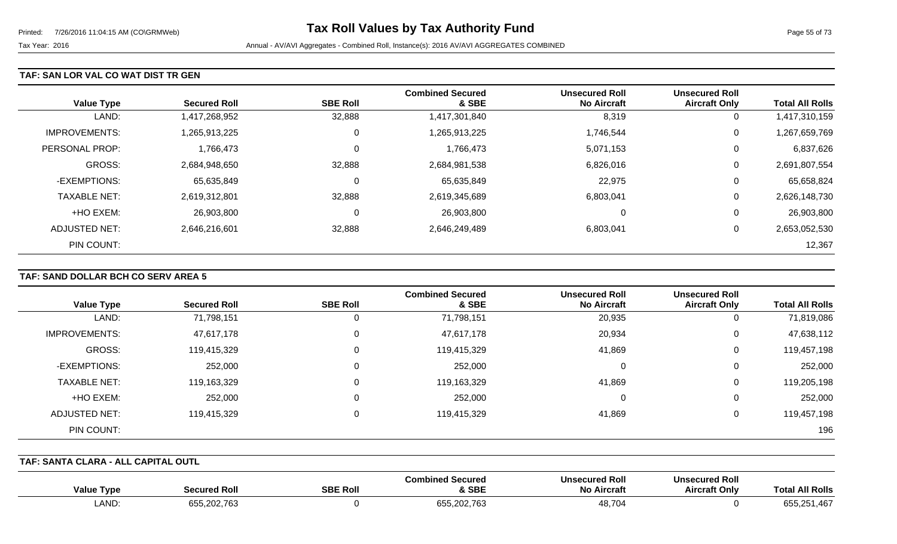### TAF: SAN LOR VAL CO WAT DIST TR GEN

| Value Type | Secured Roll | SBE Roll | Combined Secured & SBE | Unsecured Roll No Aircraft | Unsecured Roll Aircraft Only | Total All Rolls |
|---|---|---|---|---|---|---|
| LAND: | 1,417,268,952 | 32,888 | 1,417,301,840 | 8,319 | 0 | 1,417,310,159 |
| IMPROVEMENTS: | 1,265,913,225 | 0 | 1,265,913,225 | 1,746,544 | 0 | 1,267,659,769 |
| PERSONAL PROP: | 1,766,473 | 0 | 1,766,473 | 5,071,153 | 0 | 6,837,626 |
| GROSS: | 2,684,948,650 | 32,888 | 2,684,981,538 | 6,826,016 | 0 | 2,691,807,554 |
| -EXEMPTIONS: | 65,635,849 | 0 | 65,635,849 | 22,975 | 0 | 65,658,824 |
| TAXABLE NET: | 2,619,312,801 | 32,888 | 2,619,345,689 | 6,803,041 | 0 | 2,626,148,730 |
| +HO EXEM: | 26,903,800 | 0 | 26,903,800 | 0 | 0 | 26,903,800 |
| ADJUSTED NET: | 2,646,216,601 | 32,888 | 2,646,249,489 | 6,803,041 | 0 | 2,653,052,530 |
| PIN COUNT: | | | | | | 12,367 |

### TAF: SAND DOLLAR BCH CO SERV AREA 5

| Value Type | Secured Roll | SBE Roll | Combined Secured & SBE | Unsecured Roll No Aircraft | Unsecured Roll Aircraft Only | Total All Rolls |
|---|---|---|---|---|---|---|
| LAND: | 71,798,151 | 0 | 71,798,151 | 20,935 | 0 | 71,819,086 |
| IMPROVEMENTS: | 47,617,178 | 0 | 47,617,178 | 20,934 | 0 | 47,638,112 |
| GROSS: | 119,415,329 | 0 | 119,415,329 | 41,869 | 0 | 119,457,198 |
| -EXEMPTIONS: | 252,000 | 0 | 252,000 | 0 | 0 | 252,000 |
| TAXABLE NET: | 119,163,329 | 0 | 119,163,329 | 41,869 | 0 | 119,205,198 |
| +HO EXEM: | 252,000 | 0 | 252,000 | 0 | 0 | 252,000 |
| ADJUSTED NET: | 119,415,329 | 0 | 119,415,329 | 41,869 | 0 | 119,457,198 |
| PIN COUNT: | | | | | | 196 |

### TAF: SANTA CLARA - ALL CAPITAL OUTL

| Value Type | Secured Roll | SBE Roll | Combined Secured & SBE | Unsecured Roll No Aircraft | Unsecured Roll Aircraft Only | Total All Rolls |
|---|---|---|---|---|---|---|
| LAND: | 655,202,763 | 0 | 655,202,763 | 48,704 | 0 | 655,251,467 |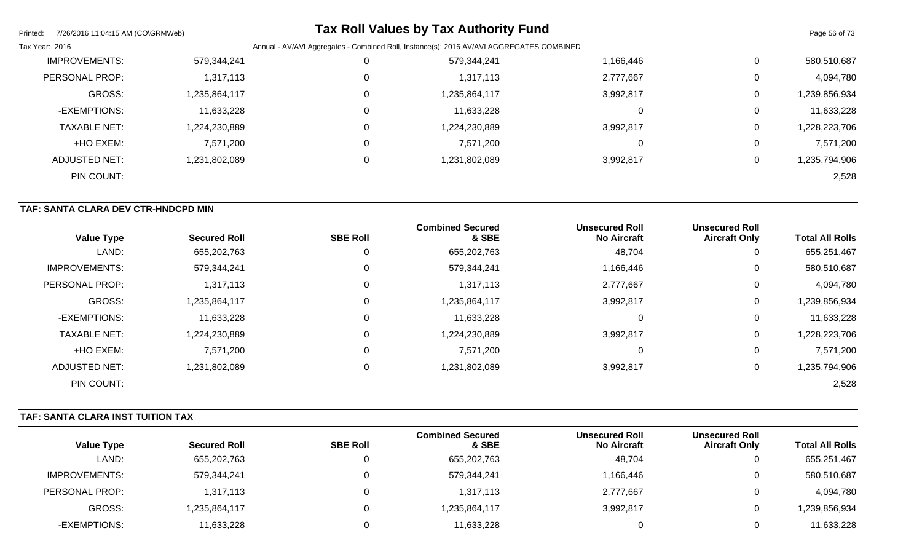| Value Type | Secured Roll | SBE Roll | Combined Secured & SBE | Unsecured Roll No Aircraft | Unsecured Roll Aircraft Only | Total All Rolls |
|---|---|---|---|---|---|---|
| IMPROVEMENTS: | 579,344,241 | 0 | 579,344,241 | 1,166,446 | 0 | 580,510,687 |
| PERSONAL PROP: | 1,317,113 | 0 | 1,317,113 | 2,777,667 | 0 | 4,094,780 |
| GROSS: | 1,235,864,117 | 0 | 1,235,864,117 | 3,992,817 | 0 | 1,239,856,934 |
| -EXEMPTIONS: | 11,633,228 | 0 | 11,633,228 | 0 | 0 | 11,633,228 |
| TAXABLE NET: | 1,224,230,889 | 0 | 1,224,230,889 | 3,992,817 | 0 | 1,228,223,706 |
| +HO EXEM: | 7,571,200 | 0 | 7,571,200 | 0 | 0 | 7,571,200 |
| ADJUSTED NET: | 1,231,802,089 | 0 | 1,231,802,089 | 3,992,817 | 0 | 1,235,794,906 |
| PIN COUNT: | | | | | | 2,528 |

**TAF: SANTA CLARA DEV CTR-HNDCPD MIN**

| Value Type | Secured Roll | SBE Roll | Combined Secured & SBE | Unsecured Roll No Aircraft | Unsecured Roll Aircraft Only | Total All Rolls |
|---|---|---|---|---|---|---|
| LAND: | 655,202,763 | 0 | 655,202,763 | 48,704 | 0 | 655,251,467 |
| IMPROVEMENTS: | 579,344,241 | 0 | 579,344,241 | 1,166,446 | 0 | 580,510,687 |
| PERSONAL PROP: | 1,317,113 | 0 | 1,317,113 | 2,777,667 | 0 | 4,094,780 |
| GROSS: | 1,235,864,117 | 0 | 1,235,864,117 | 3,992,817 | 0 | 1,239,856,934 |
| -EXEMPTIONS: | 11,633,228 | 0 | 11,633,228 | 0 | 0 | 11,633,228 |
| TAXABLE NET: | 1,224,230,889 | 0 | 1,224,230,889 | 3,992,817 | 0 | 1,228,223,706 |
| +HO EXEM: | 7,571,200 | 0 | 7,571,200 | 0 | 0 | 7,571,200 |
| ADJUSTED NET: | 1,231,802,089 | 0 | 1,231,802,089 | 3,992,817 | 0 | 1,235,794,906 |
| PIN COUNT: | | | | | | 2,528 |

**TAF: SANTA CLARA INST TUITION TAX**

| Value Type | Secured Roll | SBE Roll | Combined Secured & SBE | Unsecured Roll No Aircraft | Unsecured Roll Aircraft Only | Total All Rolls |
|---|---|---|---|---|---|---|
| LAND: | 655,202,763 | 0 | 655,202,763 | 48,704 | 0 | 655,251,467 |
| IMPROVEMENTS: | 579,344,241 | 0 | 579,344,241 | 1,166,446 | 0 | 580,510,687 |
| PERSONAL PROP: | 1,317,113 | 0 | 1,317,113 | 2,777,667 | 0 | 4,094,780 |
| GROSS: | 1,235,864,117 | 0 | 1,235,864,117 | 3,992,817 | 0 | 1,239,856,934 |
| -EXEMPTIONS: | 11,633,228 | 0 | 11,633,228 | 0 | 0 | 11,633,228 |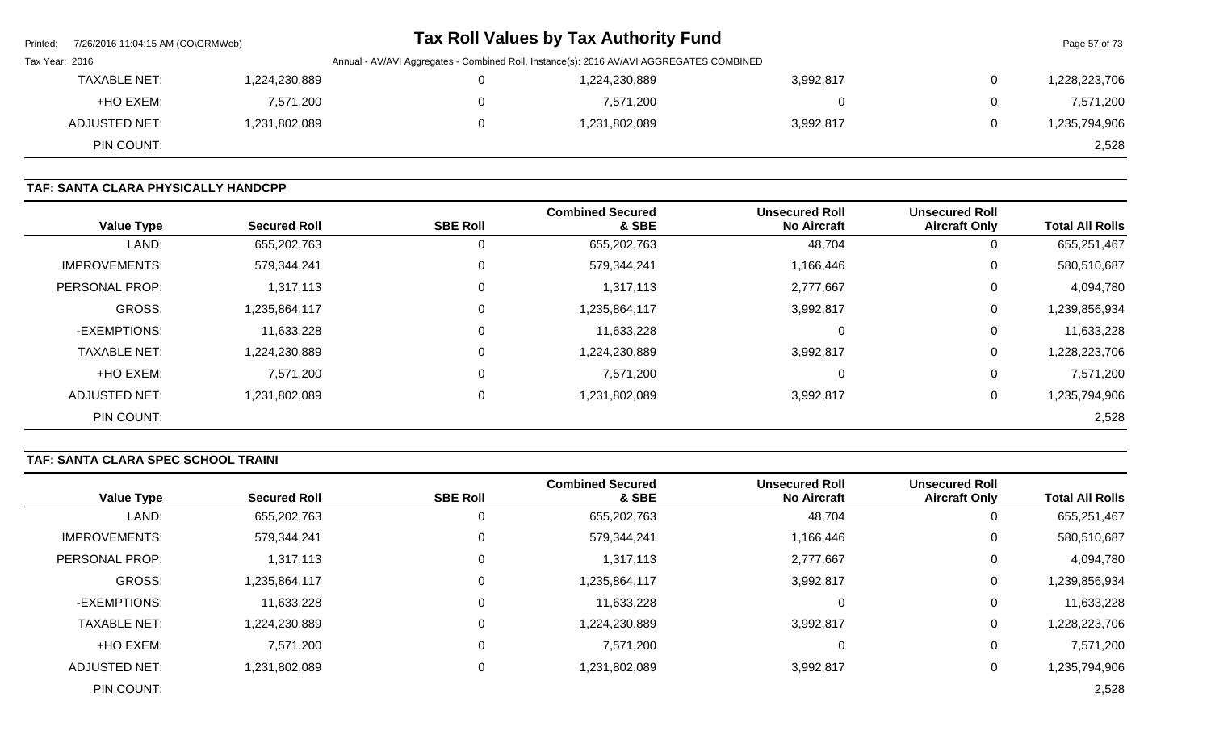| | | | | | |
|---|---|---|---|---|---|
| TAXABLE NET: | 1,224,230,889 | 0 | 1,224,230,889 | 3,992,817 | 0 | 1,228,223,706 |
| +HO EXEM: | 7,571,200 | 0 | 7,571,200 | 0 | 0 | 7,571,200 |
| ADJUSTED NET: | 1,231,802,089 | 0 | 1,231,802,089 | 3,992,817 | 0 | 1,235,794,906 |
| PIN COUNT: | | | | | | 2,528 |

## TAF: SANTA CLARA PHYSICALLY HANDCPP

| Value Type | Secured Roll | SBE Roll | Combined Secured & SBE | Unsecured Roll No Aircraft | Unsecured Roll Aircraft Only | Total All Rolls |
|---|---|---|---|---|---|---|
| LAND: | 655,202,763 | 0 | 655,202,763 | 48,704 | 0 | 655,251,467 |
| IMPROVEMENTS: | 579,344,241 | 0 | 579,344,241 | 1,166,446 | 0 | 580,510,687 |
| PERSONAL PROP: | 1,317,113 | 0 | 1,317,113 | 2,777,667 | 0 | 4,094,780 |
| GROSS: | 1,235,864,117 | 0 | 1,235,864,117 | 3,992,817 | 0 | 1,239,856,934 |
| -EXEMPTIONS: | 11,633,228 | 0 | 11,633,228 | 0 | 0 | 11,633,228 |
| TAXABLE NET: | 1,224,230,889 | 0 | 1,224,230,889 | 3,992,817 | 0 | 1,228,223,706 |
| +HO EXEM: | 7,571,200 | 0 | 7,571,200 | 0 | 0 | 7,571,200 |
| ADJUSTED NET: | 1,231,802,089 | 0 | 1,231,802,089 | 3,992,817 | 0 | 1,235,794,906 |
| PIN COUNT: | | | | | | 2,528 |

## TAF: SANTA CLARA SPEC SCHOOL TRAINI

| Value Type | Secured Roll | SBE Roll | Combined Secured & SBE | Unsecured Roll No Aircraft | Unsecured Roll Aircraft Only | Total All Rolls |
|---|---|---|---|---|---|---|
| LAND: | 655,202,763 | 0 | 655,202,763 | 48,704 | 0 | 655,251,467 |
| IMPROVEMENTS: | 579,344,241 | 0 | 579,344,241 | 1,166,446 | 0 | 580,510,687 |
| PERSONAL PROP: | 1,317,113 | 0 | 1,317,113 | 2,777,667 | 0 | 4,094,780 |
| GROSS: | 1,235,864,117 | 0 | 1,235,864,117 | 3,992,817 | 0 | 1,239,856,934 |
| -EXEMPTIONS: | 11,633,228 | 0 | 11,633,228 | 0 | 0 | 11,633,228 |
| TAXABLE NET: | 1,224,230,889 | 0 | 1,224,230,889 | 3,992,817 | 0 | 1,228,223,706 |
| +HO EXEM: | 7,571,200 | 0 | 7,571,200 | 0 | 0 | 7,571,200 |
| ADJUSTED NET: | 1,231,802,089 | 0 | 1,231,802,089 | 3,992,817 | 0 | 1,235,794,906 |
| PIN COUNT: | | | | | | 2,528 |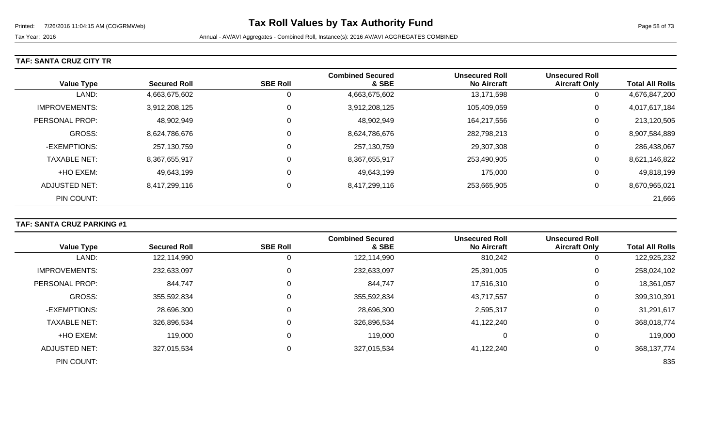Tax Year: 2016

Annual - AV/AVI Aggregates - Combined Roll, Instance(s): 2016 AV/AVI AGGREGATES COMBINED

**TAF: SANTA CRUZ CITY TR**

| Value Type | Secured Roll | SBE Roll | Combined Secured & SBE | Unsecured Roll No Aircraft | Unsecured Roll Aircraft Only | Total All Rolls |
|---|---|---|---|---|---|---|
| LAND: | 4,663,675,602 | 0 | 4,663,675,602 | 13,171,598 | 0 | 4,676,847,200 |
| IMPROVEMENTS: | 3,912,208,125 | 0 | 3,912,208,125 | 105,409,059 | 0 | 4,017,617,184 |
| PERSONAL PROP: | 48,902,949 | 0 | 48,902,949 | 164,217,556 | 0 | 213,120,505 |
| GROSS: | 8,624,786,676 | 0 | 8,624,786,676 | 282,798,213 | 0 | 8,907,584,889 |
| -EXEMPTIONS: | 257,130,759 | 0 | 257,130,759 | 29,307,308 | 0 | 286,438,067 |
| TAXABLE NET: | 8,367,655,917 | 0 | 8,367,655,917 | 253,490,905 | 0 | 8,621,146,822 |
| +HO EXEM: | 49,643,199 | 0 | 49,643,199 | 175,000 | 0 | 49,818,199 |
| ADJUSTED NET: | 8,417,299,116 | 0 | 8,417,299,116 | 253,665,905 | 0 | 8,670,965,021 |
| PIN COUNT: | | | | | | 21,666 |

**TAF: SANTA CRUZ PARKING #1**

| Value Type | Secured Roll | SBE Roll | Combined Secured & SBE | Unsecured Roll No Aircraft | Unsecured Roll Aircraft Only | Total All Rolls |
|---|---|---|---|---|---|---|
| LAND: | 122,114,990 | 0 | 122,114,990 | 810,242 | 0 | 122,925,232 |
| IMPROVEMENTS: | 232,633,097 | 0 | 232,633,097 | 25,391,005 | 0 | 258,024,102 |
| PERSONAL PROP: | 844,747 | 0 | 844,747 | 17,516,310 | 0 | 18,361,057 |
| GROSS: | 355,592,834 | 0 | 355,592,834 | 43,717,557 | 0 | 399,310,391 |
| -EXEMPTIONS: | 28,696,300 | 0 | 28,696,300 | 2,595,317 | 0 | 31,291,617 |
| TAXABLE NET: | 326,896,534 | 0 | 326,896,534 | 41,122,240 | 0 | 368,018,774 |
| +HO EXEM: | 119,000 | 0 | 119,000 | 0 | 0 | 119,000 |
| ADJUSTED NET: | 327,015,534 | 0 | 327,015,534 | 41,122,240 | 0 | 368,137,774 |
| PIN COUNT: | | | | | | 835 |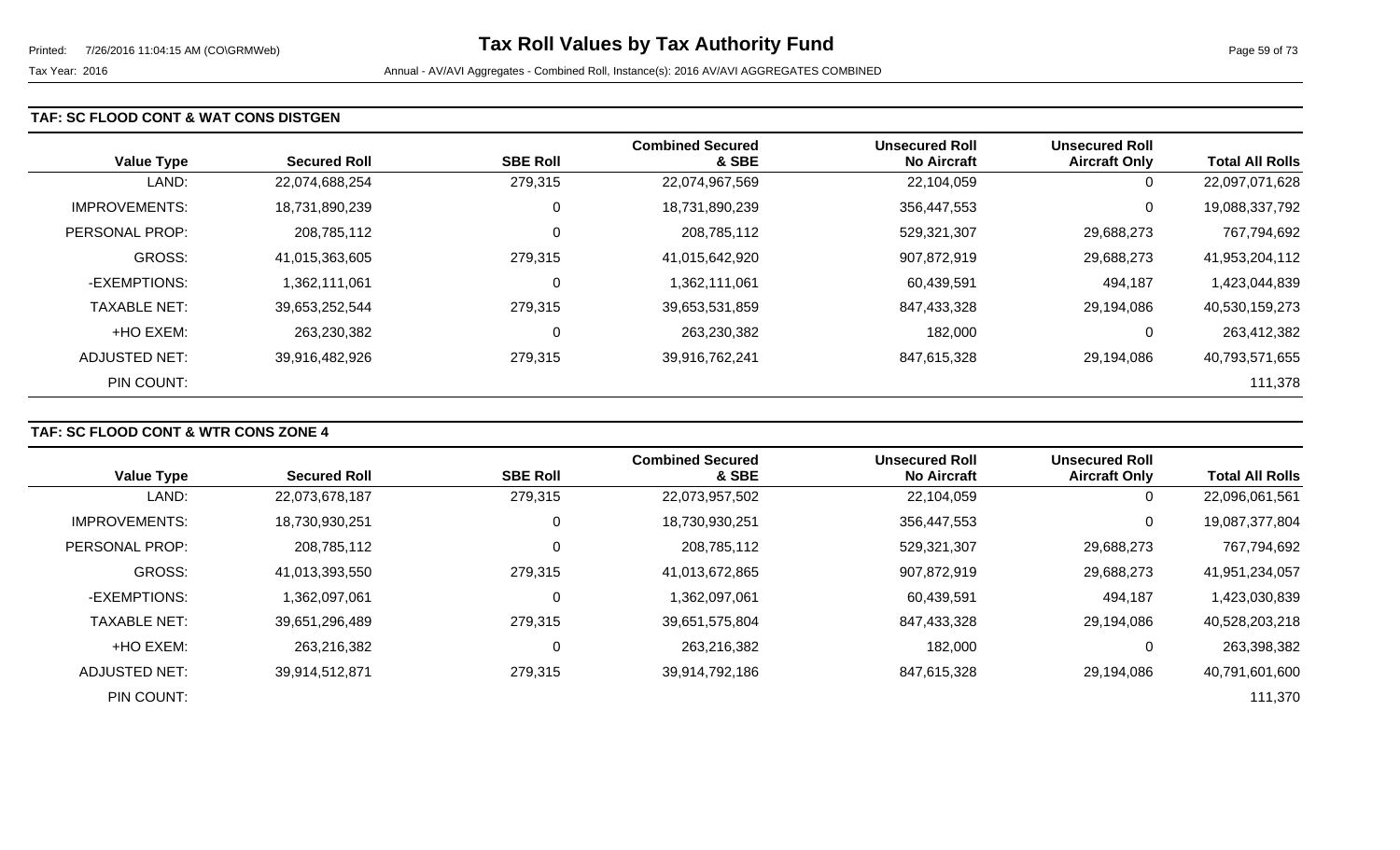## TAF: SC FLOOD CONT & WAT CONS DISTGEN

| Value Type | Secured Roll | SBE Roll | Combined Secured & SBE | Unsecured Roll No Aircraft | Unsecured Roll Aircraft Only | Total All Rolls |
|---|---|---|---|---|---|---|
| LAND: | 22,074,688,254 | 279,315 | 22,074,967,569 | 22,104,059 | 0 | 22,097,071,628 |
| IMPROVEMENTS: | 18,731,890,239 | 0 | 18,731,890,239 | 356,447,553 | 0 | 19,088,337,792 |
| PERSONAL PROP: | 208,785,112 | 0 | 208,785,112 | 529,321,307 | 29,688,273 | 767,794,692 |
| GROSS: | 41,015,363,605 | 279,315 | 41,015,642,920 | 907,872,919 | 29,688,273 | 41,953,204,112 |
| -EXEMPTIONS: | 1,362,111,061 | 0 | 1,362,111,061 | 60,439,591 | 494,187 | 1,423,044,839 |
| TAXABLE NET: | 39,653,252,544 | 279,315 | 39,653,531,859 | 847,433,328 | 29,194,086 | 40,530,159,273 |
| +HO EXEM: | 263,230,382 | 0 | 263,230,382 | 182,000 | 0 | 263,412,382 |
| ADJUSTED NET: | 39,916,482,926 | 279,315 | 39,916,762,241 | 847,615,328 | 29,194,086 | 40,793,571,655 |
| PIN COUNT: | | | | | | 111,378 |

## TAF: SC FLOOD CONT & WTR CONS ZONE 4

| Value Type | Secured Roll | SBE Roll | Combined Secured & SBE | Unsecured Roll No Aircraft | Unsecured Roll Aircraft Only | Total All Rolls |
|---|---|---|---|---|---|---|
| LAND: | 22,073,678,187 | 279,315 | 22,073,957,502 | 22,104,059 | 0 | 22,096,061,561 |
| IMPROVEMENTS: | 18,730,930,251 | 0 | 18,730,930,251 | 356,447,553 | 0 | 19,087,377,804 |
| PERSONAL PROP: | 208,785,112 | 0 | 208,785,112 | 529,321,307 | 29,688,273 | 767,794,692 |
| GROSS: | 41,013,393,550 | 279,315 | 41,013,672,865 | 907,872,919 | 29,688,273 | 41,951,234,057 |
| -EXEMPTIONS: | 1,362,097,061 | 0 | 1,362,097,061 | 60,439,591 | 494,187 | 1,423,030,839 |
| TAXABLE NET: | 39,651,296,489 | 279,315 | 39,651,575,804 | 847,433,328 | 29,194,086 | 40,528,203,218 |
| +HO EXEM: | 263,216,382 | 0 | 263,216,382 | 182,000 | 0 | 263,398,382 |
| ADJUSTED NET: | 39,914,512,871 | 279,315 | 39,914,792,186 | 847,615,328 | 29,194,086 | 40,791,601,600 |
| PIN COUNT: | | | | | | 111,370 |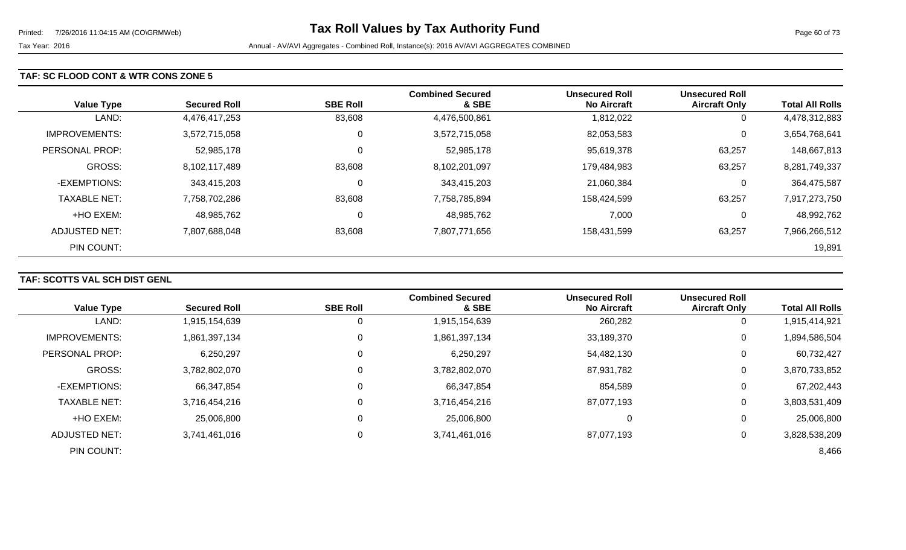**Tax Roll Values by Tax Authority Fund**

Printed: 7/26/2016 11:04:15 AM (CO\GRMWeb)

Tax Year: 2016 Annual - AV/AVI Aggregates - Combined Roll, Instance(s): 2016 AV/AVI AGGREGATES COMBINED

### TAF: SC FLOOD CONT & WTR CONS ZONE 5

| Value Type | Secured Roll | SBE Roll | Combined Secured & SBE | Unsecured Roll No Aircraft | Unsecured Roll Aircraft Only | Total All Rolls |
|---|---|---|---|---|---|---|
| LAND: | 4,476,417,253 | 83,608 | 4,476,500,861 | 1,812,022 | 0 | 4,478,312,883 |
| IMPROVEMENTS: | 3,572,715,058 | 0 | 3,572,715,058 | 82,053,583 | 0 | 3,654,768,641 |
| PERSONAL PROP: | 52,985,178 | 0 | 52,985,178 | 95,619,378 | 63,257 | 148,667,813 |
| GROSS: | 8,102,117,489 | 83,608 | 8,102,201,097 | 179,484,983 | 63,257 | 8,281,749,337 |
| -EXEMPTIONS: | 343,415,203 | 0 | 343,415,203 | 21,060,384 | 0 | 364,475,587 |
| TAXABLE NET: | 7,758,702,286 | 83,608 | 7,758,785,894 | 158,424,599 | 63,257 | 7,917,273,750 |
| +HO EXEM: | 48,985,762 | 0 | 48,985,762 | 7,000 | 0 | 48,992,762 |
| ADJUSTED NET: | 7,807,688,048 | 83,608 | 7,807,771,656 | 158,431,599 | 63,257 | 7,966,266,512 |
| PIN COUNT: | | | | | | 19,891 |

### TAF: SCOTTS VAL SCH DIST GENL

| Value Type | Secured Roll | SBE Roll | Combined Secured & SBE | Unsecured Roll No Aircraft | Unsecured Roll Aircraft Only | Total All Rolls |
|---|---|---|---|---|---|---|
| LAND: | 1,915,154,639 | 0 | 1,915,154,639 | 260,282 | 0 | 1,915,414,921 |
| IMPROVEMENTS: | 1,861,397,134 | 0 | 1,861,397,134 | 33,189,370 | 0 | 1,894,586,504 |
| PERSONAL PROP: | 6,250,297 | 0 | 6,250,297 | 54,482,130 | 0 | 60,732,427 |
| GROSS: | 3,782,802,070 | 0 | 3,782,802,070 | 87,931,782 | 0 | 3,870,733,852 |
| -EXEMPTIONS: | 66,347,854 | 0 | 66,347,854 | 854,589 | 0 | 67,202,443 |
| TAXABLE NET: | 3,716,454,216 | 0 | 3,716,454,216 | 87,077,193 | 0 | 3,803,531,409 |
| +HO EXEM: | 25,006,800 | 0 | 25,006,800 | 0 | 0 | 25,006,800 |
| ADJUSTED NET: | 3,741,461,016 | 0 | 3,741,461,016 | 87,077,193 | 0 | 3,828,538,209 |
| PIN COUNT: | | | | | | 8,466 |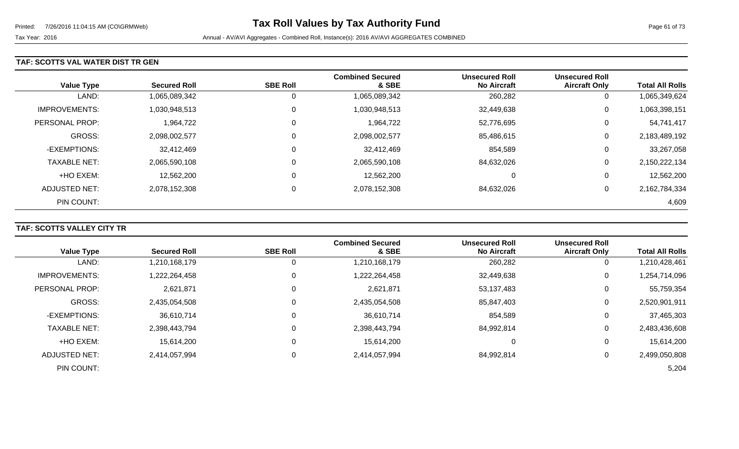# Tax Roll Values by Tax Authority Fund

Tax Year: 2016

Annual - AV/AVI Aggregates - Combined Roll, Instance(s): 2016 AV/AVI AGGREGATES COMBINED

### TAF: SCOTTS VAL WATER DIST TR GEN

| Value Type | Secured Roll | SBE Roll | Combined Secured & SBE | Unsecured Roll No Aircraft | Unsecured Roll Aircraft Only | Total All Rolls |
|---|---|---|---|---|---|---|
| LAND: | 1,065,089,342 | 0 | 1,065,089,342 | 260,282 | 0 | 1,065,349,624 |
| IMPROVEMENTS: | 1,030,948,513 | 0 | 1,030,948,513 | 32,449,638 | 0 | 1,063,398,151 |
| PERSONAL PROP: | 1,964,722 | 0 | 1,964,722 | 52,776,695 | 0 | 54,741,417 |
| GROSS: | 2,098,002,577 | 0 | 2,098,002,577 | 85,486,615 | 0 | 2,183,489,192 |
| -EXEMPTIONS: | 32,412,469 | 0 | 32,412,469 | 854,589 | 0 | 33,267,058 |
| TAXABLE NET: | 2,065,590,108 | 0 | 2,065,590,108 | 84,632,026 | 0 | 2,150,222,134 |
| +HO EXEM: | 12,562,200 | 0 | 12,562,200 | 0 | 0 | 12,562,200 |
| ADJUSTED NET: | 2,078,152,308 | 0 | 2,078,152,308 | 84,632,026 | 0 | 2,162,784,334 |
| PIN COUNT: | | | | | | 4,609 |

### TAF: SCOTTS VALLEY CITY TR

| Value Type | Secured Roll | SBE Roll | Combined Secured & SBE | Unsecured Roll No Aircraft | Unsecured Roll Aircraft Only | Total All Rolls |
|---|---|---|---|---|---|---|
| LAND: | 1,210,168,179 | 0 | 1,210,168,179 | 260,282 | 0 | 1,210,428,461 |
| IMPROVEMENTS: | 1,222,264,458 | 0 | 1,222,264,458 | 32,449,638 | 0 | 1,254,714,096 |
| PERSONAL PROP: | 2,621,871 | 0 | 2,621,871 | 53,137,483 | 0 | 55,759,354 |
| GROSS: | 2,435,054,508 | 0 | 2,435,054,508 | 85,847,403 | 0 | 2,520,901,911 |
| -EXEMPTIONS: | 36,610,714 | 0 | 36,610,714 | 854,589 | 0 | 37,465,303 |
| TAXABLE NET: | 2,398,443,794 | 0 | 2,398,443,794 | 84,992,814 | 0 | 2,483,436,608 |
| +HO EXEM: | 15,614,200 | 0 | 15,614,200 | 0 | 0 | 15,614,200 |
| ADJUSTED NET: | 2,414,057,994 | 0 | 2,414,057,994 | 84,992,814 | 0 | 2,499,050,808 |
| PIN COUNT: | | | | | | 5,204 |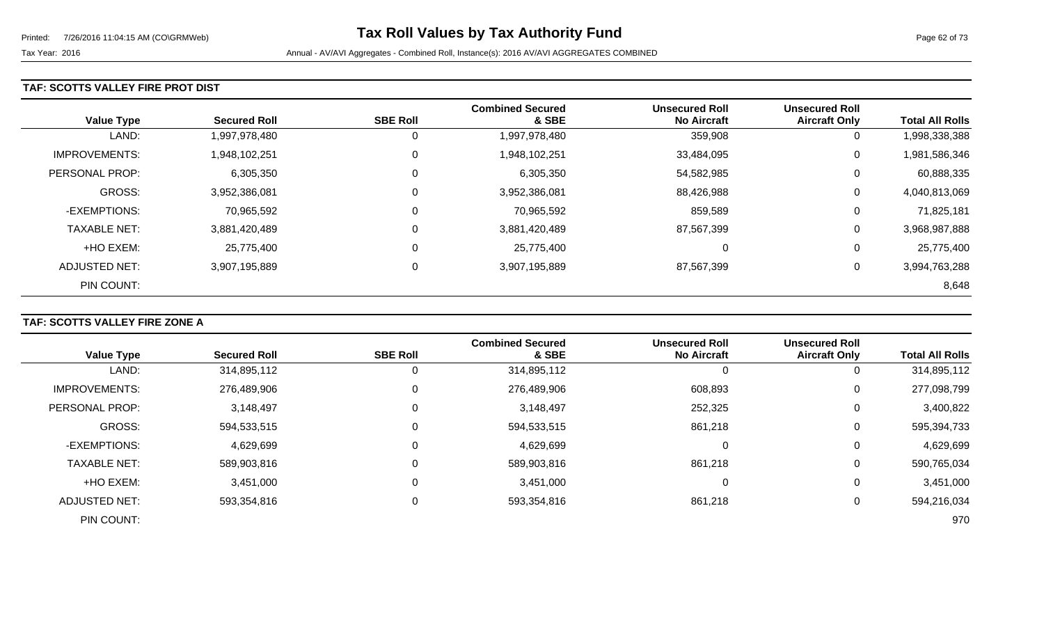Printed: 7/26/2016 11:04:15 AM (CO\GRMWeb)

# Tax Roll Values by Tax Authority Fund

Tax Year: 2016

Annual - AV/AVI Aggregates - Combined Roll, Instance(s): 2016 AV/AVI AGGREGATES COMBINED

### TAF: SCOTTS VALLEY FIRE PROT DIST

| Value Type | Secured Roll | SBE Roll | Combined Secured & SBE | Unsecured Roll No Aircraft | Unsecured Roll Aircraft Only | Total All Rolls |
|---|---|---|---|---|---|---|
| LAND: | 1,997,978,480 | 0 | 1,997,978,480 | 359,908 | 0 | 1,998,338,388 |
| IMPROVEMENTS: | 1,948,102,251 | 0 | 1,948,102,251 | 33,484,095 | 0 | 1,981,586,346 |
| PERSONAL PROP: | 6,305,350 | 0 | 6,305,350 | 54,582,985 | 0 | 60,888,335 |
| GROSS: | 3,952,386,081 | 0 | 3,952,386,081 | 88,426,988 | 0 | 4,040,813,069 |
| -EXEMPTIONS: | 70,965,592 | 0 | 70,965,592 | 859,589 | 0 | 71,825,181 |
| TAXABLE NET: | 3,881,420,489 | 0 | 3,881,420,489 | 87,567,399 | 0 | 3,968,987,888 |
| +HO EXEM: | 25,775,400 | 0 | 25,775,400 | 0 | 0 | 25,775,400 |
| ADJUSTED NET: | 3,907,195,889 | 0 | 3,907,195,889 | 87,567,399 | 0 | 3,994,763,288 |
| PIN COUNT: | | | | | | 8,648 |

### TAF: SCOTTS VALLEY FIRE ZONE A

| Value Type | Secured Roll | SBE Roll | Combined Secured & SBE | Unsecured Roll No Aircraft | Unsecured Roll Aircraft Only | Total All Rolls |
|---|---|---|---|---|---|---|
| LAND: | 314,895,112 | 0 | 314,895,112 | 0 | 0 | 314,895,112 |
| IMPROVEMENTS: | 276,489,906 | 0 | 276,489,906 | 608,893 | 0 | 277,098,799 |
| PERSONAL PROP: | 3,148,497 | 0 | 3,148,497 | 252,325 | 0 | 3,400,822 |
| GROSS: | 594,533,515 | 0 | 594,533,515 | 861,218 | 0 | 595,394,733 |
| -EXEMPTIONS: | 4,629,699 | 0 | 4,629,699 | 0 | 0 | 4,629,699 |
| TAXABLE NET: | 589,903,816 | 0 | 589,903,816 | 861,218 | 0 | 590,765,034 |
| +HO EXEM: | 3,451,000 | 0 | 3,451,000 | 0 | 0 | 3,451,000 |
| ADJUSTED NET: | 593,354,816 | 0 | 593,354,816 | 861,218 | 0 | 594,216,034 |
| PIN COUNT: | | | | | | 970 |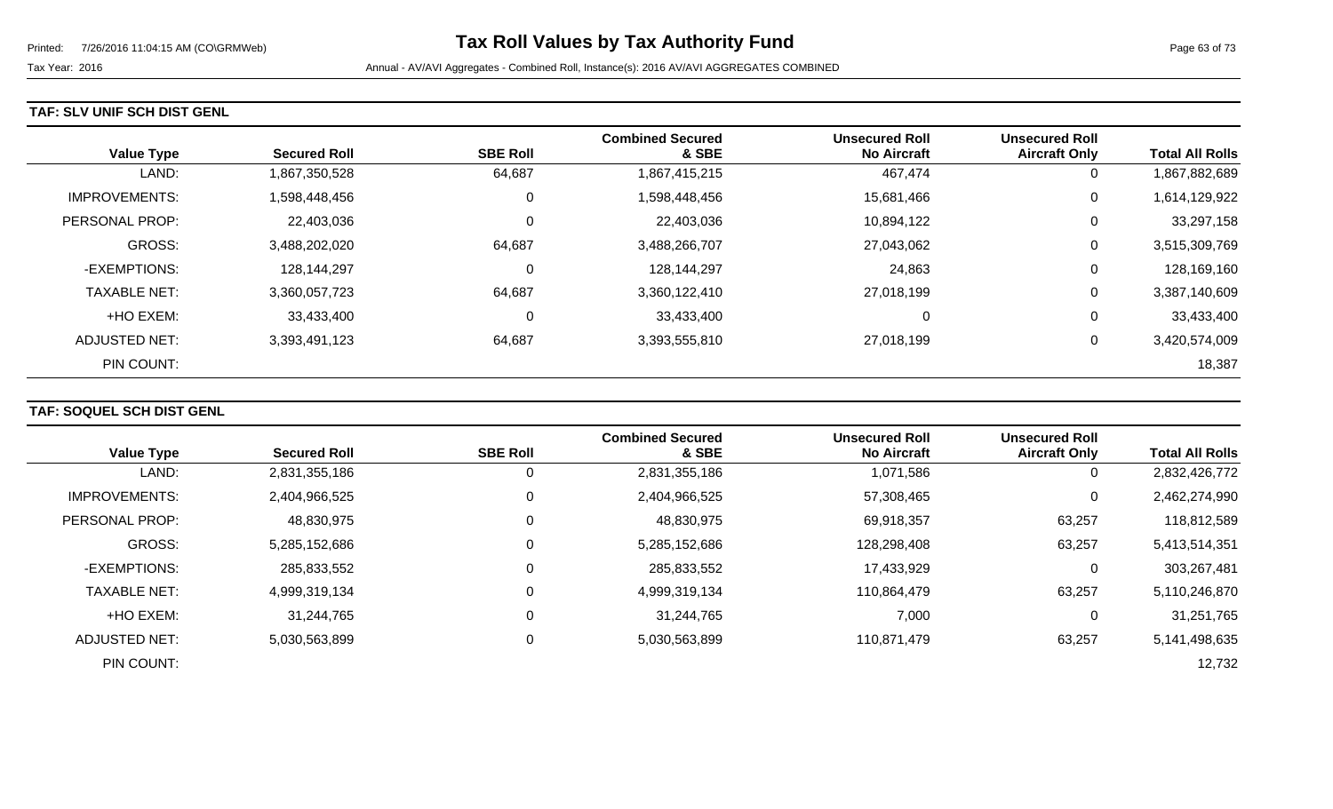**Tax Roll Values by Tax Authority Fund**

Tax Year: 2016

Annual - AV/AVI Aggregates - Combined Roll, Instance(s): 2016 AV/AVI AGGREGATES COMBINED

**TAF: SLV UNIF SCH DIST GENL**

| Value Type | Secured Roll | SBE Roll | Combined Secured & SBE | Unsecured Roll No Aircraft | Unsecured Roll Aircraft Only | Total All Rolls |
|---|---|---|---|---|---|---|
| LAND: | 1,867,350,528 | 64,687 | 1,867,415,215 | 467,474 | 0 | 1,867,882,689 |
| IMPROVEMENTS: | 1,598,448,456 | 0 | 1,598,448,456 | 15,681,466 | 0 | 1,614,129,922 |
| PERSONAL PROP: | 22,403,036 | 0 | 22,403,036 | 10,894,122 | 0 | 33,297,158 |
| GROSS: | 3,488,202,020 | 64,687 | 3,488,266,707 | 27,043,062 | 0 | 3,515,309,769 |
| -EXEMPTIONS: | 128,144,297 | 0 | 128,144,297 | 24,863 | 0 | 128,169,160 |
| TAXABLE NET: | 3,360,057,723 | 64,687 | 3,360,122,410 | 27,018,199 | 0 | 3,387,140,609 |
| +HO EXEM: | 33,433,400 | 0 | 33,433,400 | 0 | 0 | 33,433,400 |
| ADJUSTED NET: | 3,393,491,123 | 64,687 | 3,393,555,810 | 27,018,199 | 0 | 3,420,574,009 |
| PIN COUNT: | | | | | | 18,387 |

**TAF: SOQUEL SCH DIST GENL**

| Value Type | Secured Roll | SBE Roll | Combined Secured & SBE | Unsecured Roll No Aircraft | Unsecured Roll Aircraft Only | Total All Rolls |
|---|---|---|---|---|---|---|
| LAND: | 2,831,355,186 | 0 | 2,831,355,186 | 1,071,586 | 0 | 2,832,426,772 |
| IMPROVEMENTS: | 2,404,966,525 | 0 | 2,404,966,525 | 57,308,465 | 0 | 2,462,274,990 |
| PERSONAL PROP: | 48,830,975 | 0 | 48,830,975 | 69,918,357 | 63,257 | 118,812,589 |
| GROSS: | 5,285,152,686 | 0 | 5,285,152,686 | 128,298,408 | 63,257 | 5,413,514,351 |
| -EXEMPTIONS: | 285,833,552 | 0 | 285,833,552 | 17,433,929 | 0 | 303,267,481 |
| TAXABLE NET: | 4,999,319,134 | 0 | 4,999,319,134 | 110,864,479 | 63,257 | 5,110,246,870 |
| +HO EXEM: | 31,244,765 | 0 | 31,244,765 | 7,000 | 0 | 31,251,765 |
| ADJUSTED NET: | 5,030,563,899 | 0 | 5,030,563,899 | 110,871,479 | 63,257 | 5,141,498,635 |
| PIN COUNT: | | | | | | 12,732 |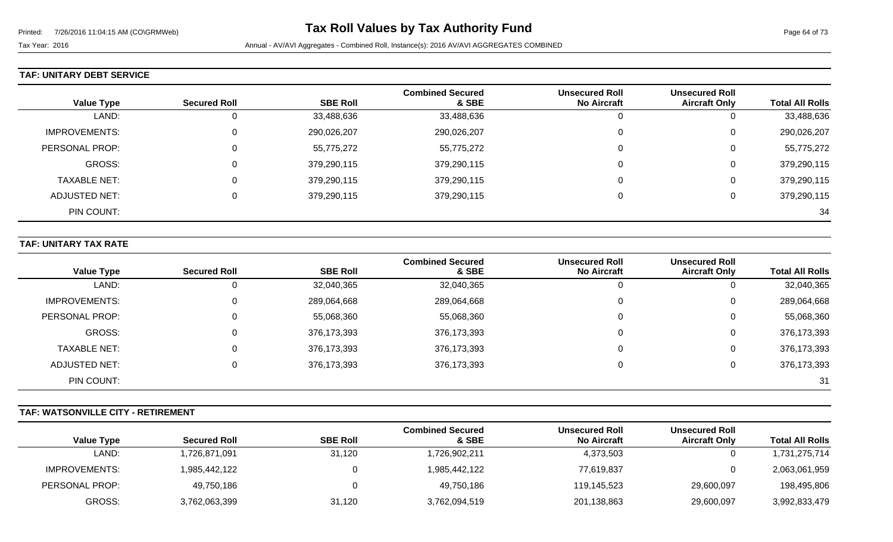# Tax Roll Values by Tax Authority Fund

Tax Year: 2016

Annual - AV/AVI Aggregates - Combined Roll, Instance(s): 2016 AV/AVI AGGREGATES COMBINED

## TAF: UNITARY DEBT SERVICE

| Value Type | Secured Roll | SBE Roll | Combined Secured & SBE | Unsecured Roll No Aircraft | Unsecured Roll Aircraft Only | Total All Rolls |
|---|---|---|---|---|---|---|
| LAND: | 0 | 33,488,636 | 33,488,636 | 0 | 0 | 33,488,636 |
| IMPROVEMENTS: | 0 | 290,026,207 | 290,026,207 | 0 | 0 | 290,026,207 |
| PERSONAL PROP: | 0 | 55,775,272 | 55,775,272 | 0 | 0 | 55,775,272 |
| GROSS: | 0 | 379,290,115 | 379,290,115 | 0 | 0 | 379,290,115 |
| TAXABLE NET: | 0 | 379,290,115 | 379,290,115 | 0 | 0 | 379,290,115 |
| ADJUSTED NET: | 0 | 379,290,115 | 379,290,115 | 0 | 0 | 379,290,115 |
| PIN COUNT: | | | | | | 34 |

## TAF: UNITARY TAX RATE

| Value Type | Secured Roll | SBE Roll | Combined Secured & SBE | Unsecured Roll No Aircraft | Unsecured Roll Aircraft Only | Total All Rolls |
|---|---|---|---|---|---|---|
| LAND: | 0 | 32,040,365 | 32,040,365 | 0 | 0 | 32,040,365 |
| IMPROVEMENTS: | 0 | 289,064,668 | 289,064,668 | 0 | 0 | 289,064,668 |
| PERSONAL PROP: | 0 | 55,068,360 | 55,068,360 | 0 | 0 | 55,068,360 |
| GROSS: | 0 | 376,173,393 | 376,173,393 | 0 | 0 | 376,173,393 |
| TAXABLE NET: | 0 | 376,173,393 | 376,173,393 | 0 | 0 | 376,173,393 |
| ADJUSTED NET: | 0 | 376,173,393 | 376,173,393 | 0 | 0 | 376,173,393 |
| PIN COUNT: | | | | | | 31 |

## TAF: WATSONVILLE CITY - RETIREMENT

| Value Type | Secured Roll | SBE Roll | Combined Secured & SBE | Unsecured Roll No Aircraft | Unsecured Roll Aircraft Only | Total All Rolls |
|---|---|---|---|---|---|---|
| LAND: | 1,726,871,091 | 31,120 | 1,726,902,211 | 4,373,503 | 0 | 1,731,275,714 |
| IMPROVEMENTS: | 1,985,442,122 | 0 | 1,985,442,122 | 77,619,837 | 0 | 2,063,061,959 |
| PERSONAL PROP: | 49,750,186 | 0 | 49,750,186 | 119,145,523 | 29,600,097 | 198,495,806 |
| GROSS: | 3,762,063,399 | 31,120 | 3,762,094,519 | 201,138,863 | 29,600,097 | 3,992,833,479 |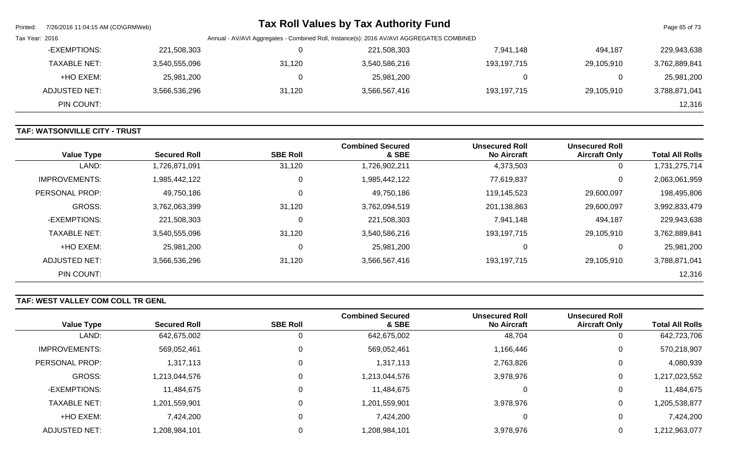| Value Type | Secured Roll | SBE Roll | Combined Secured & SBE | Unsecured Roll No Aircraft | Unsecured Roll Aircraft Only | Total All Rolls |
|---|---|---|---|---|---|---|
| -EXEMPTIONS: | 221,508,303 | 0 | 221,508,303 | 7,941,148 | 494,187 | 229,943,638 |
| TAXABLE NET: | 3,540,555,096 | 31,120 | 3,540,586,216 | 193,197,715 | 29,105,910 | 3,762,889,841 |
| +HO EXEM: | 25,981,200 | 0 | 25,981,200 | 0 | 0 | 25,981,200 |
| ADJUSTED NET: | 3,566,536,296 | 31,120 | 3,566,567,416 | 193,197,715 | 29,105,910 | 3,788,871,041 |
| PIN COUNT: | | | | | | 12,316 |

## TAF: WATSONVILLE CITY - TRUST

| Value Type | Secured Roll | SBE Roll | Combined Secured & SBE | Unsecured Roll No Aircraft | Unsecured Roll Aircraft Only | Total All Rolls |
|---|---|---|---|---|---|---|
| LAND: | 1,726,871,091 | 31,120 | 1,726,902,211 | 4,373,503 | 0 | 1,731,275,714 |
| IMPROVEMENTS: | 1,985,442,122 | 0 | 1,985,442,122 | 77,619,837 | 0 | 2,063,061,959 |
| PERSONAL PROP: | 49,750,186 | 0 | 49,750,186 | 119,145,523 | 29,600,097 | 198,495,806 |
| GROSS: | 3,762,063,399 | 31,120 | 3,762,094,519 | 201,138,863 | 29,600,097 | 3,992,833,479 |
| -EXEMPTIONS: | 221,508,303 | 0 | 221,508,303 | 7,941,148 | 494,187 | 229,943,638 |
| TAXABLE NET: | 3,540,555,096 | 31,120 | 3,540,586,216 | 193,197,715 | 29,105,910 | 3,762,889,841 |
| +HO EXEM: | 25,981,200 | 0 | 25,981,200 | 0 | 0 | 25,981,200 |
| ADJUSTED NET: | 3,566,536,296 | 31,120 | 3,566,567,416 | 193,197,715 | 29,105,910 | 3,788,871,041 |
| PIN COUNT: | | | | | | 12,316 |

## TAF: WEST VALLEY COM COLL TR GENL

| Value Type | Secured Roll | SBE Roll | Combined Secured & SBE | Unsecured Roll No Aircraft | Unsecured Roll Aircraft Only | Total All Rolls |
|---|---|---|---|---|---|---|
| LAND: | 642,675,002 | 0 | 642,675,002 | 48,704 | 0 | 642,723,706 |
| IMPROVEMENTS: | 569,052,461 | 0 | 569,052,461 | 1,166,446 | 0 | 570,218,907 |
| PERSONAL PROP: | 1,317,113 | 0 | 1,317,113 | 2,763,826 | 0 | 4,080,939 |
| GROSS: | 1,213,044,576 | 0 | 1,213,044,576 | 3,978,976 | 0 | 1,217,023,552 |
| -EXEMPTIONS: | 11,484,675 | 0 | 11,484,675 | 0 | 0 | 11,484,675 |
| TAXABLE NET: | 1,201,559,901 | 0 | 1,201,559,901 | 3,978,976 | 0 | 1,205,538,877 |
| +HO EXEM: | 7,424,200 | 0 | 7,424,200 | 0 | 0 | 7,424,200 |
| ADJUSTED NET: | 1,208,984,101 | 0 | 1,208,984,101 | 3,978,976 | 0 | 1,212,963,077 |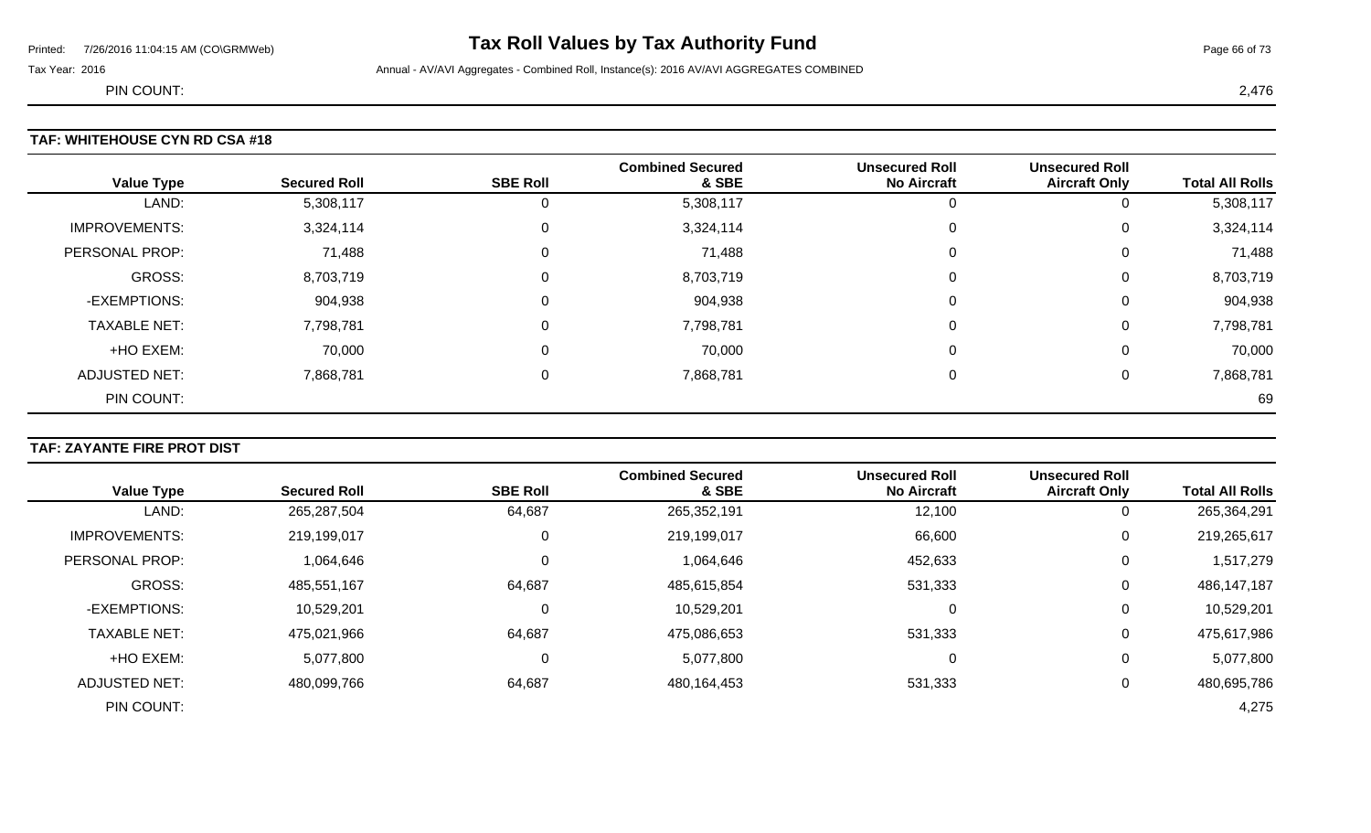PIN COUNT: 2,476

### TAF: WHITEHOUSE CYN RD CSA #18

| Value Type | Secured Roll | SBE Roll | Combined Secured & SBE | Unsecured Roll No Aircraft | Unsecured Roll Aircraft Only | Total All Rolls |
|---|---|---|---|---|---|---|
| LAND: | 5,308,117 | 0 | 5,308,117 | 0 | 0 | 5,308,117 |
| IMPROVEMENTS: | 3,324,114 | 0 | 3,324,114 | 0 | 0 | 3,324,114 |
| PERSONAL PROP: | 71,488 | 0 | 71,488 | 0 | 0 | 71,488 |
| GROSS: | 8,703,719 | 0 | 8,703,719 | 0 | 0 | 8,703,719 |
| -EXEMPTIONS: | 904,938 | 0 | 904,938 | 0 | 0 | 904,938 |
| TAXABLE NET: | 7,798,781 | 0 | 7,798,781 | 0 | 0 | 7,798,781 |
| +HO EXEM: | 70,000 | 0 | 70,000 | 0 | 0 | 70,000 |
| ADJUSTED NET: | 7,868,781 | 0 | 7,868,781 | 0 | 0 | 7,868,781 |
| PIN COUNT: | | | | | | 69 |

### TAF: ZAYANTE FIRE PROT DIST

| Value Type | Secured Roll | SBE Roll | Combined Secured & SBE | Unsecured Roll No Aircraft | Unsecured Roll Aircraft Only | Total All Rolls |
|---|---|---|---|---|---|---|
| LAND: | 265,287,504 | 64,687 | 265,352,191 | 12,100 | 0 | 265,364,291 |
| IMPROVEMENTS: | 219,199,017 | 0 | 219,199,017 | 66,600 | 0 | 219,265,617 |
| PERSONAL PROP: | 1,064,646 | 0 | 1,064,646 | 452,633 | 0 | 1,517,279 |
| GROSS: | 485,551,167 | 64,687 | 485,615,854 | 531,333 | 0 | 486,147,187 |
| -EXEMPTIONS: | 10,529,201 | 0 | 10,529,201 | 0 | 0 | 10,529,201 |
| TAXABLE NET: | 475,021,966 | 64,687 | 475,086,653 | 531,333 | 0 | 475,617,986 |
| +HO EXEM: | 5,077,800 | 0 | 5,077,800 | 0 | 0 | 5,077,800 |
| ADJUSTED NET: | 480,099,766 | 64,687 | 480,164,453 | 531,333 | 0 | 480,695,786 |
| PIN COUNT: | | | | | | 4,275 |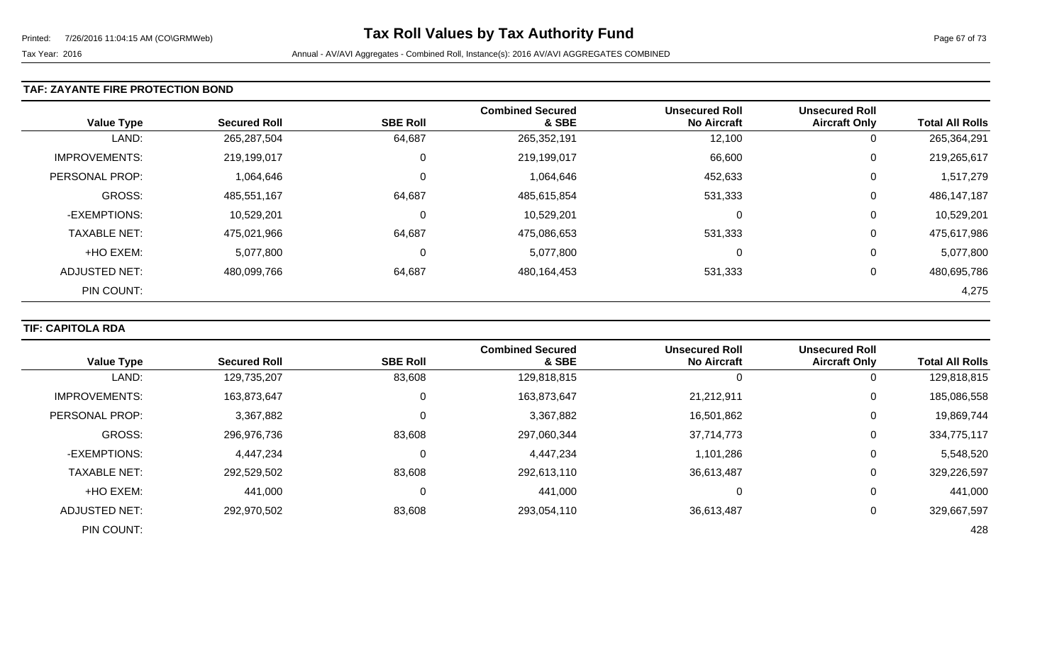### TAF: ZAYANTE FIRE PROTECTION BOND

| Value Type | Secured Roll | SBE Roll | Combined Secured & SBE | Unsecured Roll No Aircraft | Unsecured Roll Aircraft Only | Total All Rolls |
|---|---|---|---|---|---|---|
| LAND: | 265,287,504 | 64,687 | 265,352,191 | 12,100 | 0 | 265,364,291 |
| IMPROVEMENTS: | 219,199,017 | 0 | 219,199,017 | 66,600 | 0 | 219,265,617 |
| PERSONAL PROP: | 1,064,646 | 0 | 1,064,646 | 452,633 | 0 | 1,517,279 |
| GROSS: | 485,551,167 | 64,687 | 485,615,854 | 531,333 | 0 | 486,147,187 |
| -EXEMPTIONS: | 10,529,201 | 0 | 10,529,201 | 0 | 0 | 10,529,201 |
| TAXABLE NET: | 475,021,966 | 64,687 | 475,086,653 | 531,333 | 0 | 475,617,986 |
| +HO EXEM: | 5,077,800 | 0 | 5,077,800 | 0 | 0 | 5,077,800 |
| ADJUSTED NET: | 480,099,766 | 64,687 | 480,164,453 | 531,333 | 0 | 480,695,786 |
| PIN COUNT: | | | | | | 4,275 |

### TIF: CAPITOLA RDA

| Value Type | Secured Roll | SBE Roll | Combined Secured & SBE | Unsecured Roll No Aircraft | Unsecured Roll Aircraft Only | Total All Rolls |
|---|---|---|---|---|---|---|
| LAND: | 129,735,207 | 83,608 | 129,818,815 | 0 | 0 | 129,818,815 |
| IMPROVEMENTS: | 163,873,647 | 0 | 163,873,647 | 21,212,911 | 0 | 185,086,558 |
| PERSONAL PROP: | 3,367,882 | 0 | 3,367,882 | 16,501,862 | 0 | 19,869,744 |
| GROSS: | 296,976,736 | 83,608 | 297,060,344 | 37,714,773 | 0 | 334,775,117 |
| -EXEMPTIONS: | 4,447,234 | 0 | 4,447,234 | 1,101,286 | 0 | 5,548,520 |
| TAXABLE NET: | 292,529,502 | 83,608 | 292,613,110 | 36,613,487 | 0 | 329,226,597 |
| +HO EXEM: | 441,000 | 0 | 441,000 | 0 | 0 | 441,000 |
| ADJUSTED NET: | 292,970,502 | 83,608 | 293,054,110 | 36,613,487 | 0 | 329,667,597 |
| PIN COUNT: | | | | | | 428 |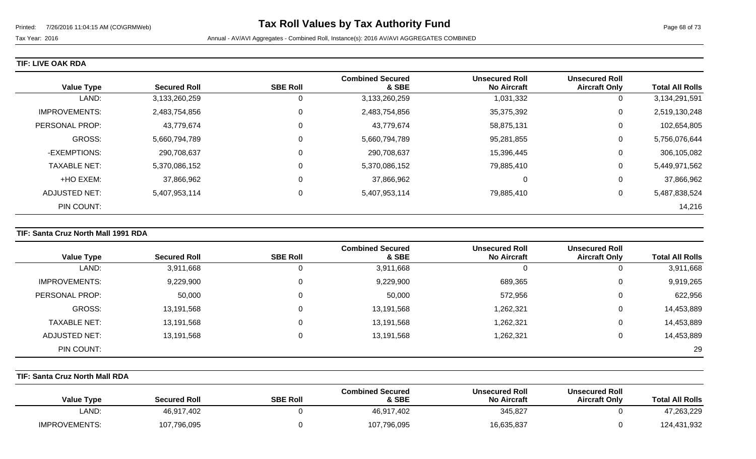# Tax Roll Values by Tax Authority Fund

Tax Year: 2016

Annual - AV/AVI Aggregates - Combined Roll, Instance(s): 2016 AV/AVI AGGREGATES COMBINED

## TIF: LIVE OAK RDA

| Value Type | Secured Roll | SBE Roll | Combined Secured & SBE | Unsecured Roll No Aircraft | Unsecured Roll Aircraft Only | Total All Rolls |
|---|---|---|---|---|---|---|
| LAND: | 3,133,260,259 | 0 | 3,133,260,259 | 1,031,332 | 0 | 3,134,291,591 |
| IMPROVEMENTS: | 2,483,754,856 | 0 | 2,483,754,856 | 35,375,392 | 0 | 2,519,130,248 |
| PERSONAL PROP: | 43,779,674 | 0 | 43,779,674 | 58,875,131 | 0 | 102,654,805 |
| GROSS: | 5,660,794,789 | 0 | 5,660,794,789 | 95,281,855 | 0 | 5,756,076,644 |
| -EXEMPTIONS: | 290,708,637 | 0 | 290,708,637 | 15,396,445 | 0 | 306,105,082 |
| TAXABLE NET: | 5,370,086,152 | 0 | 5,370,086,152 | 79,885,410 | 0 | 5,449,971,562 |
| +HO EXEM: | 37,866,962 | 0 | 37,866,962 | 0 | 0 | 37,866,962 |
| ADJUSTED NET: | 5,407,953,114 | 0 | 5,407,953,114 | 79,885,410 | 0 | 5,487,838,524 |
| PIN COUNT: | | | | | | 14,216 |

## TIF: Santa Cruz North Mall 1991 RDA

| Value Type | Secured Roll | SBE Roll | Combined Secured & SBE | Unsecured Roll No Aircraft | Unsecured Roll Aircraft Only | Total All Rolls |
|---|---|---|---|---|---|---|
| LAND: | 3,911,668 | 0 | 3,911,668 | 0 | 0 | 3,911,668 |
| IMPROVEMENTS: | 9,229,900 | 0 | 9,229,900 | 689,365 | 0 | 9,919,265 |
| PERSONAL PROP: | 50,000 | 0 | 50,000 | 572,956 | 0 | 622,956 |
| GROSS: | 13,191,568 | 0 | 13,191,568 | 1,262,321 | 0 | 14,453,889 |
| TAXABLE NET: | 13,191,568 | 0 | 13,191,568 | 1,262,321 | 0 | 14,453,889 |
| ADJUSTED NET: | 13,191,568 | 0 | 13,191,568 | 1,262,321 | 0 | 14,453,889 |
| PIN COUNT: | | | | | | 29 |

## TIF: Santa Cruz North Mall RDA

| Value Type | Secured Roll | SBE Roll | Combined Secured & SBE | Unsecured Roll No Aircraft | Unsecured Roll Aircraft Only | Total All Rolls |
|---|---|---|---|---|---|---|
| LAND: | 46,917,402 | 0 | 46,917,402 | 345,827 | 0 | 47,263,229 |
| IMPROVEMENTS: | 107,796,095 | 0 | 107,796,095 | 16,635,837 | 0 | 124,431,932 |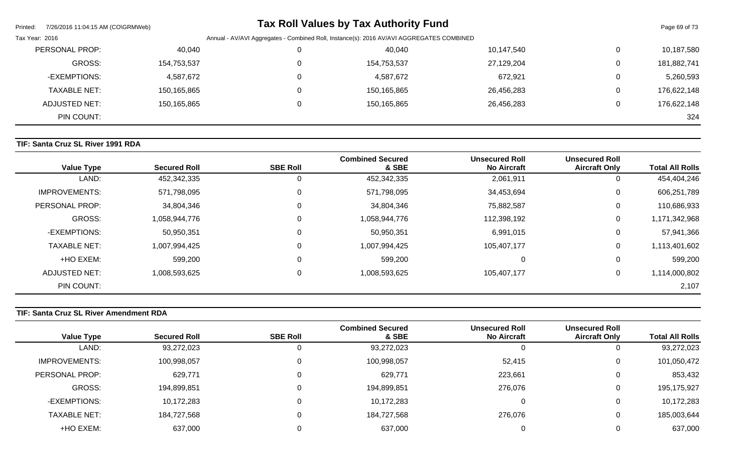| | | | | | | |
|---|---|---|---|---|---|---|
| PERSONAL PROP: | 40,040 | 0 | 40,040 | 10,147,540 | 0 | 10,187,580 |
| GROSS: | 154,753,537 | 0 | 154,753,537 | 27,129,204 | 0 | 181,882,741 |
| -EXEMPTIONS: | 4,587,672 | 0 | 4,587,672 | 672,921 | 0 | 5,260,593 |
| TAXABLE NET: | 150,165,865 | 0 | 150,165,865 | 26,456,283 | 0 | 176,622,148 |
| ADJUSTED NET: | 150,165,865 | 0 | 150,165,865 | 26,456,283 | 0 | 176,622,148 |
| PIN COUNT: | | | | | | 324 |

**TIF: Santa Cruz SL River 1991 RDA**

| Value Type | Secured Roll | SBE Roll | Combined Secured & SBE | Unsecured Roll No Aircraft | Unsecured Roll Aircraft Only | Total All Rolls |
|---|---|---|---|---|---|---|
| LAND: | 452,342,335 | 0 | 452,342,335 | 2,061,911 | 0 | 454,404,246 |
| IMPROVEMENTS: | 571,798,095 | 0 | 571,798,095 | 34,453,694 | 0 | 606,251,789 |
| PERSONAL PROP: | 34,804,346 | 0 | 34,804,346 | 75,882,587 | 0 | 110,686,933 |
| GROSS: | 1,058,944,776 | 0 | 1,058,944,776 | 112,398,192 | 0 | 1,171,342,968 |
| -EXEMPTIONS: | 50,950,351 | 0 | 50,950,351 | 6,991,015 | 0 | 57,941,366 |
| TAXABLE NET: | 1,007,994,425 | 0 | 1,007,994,425 | 105,407,177 | 0 | 1,113,401,602 |
| +HO EXEM: | 599,200 | 0 | 599,200 | 0 | 0 | 599,200 |
| ADJUSTED NET: | 1,008,593,625 | 0 | 1,008,593,625 | 105,407,177 | 0 | 1,114,000,802 |
| PIN COUNT: | | | | | | 2,107 |

**TIF: Santa Cruz SL River Amendment RDA**

| Value Type | Secured Roll | SBE Roll | Combined Secured & SBE | Unsecured Roll No Aircraft | Unsecured Roll Aircraft Only | Total All Rolls |
|---|---|---|---|---|---|---|
| LAND: | 93,272,023 | 0 | 93,272,023 | 0 | 0 | 93,272,023 |
| IMPROVEMENTS: | 100,998,057 | 0 | 100,998,057 | 52,415 | 0 | 101,050,472 |
| PERSONAL PROP: | 629,771 | 0 | 629,771 | 223,661 | 0 | 853,432 |
| GROSS: | 194,899,851 | 0 | 194,899,851 | 276,076 | 0 | 195,175,927 |
| -EXEMPTIONS: | 10,172,283 | 0 | 10,172,283 | 0 | 0 | 10,172,283 |
| TAXABLE NET: | 184,727,568 | 0 | 184,727,568 | 276,076 | 0 | 185,003,644 |
| +HO EXEM: | 637,000 | 0 | 637,000 | 0 | 0 | 637,000 |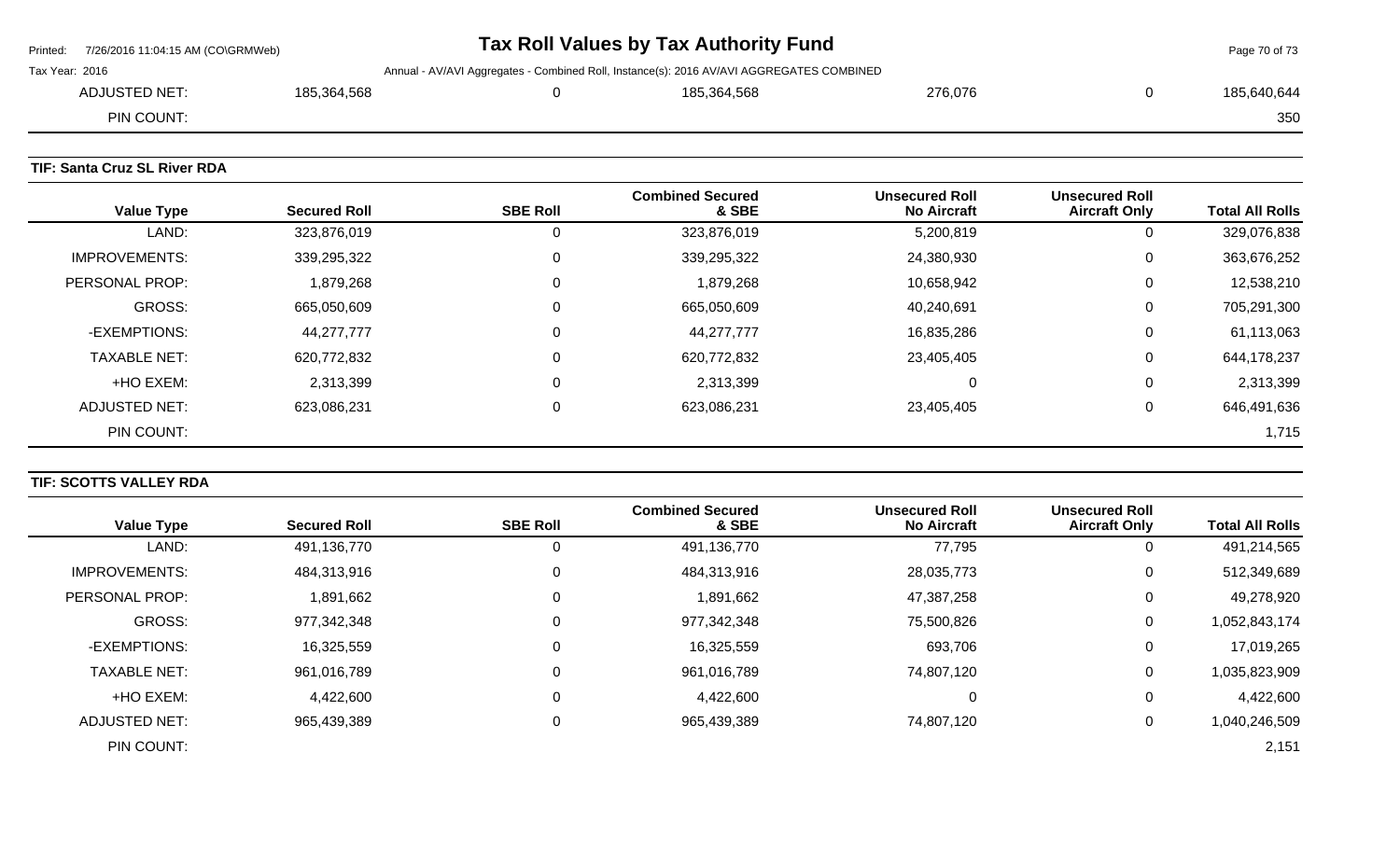| ADJUSTED NET: | 185,364,568 | 0 | 185,364,568 | 276,076 | 0 | 185,640,644 |
|---|---|---|---|---|---|---|
| PIN COUNT: | | | | | | 350 |

**TIF: Santa Cruz SL River RDA**

| Value Type | Secured Roll | SBE Roll | Combined Secured & SBE | Unsecured Roll No Aircraft | Unsecured Roll Aircraft Only | Total All Rolls |
|---|---|---|---|---|---|---|
| LAND: | 323,876,019 | 0 | 323,876,019 | 5,200,819 | 0 | 329,076,838 |
| IMPROVEMENTS: | 339,295,322 | 0 | 339,295,322 | 24,380,930 | 0 | 363,676,252 |
| PERSONAL PROP: | 1,879,268 | 0 | 1,879,268 | 10,658,942 | 0 | 12,538,210 |
| GROSS: | 665,050,609 | 0 | 665,050,609 | 40,240,691 | 0 | 705,291,300 |
| -EXEMPTIONS: | 44,277,777 | 0 | 44,277,777 | 16,835,286 | 0 | 61,113,063 |
| TAXABLE NET: | 620,772,832 | 0 | 620,772,832 | 23,405,405 | 0 | 644,178,237 |
| +HO EXEM: | 2,313,399 | 0 | 2,313,399 | 0 | 0 | 2,313,399 |
| ADJUSTED NET: | 623,086,231 | 0 | 623,086,231 | 23,405,405 | 0 | 646,491,636 |
| PIN COUNT: | | | | | | 1,715 |

**TIF: SCOTTS VALLEY RDA**

| Value Type | Secured Roll | SBE Roll | Combined Secured & SBE | Unsecured Roll No Aircraft | Unsecured Roll Aircraft Only | Total All Rolls |
|---|---|---|---|---|---|---|
| LAND: | 491,136,770 | 0 | 491,136,770 | 77,795 | 0 | 491,214,565 |
| IMPROVEMENTS: | 484,313,916 | 0 | 484,313,916 | 28,035,773 | 0 | 512,349,689 |
| PERSONAL PROP: | 1,891,662 | 0 | 1,891,662 | 47,387,258 | 0 | 49,278,920 |
| GROSS: | 977,342,348 | 0 | 977,342,348 | 75,500,826 | 0 | 1,052,843,174 |
| -EXEMPTIONS: | 16,325,559 | 0 | 16,325,559 | 693,706 | 0 | 17,019,265 |
| TAXABLE NET: | 961,016,789 | 0 | 961,016,789 | 74,807,120 | 0 | 1,035,823,909 |
| +HO EXEM: | 4,422,600 | 0 | 4,422,600 | 0 | 0 | 4,422,600 |
| ADJUSTED NET: | 965,439,389 | 0 | 965,439,389 | 74,807,120 | 0 | 1,040,246,509 |
| PIN COUNT: | | | | | | 2,151 |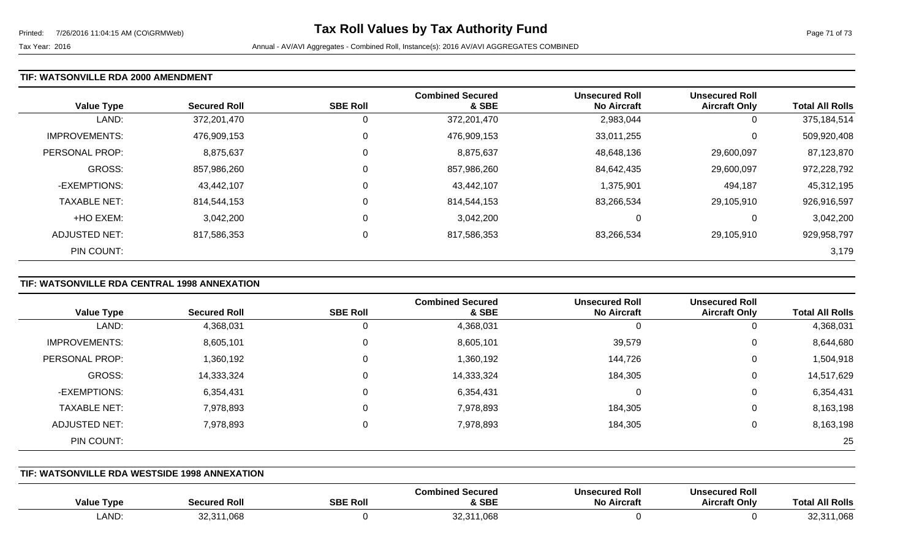### TIF: WATSONVILLE RDA 2000 AMENDMENT

| Value Type | Secured Roll | SBE Roll | Combined Secured & SBE | Unsecured Roll No Aircraft | Unsecured Roll Aircraft Only | Total All Rolls |
|---|---|---|---|---|---|---|
| LAND: | 372,201,470 | 0 | 372,201,470 | 2,983,044 | 0 | 375,184,514 |
| IMPROVEMENTS: | 476,909,153 | 0 | 476,909,153 | 33,011,255 | 0 | 509,920,408 |
| PERSONAL PROP: | 8,875,637 | 0 | 8,875,637 | 48,648,136 | 29,600,097 | 87,123,870 |
| GROSS: | 857,986,260 | 0 | 857,986,260 | 84,642,435 | 29,600,097 | 972,228,792 |
| -EXEMPTIONS: | 43,442,107 | 0 | 43,442,107 | 1,375,901 | 494,187 | 45,312,195 |
| TAXABLE NET: | 814,544,153 | 0 | 814,544,153 | 83,266,534 | 29,105,910 | 926,916,597 |
| +HO EXEM: | 3,042,200 | 0 | 3,042,200 | 0 | 0 | 3,042,200 |
| ADJUSTED NET: | 817,586,353 | 0 | 817,586,353 | 83,266,534 | 29,105,910 | 929,958,797 |
| PIN COUNT: | | | | | | 3,179 |

### TIF: WATSONVILLE RDA CENTRAL 1998 ANNEXATION

| Value Type | Secured Roll | SBE Roll | Combined Secured & SBE | Unsecured Roll No Aircraft | Unsecured Roll Aircraft Only | Total All Rolls |
|---|---|---|---|---|---|---|
| LAND: | 4,368,031 | 0 | 4,368,031 | 0 | 0 | 4,368,031 |
| IMPROVEMENTS: | 8,605,101 | 0 | 8,605,101 | 39,579 | 0 | 8,644,680 |
| PERSONAL PROP: | 1,360,192 | 0 | 1,360,192 | 144,726 | 0 | 1,504,918 |
| GROSS: | 14,333,324 | 0 | 14,333,324 | 184,305 | 0 | 14,517,629 |
| -EXEMPTIONS: | 6,354,431 | 0 | 6,354,431 | 0 | 0 | 6,354,431 |
| TAXABLE NET: | 7,978,893 | 0 | 7,978,893 | 184,305 | 0 | 8,163,198 |
| ADJUSTED NET: | 7,978,893 | 0 | 7,978,893 | 184,305 | 0 | 8,163,198 |
| PIN COUNT: | | | | | | 25 |

### TIF: WATSONVILLE RDA WESTSIDE 1998 ANNEXATION

| Value Type | Secured Roll | SBE Roll | Combined Secured & SBE | Unsecured Roll No Aircraft | Unsecured Roll Aircraft Only | Total All Rolls |
|---|---|---|---|---|---|---|
| LAND: | 32,311,068 | 0 | 32,311,068 | 0 | 0 | 32,311,068 |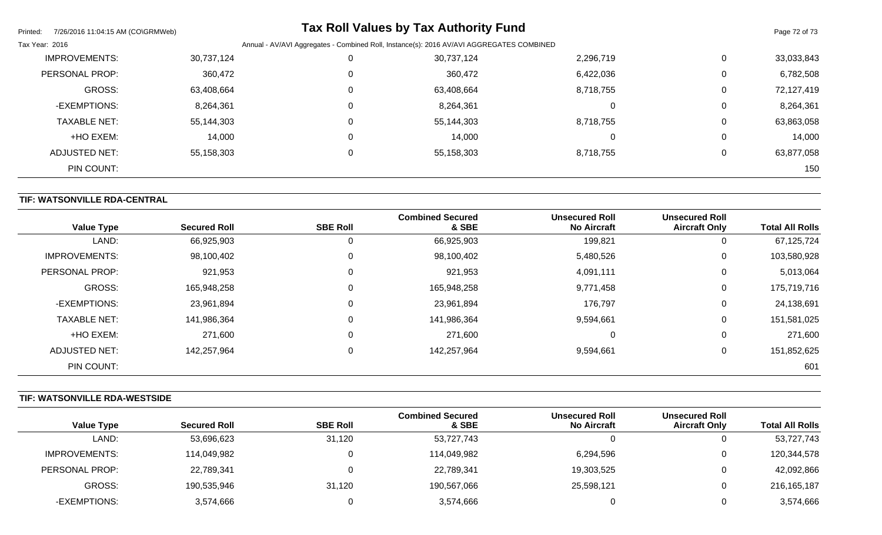| Value Type | Secured Roll | SBE Roll | Combined Secured & SBE | Unsecured Roll No Aircraft | Unsecured Roll Aircraft Only | Total All Rolls |
|---|---|---|---|---|---|---|
| IMPROVEMENTS: | 30,737,124 | 0 | 30,737,124 | 2,296,719 | 0 | 33,033,843 |
| PERSONAL PROP: | 360,472 | 0 | 360,472 | 6,422,036 | 0 | 6,782,508 |
| GROSS: | 63,408,664 | 0 | 63,408,664 | 8,718,755 | 0 | 72,127,419 |
| -EXEMPTIONS: | 8,264,361 | 0 | 8,264,361 | 0 | 0 | 8,264,361 |
| TAXABLE NET: | 55,144,303 | 0 | 55,144,303 | 8,718,755 | 0 | 63,863,058 |
| +HO EXEM: | 14,000 | 0 | 14,000 | 0 | 0 | 14,000 |
| ADJUSTED NET: | 55,158,303 | 0 | 55,158,303 | 8,718,755 | 0 | 63,877,058 |
| PIN COUNT: | | | | | | 150 |

## TIF: WATSONVILLE RDA-CENTRAL

| Value Type | Secured Roll | SBE Roll | Combined Secured & SBE | Unsecured Roll No Aircraft | Unsecured Roll Aircraft Only | Total All Rolls |
|---|---|---|---|---|---|---|
| LAND: | 66,925,903 | 0 | 66,925,903 | 199,821 | 0 | 67,125,724 |
| IMPROVEMENTS: | 98,100,402 | 0 | 98,100,402 | 5,480,526 | 0 | 103,580,928 |
| PERSONAL PROP: | 921,953 | 0 | 921,953 | 4,091,111 | 0 | 5,013,064 |
| GROSS: | 165,948,258 | 0 | 165,948,258 | 9,771,458 | 0 | 175,719,716 |
| -EXEMPTIONS: | 23,961,894 | 0 | 23,961,894 | 176,797 | 0 | 24,138,691 |
| TAXABLE NET: | 141,986,364 | 0 | 141,986,364 | 9,594,661 | 0 | 151,581,025 |
| +HO EXEM: | 271,600 | 0 | 271,600 | 0 | 0 | 271,600 |
| ADJUSTED NET: | 142,257,964 | 0 | 142,257,964 | 9,594,661 | 0 | 151,852,625 |
| PIN COUNT: | | | | | | 601 |

## TIF: WATSONVILLE RDA-WESTSIDE

| Value Type | Secured Roll | SBE Roll | Combined Secured & SBE | Unsecured Roll No Aircraft | Unsecured Roll Aircraft Only | Total All Rolls |
|---|---|---|---|---|---|---|
| LAND: | 53,696,623 | 31,120 | 53,727,743 | 0 | 0 | 53,727,743 |
| IMPROVEMENTS: | 114,049,982 | 0 | 114,049,982 | 6,294,596 | 0 | 120,344,578 |
| PERSONAL PROP: | 22,789,341 | 0 | 22,789,341 | 19,303,525 | 0 | 42,092,866 |
| GROSS: | 190,535,946 | 31,120 | 190,567,066 | 25,598,121 | 0 | 216,165,187 |
| -EXEMPTIONS: | 3,574,666 | 0 | 3,574,666 | 0 | 0 | 3,574,666 |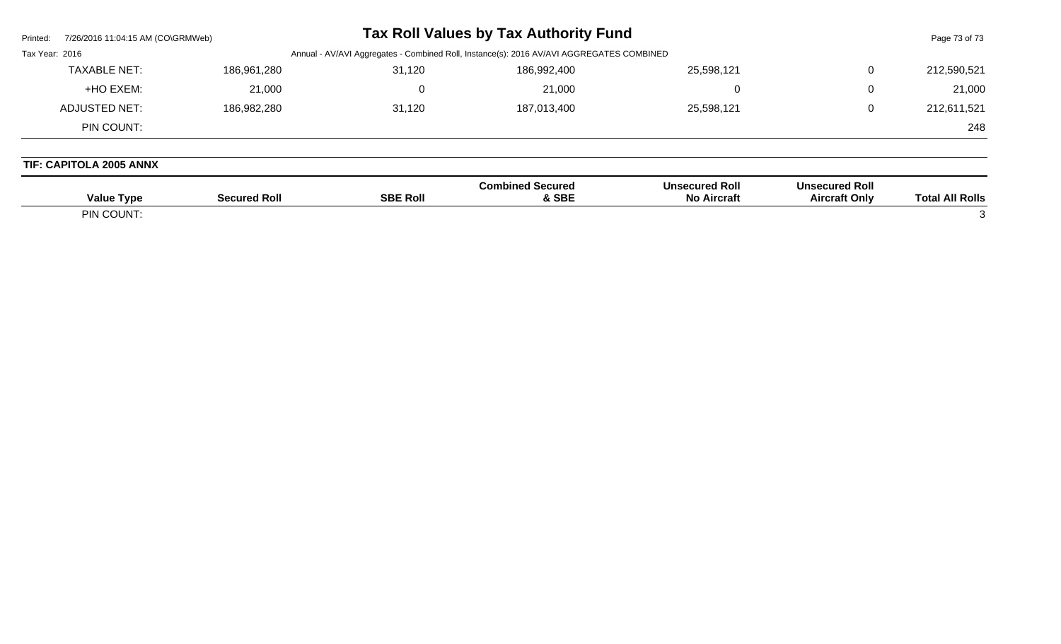| | | | | | | |
|---|---|---|---|---|---|---|
| TAXABLE NET: | 186,961,280 | 31,120 | 186,992,400 | 25,598,121 | 0 | 212,590,521 |
| +HO EXEM: | 21,000 | 0 | 21,000 | 0 | 0 | 21,000 |
| ADJUSTED NET: | 186,982,280 | 31,120 | 187,013,400 | 25,598,121 | 0 | 212,611,521 |
| PIN COUNT: | | | | | | 248 |

**TIF: CAPITOLA 2005 ANNX**

| Value Type | Secured Roll | SBE Roll | Combined Secured & SBE | Unsecured Roll No Aircraft | Unsecured Roll Aircraft Only | Total All Rolls |
|---|---|---|---|---|---|---|
| PIN COUNT: | | | | | | 3 |